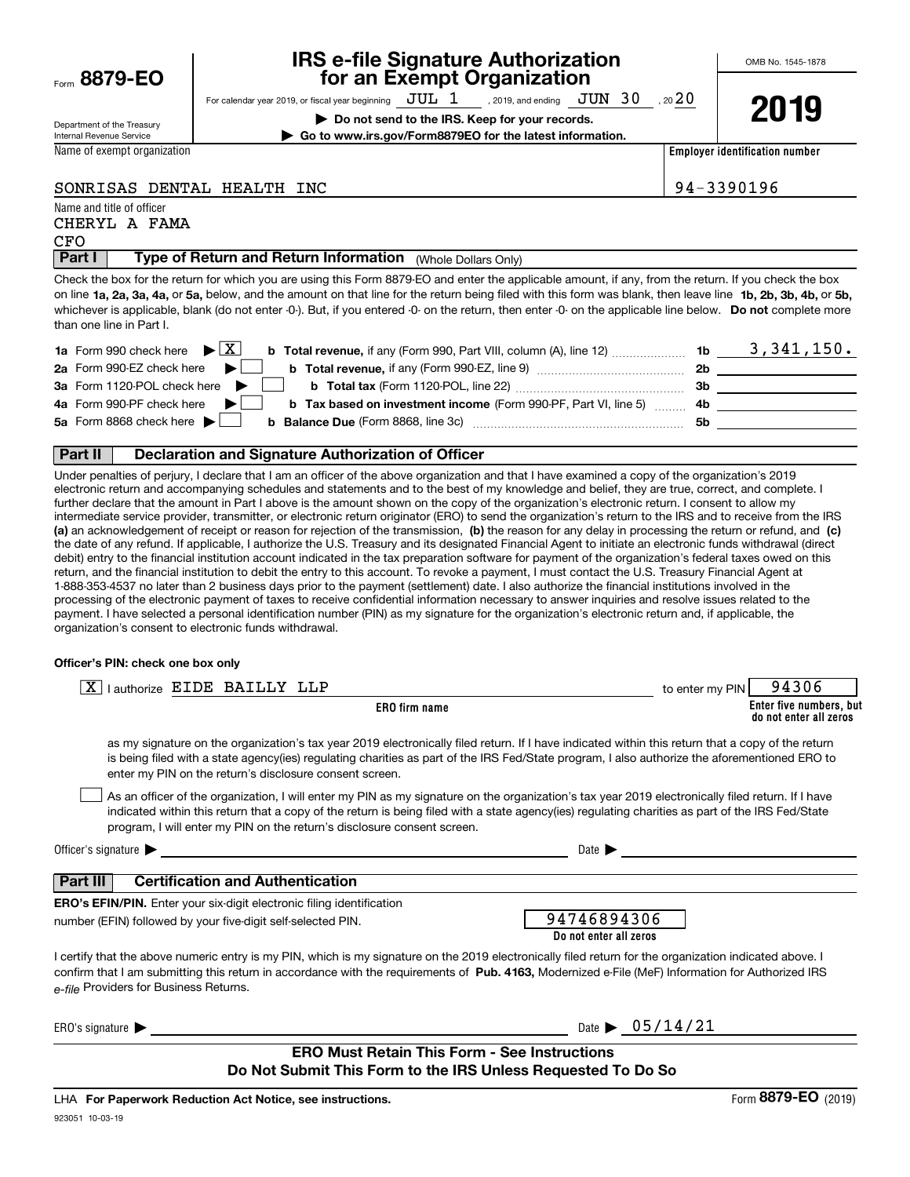Form **8879-EO**

Department of the Treasury
Internal Revenue Service

# IRS e-file Signature Authorization for an Exempt Organization

For calendar year 2019, or fiscal year beginning JUL 1, 2019, and ending JUN 30, 2020

▶ Do not send to the IRS. Keep for your records.

▶ Go to www.irs.gov/Form8879EO for the latest information.

OMB No. 1545-1878

**2019**

Name of exempt organization: SONRISAS DENTAL HEALTH INC

Employer identification number: 94-3390196

Name and title of officer: CHERYL A FAMA, CFO

## Part I — Type of Return and Return Information (Whole Dollars Only)

Check the box for the return for which you are using this Form 8879-EO and enter the applicable amount, if any, from the return. If you check the box on line **1a, 2a, 3a, 4a,** or **5a,** below, and the amount on that line for the return being filed with this form was blank, then leave line **1b, 2b, 3b, 4b,** or **5b,** whichever is applicable, blank (do not enter -0-). But, if you entered -0- on the return, then enter -0- on the applicable line below. **Do not** complete more than one line in Part I.

| | | | |
|---|---|---|---|
| **1a** Form 990 check here ▶ [X] | **b Total revenue,** if any (Form 990, Part VIII, column (A), line 12) | 1b | 3,341,150. |
| **2a** Form 990-EZ check here ▶ [ ] | **b Total revenue,** if any (Form 990-EZ, line 9) | 2b | |
| **3a** Form 1120-POL check here ▶ [ ] | **b Total tax** (Form 1120-POL, line 22) | 3b | |
| **4a** Form 990-PF check here ▶ [ ] | **b Tax based on investment income** (Form 990-PF, Part VI, line 5) | 4b | |
| **5a** Form 8868 check here ▶ [ ] | **b Balance Due** (Form 8868, line 3c) | 5b | |

## Part II — Declaration and Signature Authorization of Officer

Under penalties of perjury, I declare that I am an officer of the above organization and that I have examined a copy of the organization's 2019 electronic return and accompanying schedules and statements and to the best of my knowledge and belief, they are true, correct, and complete. I further declare that the amount in Part I above is the amount shown on the copy of the organization's electronic return. I consent to allow my intermediate service provider, transmitter, or electronic return originator (ERO) to send the organization's return to the IRS and to receive from the IRS **(a)** an acknowledgement of receipt or reason for rejection of the transmission, **(b)** the reason for any delay in processing the return or refund, and **(c)** the date of any refund. If applicable, I authorize the U.S. Treasury and its designated Financial Agent to initiate an electronic funds withdrawal (direct debit) entry to the financial institution account indicated in the tax preparation software for payment of the organization's federal taxes owed on this return, and the financial institution to debit the entry to this account. To revoke a payment, I must contact the U.S. Treasury Financial Agent at 1-888-353-4537 no later than 2 business days prior to the payment (settlement) date. I also authorize the financial institutions involved in the processing of the electronic payment of taxes to receive confidential information necessary to answer inquiries and resolve issues related to the payment. I have selected a personal identification number (PIN) as my signature for the organization's electronic return and, if applicable, the organization's consent to electronic funds withdrawal.

**Officer's PIN: check one box only**

[X] I authorize EIDE BAILLY LLP (ERO firm name) to enter my PIN 94306 (Enter five numbers, but do not enter all zeros)

as my signature on the organization's tax year 2019 electronically filed return. If I have indicated within this return that a copy of the return is being filed with a state agency(ies) regulating charities as part of the IRS Fed/State program, I also authorize the aforementioned ERO to enter my PIN on the return's disclosure consent screen.

[ ] As an officer of the organization, I will enter my PIN as my signature on the organization's tax year 2019 electronically filed return. If I have indicated within this return that a copy of the return is being filed with a state agency(ies) regulating charities as part of the IRS Fed/State program, I will enter my PIN on the return's disclosure consent screen.

Officer's signature ▶ ______________________ Date ▶ ______________

## Part III — Certification and Authentication

**ERO's EFIN/PIN.** Enter your six-digit electronic filing identification number (EFIN) followed by your five-digit self-selected PIN.

94746894306 (Do not enter all zeros)

I certify that the above numeric entry is my PIN, which is my signature on the 2019 electronically filed return for the organization indicated above. I confirm that I am submitting this return in accordance with the requirements of **Pub. 4163,** Modernized e-File (MeF) Information for Authorized IRS *e-file* Providers for Business Returns.

ERO's signature ▶ ______________________ Date ▶ 05/14/21

**ERO Must Retain This Form - See Instructions**
**Do Not Submit This Form to the IRS Unless Requested To Do So**

LHA **For Paperwork Reduction Act Notice, see instructions.**

923051 10-03-19

Form **8879-EO** (2019)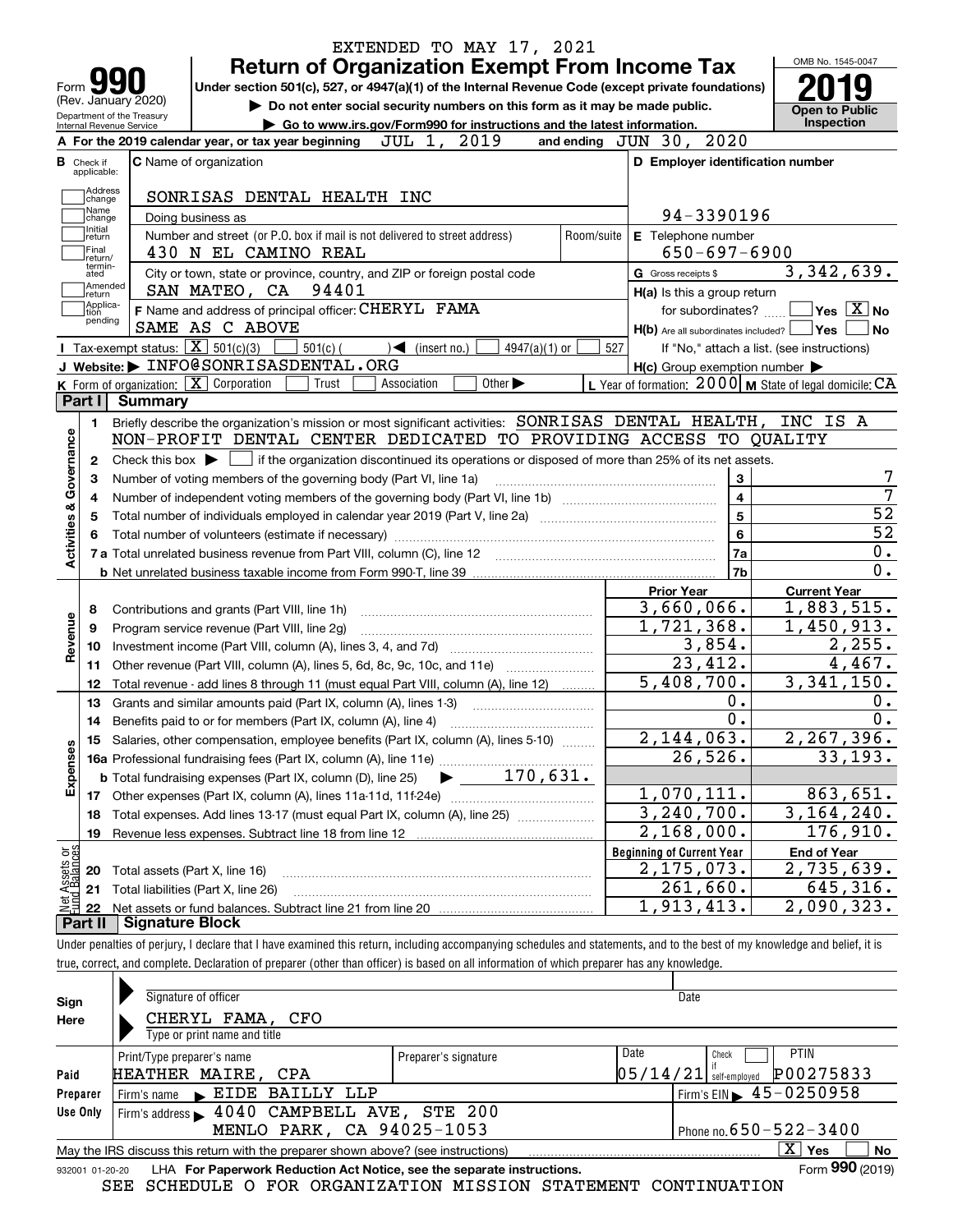EXTENDED TO MAY 17, 2021

# Form 990 — Return of Organization Exempt From Income Tax

Form **990** (Rev. January 2020)
Department of the Treasury
Internal Revenue Service

Under section 501(c), 527, or 4947(a)(1) of the Internal Revenue Code (except private foundations)

▶ Do not enter social security numbers on this form as it may be made public.

▶ Go to www.irs.gov/Form990 for instructions and the latest information.

OMB No. 1545-0047

**2019**

**Open to Public Inspection**

**A** For the 2019 calendar year, or tax year beginning JUL 1, 2019 and ending JUN 30, 2020

**B** Check if applicable: Address change, Name change, Initial return, Final return/terminated, Amended return, Application pending

**C** Name of organization: SONRISAS DENTAL HEALTH INC

Doing business as

Number and street (or P.O. box if mail is not delivered to street address): 430 N EL CAMINO REAL — Room/suite

City or town, state or province, country, and ZIP or foreign postal code: SAN MATEO, CA 94401

**D** Employer identification number: 94-3390196

**E** Telephone number: 650-697-6900

**G** Gross receipts $ 3,342,639.

**F** Name and address of principal officer: CHERYL FAMA
SAME AS C ABOVE

**H(a)** Is this a group return for subordinates? ☐ Yes ☒ No

**H(b)** Are all subordinates included? ☐ Yes ☐ No
If "No," attach a list. (see instructions)

**H(c)** Group exemption number ▶

**I** Tax-exempt status: ☒ 501(c)(3) ☐ 501(c) ( ) ◀ (insert no.) ☐ 4947(a)(1) or ☐ 527

**J** Website: ▶ INFO@SONRISASDENTAL.ORG

**K** Form of organization: ☒ Corporation ☐ Trust ☐ Association ☐ Other ▶

**L** Year of formation: 2000 **M** State of legal domicile: CA

## Part I Summary

**Activities & Governance**

1. Briefly describe the organization's mission or most significant activities: SONRISAS DENTAL HEALTH, INC IS A NON-PROFIT DENTAL CENTER DEDICATED TO PROVIDING ACCESS TO QUALITY
2. Check this box ▶ ☐ if the organization discontinued its operations or disposed of more than 25% of its net assets.

| | | | |
|---|---|---|---|
| 3 | Number of voting members of the governing body (Part VI, line 1a) | 3 | 7 |
| 4 | Number of independent voting members of the governing body (Part VI, line 1b) | 4 | 7 |
| 5 | Total number of individuals employed in calendar year 2019 (Part V, line 2a) | 5 | 52 |
| 6 | Total number of volunteers (estimate if necessary) | 6 | 52 |
| 7a | Total unrelated business revenue from Part VIII, column (C), line 12 | 7a | 0. |
| 7b | Net unrelated business taxable income from Form 990-T, line 39 | 7b | 0. |

| | | Prior Year | Current Year |
|---|---|---|---|
| **Revenue** | | | |
| 8 | Contributions and grants (Part VIII, line 1h) | 3,660,066. | 1,883,515. |
| 9 | Program service revenue (Part VIII, line 2g) | 1,721,368. | 1,450,913. |
| 10 | Investment income (Part VIII, column (A), lines 3, 4, and 7d) | 3,854. | 2,255. |
| 11 | Other revenue (Part VIII, column (A), lines 5, 6d, 8c, 9c, 10c, and 11e) | 23,412. | 4,467. |
| 12 | Total revenue - add lines 8 through 11 (must equal Part VIII, column (A), line 12) | 5,408,700. | 3,341,150. |
| **Expenses** | | | |
| 13 | Grants and similar amounts paid (Part IX, column (A), lines 1-3) | 0. | 0. |
| 14 | Benefits paid to or for members (Part IX, column (A), line 4) | 0. | 0. |
| 15 | Salaries, other compensation, employee benefits (Part IX, column (A), lines 5-10) | 2,144,063. | 2,267,396. |
| 16a | Professional fundraising fees (Part IX, column (A), line 11e) | 26,526. | 33,193. |
| b | Total fundraising expenses (Part IX, column (D), line 25) ▶ 170,631. | | |
| 17 | Other expenses (Part IX, column (A), lines 11a-11d, 11f-24e) | 1,070,111. | 863,651. |
| 18 | Total expenses. Add lines 13-17 (must equal Part IX, column (A), line 25) | 3,240,700. | 3,164,240. |
| 19 | Revenue less expenses. Subtract line 18 from line 12 | 2,168,000. | 176,910. |

| | **Net Assets or Fund Balances** | Beginning of Current Year | End of Year |
|---|---|---|---|
| 20 | Total assets (Part X, line 16) | 2,175,073. | 2,735,639. |
| 21 | Total liabilities (Part X, line 26) | 261,660. | 645,316. |
| 22 | Net assets or fund balances. Subtract line 21 from line 20 | 1,913,413. | 2,090,323. |

## Part II Signature Block

Under penalties of perjury, I declare that I have examined this return, including accompanying schedules and statements, and to the best of my knowledge and belief, it is true, correct, and complete. Declaration of preparer (other than officer) is based on all information of which preparer has any knowledge.

**Sign Here**

Signature of officer — Date

CHERYL FAMA, CFO
Type or print name and title

**Paid Preparer Use Only**

| Print/Type preparer's name | Preparer's signature | Date | Check ☐ if self-employed | PTIN |
|---|---|---|---|---|
| HEATHER MAIRE, CPA | | 05/14/21 | | P00275833 |

Firm's name ▶ EIDE BAILLY LLP — Firm's EIN ▶ 45-0250958

Firm's address ▶ 4040 CAMPBELL AVE, STE 200, MENLO PARK, CA 94025-1053 — Phone no. 650-522-3400

May the IRS discuss this return with the preparer shown above? (see instructions) ☒ Yes ☐ No

932001 01-20-20 LHA For Paperwork Reduction Act Notice, see the separate instructions. Form **990** (2019)

SEE SCHEDULE O FOR ORGANIZATION MISSION STATEMENT CONTINUATION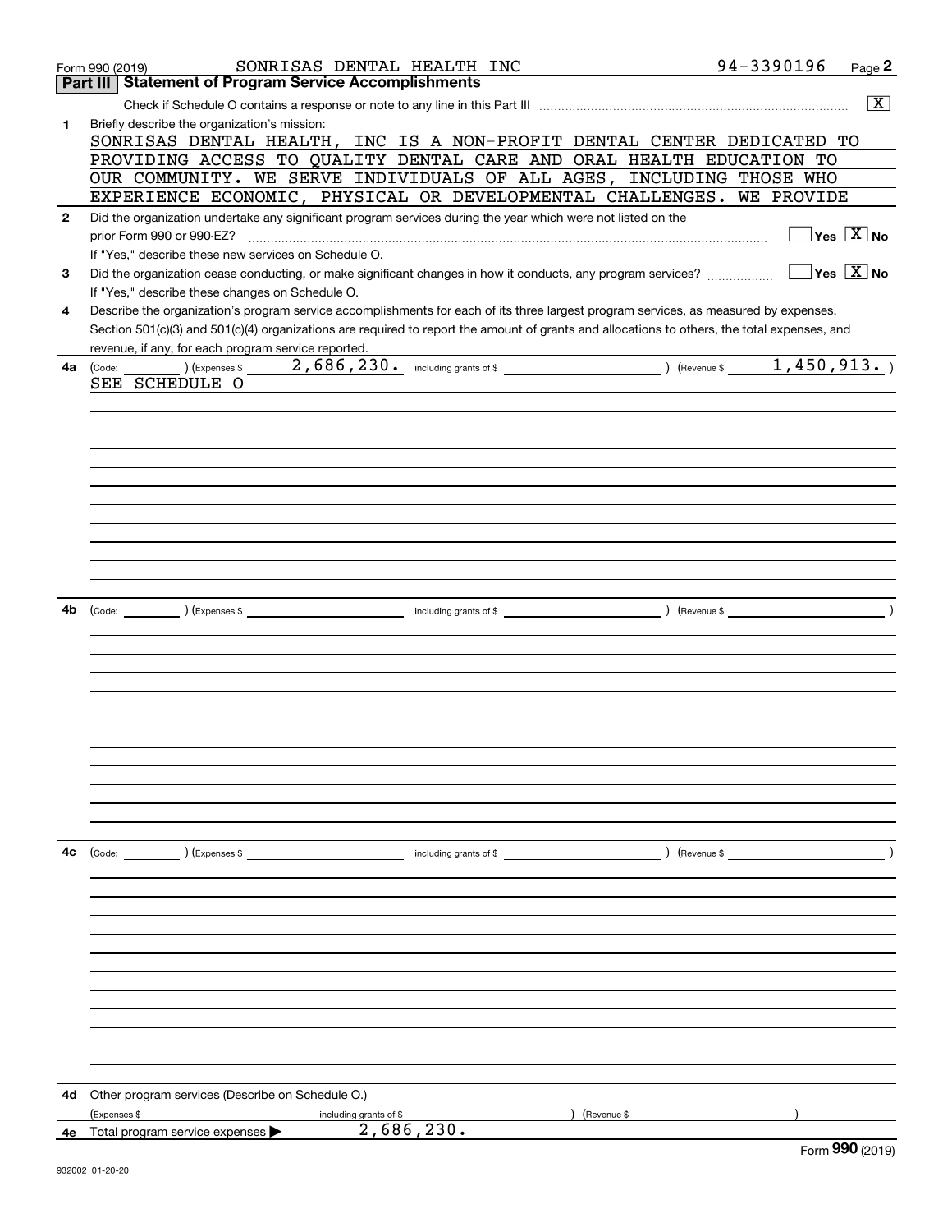Form 990 (2019) SONRISAS DENTAL HEALTH INC 94-3390196

## Part III Statement of Program Service Accomplishments

Check if Schedule O contains a response or note to any line in this Part III ..... [X]

**1** Briefly describe the organization's mission:

SONRISAS DENTAL HEALTH, INC IS A NON-PROFIT DENTAL CENTER DEDICATED TO PROVIDING ACCESS TO QUALITY DENTAL CARE AND ORAL HEALTH EDUCATION TO OUR COMMUNITY. WE SERVE INDIVIDUALS OF ALL AGES, INCLUDING THOSE WHO EXPERIENCE ECONOMIC, PHYSICAL OR DEVELOPMENTAL CHALLENGES. WE PROVIDE

**2** Did the organization undertake any significant program services during the year which were not listed on the prior Form 990 or 990-EZ? ..... [ ] Yes [X] No

If "Yes," describe these new services on Schedule O.

**3** Did the organization cease conducting, or make significant changes in how it conducts, any program services? ..... [ ] Yes [X] No

If "Yes," describe these changes on Schedule O.

**4** Describe the organization's program service accomplishments for each of its three largest program services, as measured by expenses. Section 501(c)(3) and 501(c)(4) organizations are required to report the amount of grants and allocations to others, the total expenses, and revenue, if any, for each program service reported.

**4a** (Code: ) (Expenses $ 2,686,230. including grants of $ ) (Revenue $ 1,450,913. )

SEE SCHEDULE O

**4b** (Code: ) (Expenses $ including grants of $ ) (Revenue $ )

**4c** (Code: ) (Expenses $ including grants of $ ) (Revenue $ )

**4d** Other program services (Describe on Schedule O.)

(Expenses $ including grants of $ ) (Revenue $ )

**4e** Total program service expenses ▶ 2,686,230.

Form **990** (2019)

932002 01-20-20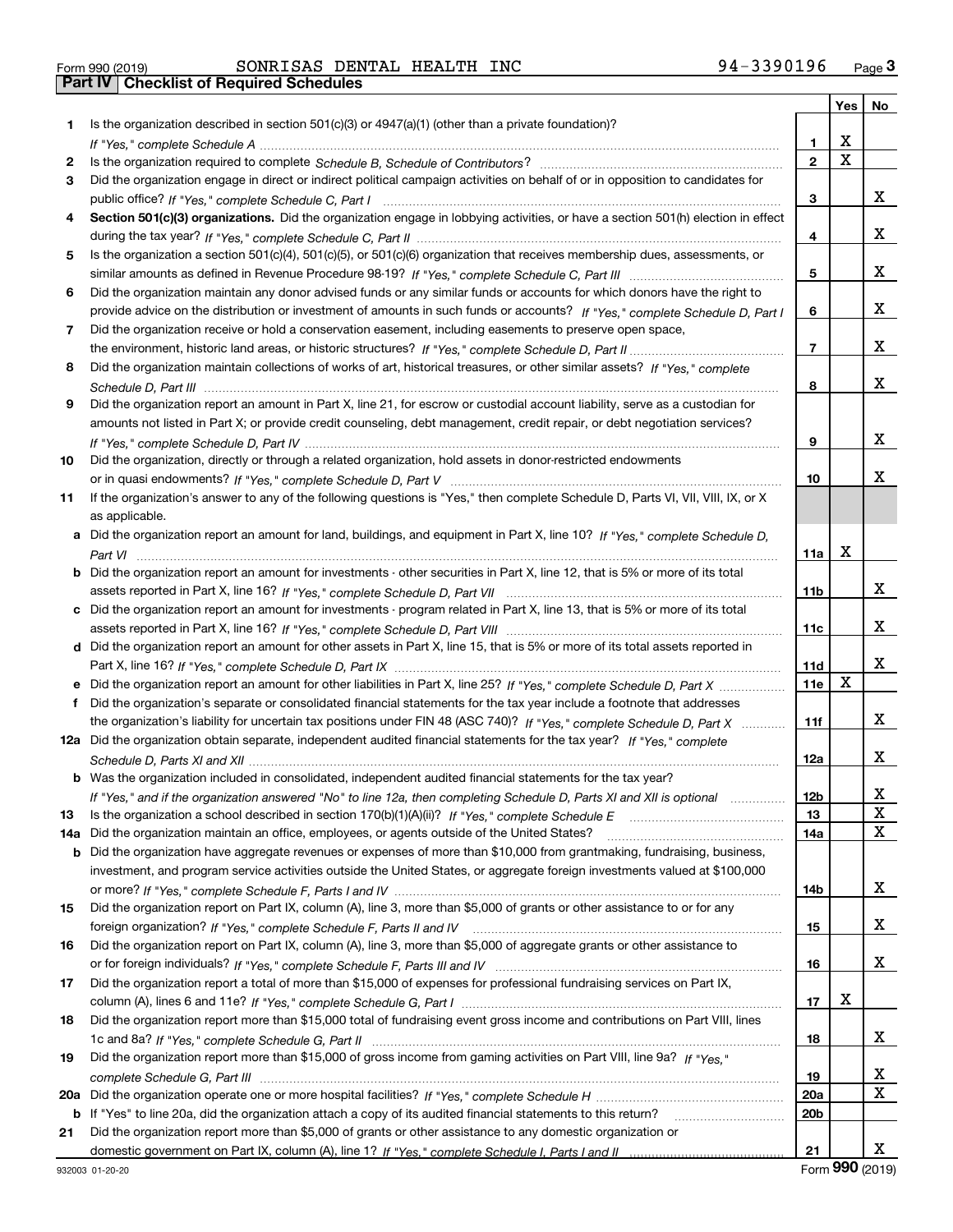Form 990 (2019) SONRISAS DENTAL HEALTH INC 94-3390196 Page 3

## Part IV Checklist of Required Schedules

| | | | Yes | No |
|---|---|---|---|---|
| 1 | Is the organization described in section 501(c)(3) or 4947(a)(1) (other than a private foundation)? *If "Yes," complete Schedule A* | 1 | X | |
| 2 | Is the organization required to complete *Schedule B, Schedule of Contributors*? | 2 | X | |
| 3 | Did the organization engage in direct or indirect political campaign activities on behalf of or in opposition to candidates for public office? *If "Yes," complete Schedule C, Part I* | 3 | | X |
| 4 | **Section 501(c)(3) organizations.** Did the organization engage in lobbying activities, or have a section 501(h) election in effect during the tax year? *If "Yes," complete Schedule C, Part II* | 4 | | X |
| 5 | Is the organization a section 501(c)(4), 501(c)(5), or 501(c)(6) organization that receives membership dues, assessments, or similar amounts as defined in Revenue Procedure 98-19? *If "Yes," complete Schedule C, Part III* | 5 | | X |
| 6 | Did the organization maintain any donor advised funds or any similar funds or accounts for which donors have the right to provide advice on the distribution or investment of amounts in such funds or accounts? *If "Yes," complete Schedule D, Part I* | 6 | | X |
| 7 | Did the organization receive or hold a conservation easement, including easements to preserve open space, the environment, historic land areas, or historic structures? *If "Yes," complete Schedule D, Part II* | 7 | | X |
| 8 | Did the organization maintain collections of works of art, historical treasures, or other similar assets? *If "Yes," complete Schedule D, Part III* | 8 | | X |
| 9 | Did the organization report an amount in Part X, line 21, for escrow or custodial account liability, serve as a custodian for amounts not listed in Part X; or provide credit counseling, debt management, credit repair, or debt negotiation services? *If "Yes," complete Schedule D, Part IV* | 9 | | X |
| 10 | Did the organization, directly or through a related organization, hold assets in donor-restricted endowments or in quasi endowments? *If "Yes," complete Schedule D, Part V* | 10 | | X |
| 11 | If the organization's answer to any of the following questions is "Yes," then complete Schedule D, Parts VI, VII, VIII, IX, or X as applicable. | | | |
| a | Did the organization report an amount for land, buildings, and equipment in Part X, line 10? *If "Yes," complete Schedule D, Part VI* | 11a | X | |
| b | Did the organization report an amount for investments - other securities in Part X, line 12, that is 5% or more of its total assets reported in Part X, line 16? *If "Yes," complete Schedule D, Part VII* | 11b | | X |
| c | Did the organization report an amount for investments - program related in Part X, line 13, that is 5% or more of its total assets reported in Part X, line 16? *If "Yes," complete Schedule D, Part VIII* | 11c | | X |
| d | Did the organization report an amount for other assets in Part X, line 15, that is 5% or more of its total assets reported in Part X, line 16? *If "Yes," complete Schedule D, Part IX* | 11d | | X |
| e | Did the organization report an amount for other liabilities in Part X, line 25? *If "Yes," complete Schedule D, Part X* | 11e | X | |
| f | Did the organization's separate or consolidated financial statements for the tax year include a footnote that addresses the organization's liability for uncertain tax positions under FIN 48 (ASC 740)? *If "Yes," complete Schedule D, Part X* | 11f | | X |
| 12a | Did the organization obtain separate, independent audited financial statements for the tax year? *If "Yes," complete Schedule D, Parts XI and XII* | 12a | | X |
| b | Was the organization included in consolidated, independent audited financial statements for the tax year? *If "Yes," and if the organization answered "No" to line 12a, then completing Schedule D, Parts XI and XII is optional* | 12b | | X |
| 13 | Is the organization a school described in section 170(b)(1)(A)(ii)? *If "Yes," complete Schedule E* | 13 | | X |
| 14a | Did the organization maintain an office, employees, or agents outside of the United States? | 14a | | X |
| b | Did the organization have aggregate revenues or expenses of more than $10,000 from grantmaking, fundraising, business, investment, and program service activities outside the United States, or aggregate foreign investments valued at $100,000 or more? *If "Yes," complete Schedule F, Parts I and IV* | 14b | | X |
| 15 | Did the organization report on Part IX, column (A), line 3, more than $5,000 of grants or other assistance to or for any foreign organization? *If "Yes," complete Schedule F, Parts II and IV* | 15 | | X |
| 16 | Did the organization report on Part IX, column (A), line 3, more than $5,000 of aggregate grants or other assistance to or for foreign individuals? *If "Yes," complete Schedule F, Parts III and IV* | 16 | | X |
| 17 | Did the organization report a total of more than $15,000 of expenses for professional fundraising services on Part IX, column (A), lines 6 and 11e? *If "Yes," complete Schedule G, Part I* | 17 | X | |
| 18 | Did the organization report more than $15,000 total of fundraising event gross income and contributions on Part VIII, lines 1c and 8a? *If "Yes," complete Schedule G, Part II* | 18 | | X |
| 19 | Did the organization report more than $15,000 of gross income from gaming activities on Part VIII, line 9a? *If "Yes," complete Schedule G, Part III* | 19 | | X |
| 20a | Did the organization operate one or more hospital facilities? *If "Yes," complete Schedule H* | 20a | | X |
| b | If "Yes" to line 20a, did the organization attach a copy of its audited financial statements to this return? | 20b | | |
| 21 | Did the organization report more than $5,000 of grants or other assistance to any domestic organization or domestic government on Part IX, column (A), line 1? *If "Yes," complete Schedule I, Parts I and II* | 21 | | X |

932003 01-20-20 Form **990** (2019)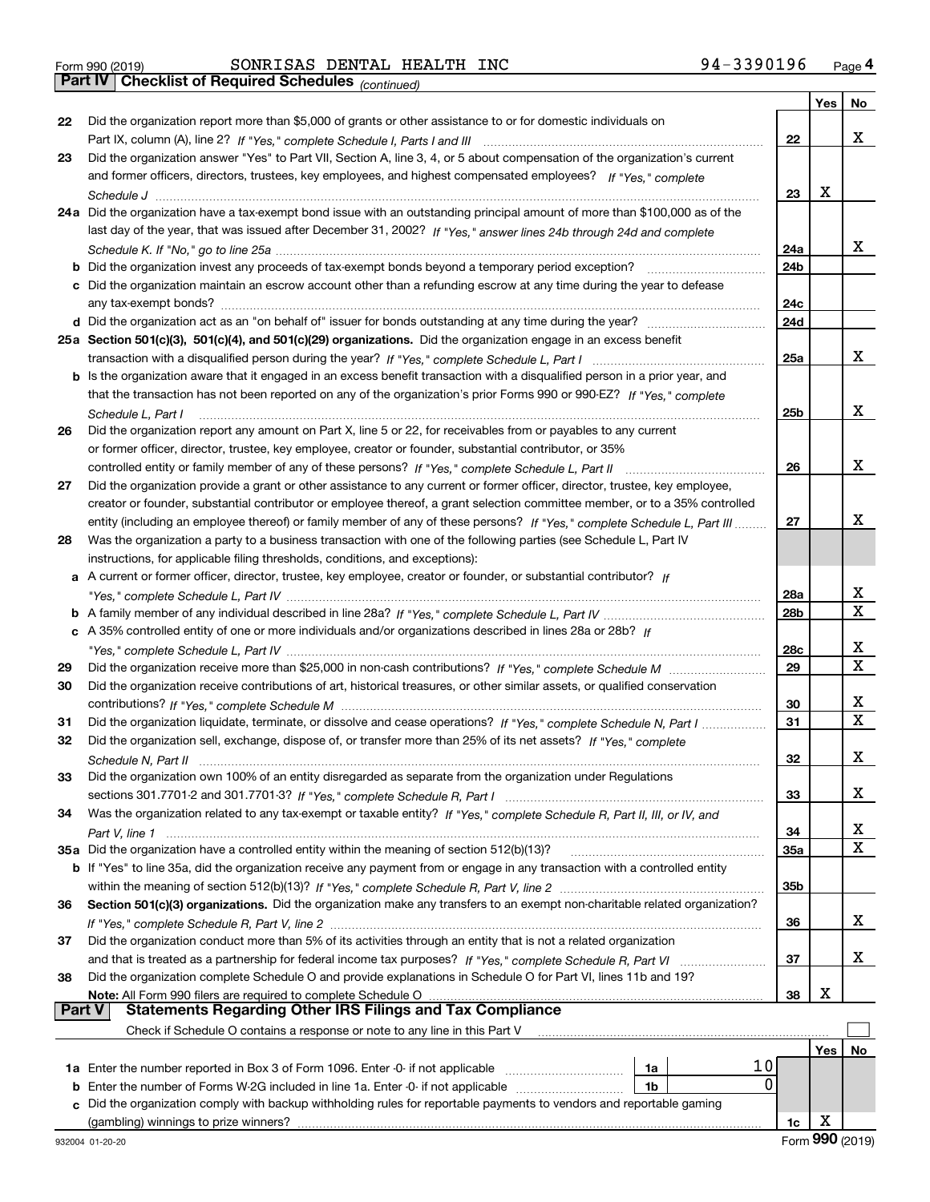Form 990 (2019) SONRISAS DENTAL HEALTH INC 94-3390196 Page 4

## Part IV Checklist of Required Schedules *(continued)*

| | | | Yes | No |
|---|---|---|---|---|
| 22 | Did the organization report more than $5,000 of grants or other assistance to or for domestic individuals on Part IX, column (A), line 2? *If "Yes," complete Schedule I, Parts I and III* | 22 | | X |
| 23 | Did the organization answer "Yes" to Part VII, Section A, line 3, 4, or 5 about compensation of the organization's current and former officers, directors, trustees, key employees, and highest compensated employees? *If "Yes," complete Schedule J* | 23 | X | |
| 24a | Did the organization have a tax-exempt bond issue with an outstanding principal amount of more than $100,000 as of the last day of the year, that was issued after December 31, 2002? *If "Yes," answer lines 24b through 24d and complete Schedule K. If "No," go to line 25a* | 24a | | X |
| b | Did the organization invest any proceeds of tax-exempt bonds beyond a temporary period exception? | 24b | | |
| c | Did the organization maintain an escrow account other than a refunding escrow at any time during the year to defease any tax-exempt bonds? | 24c | | |
| d | Did the organization act as an "on behalf of" issuer for bonds outstanding at any time during the year? | 24d | | |
| 25a | **Section 501(c)(3), 501(c)(4), and 501(c)(29) organizations.** Did the organization engage in an excess benefit transaction with a disqualified person during the year? *If "Yes," complete Schedule L, Part I* | 25a | | X |
| b | Is the organization aware that it engaged in an excess benefit transaction with a disqualified person in a prior year, and that the transaction has not been reported on any of the organization's prior Forms 990 or 990-EZ? *If "Yes," complete Schedule L, Part I* | 25b | | X |
| 26 | Did the organization report any amount on Part X, line 5 or 22, for receivables from or payables to any current or former officer, director, trustee, key employee, creator or founder, substantial contributor, or 35% controlled entity or family member of any of these persons? *If "Yes," complete Schedule L, Part II* | 26 | | X |
| 27 | Did the organization provide a grant or other assistance to any current or former officer, director, trustee, key employee, creator or founder, substantial contributor or employee thereof, a grant selection committee member, or to a 35% controlled entity (including an employee thereof) or family member of any of these persons? *If "Yes," complete Schedule L, Part III* | 27 | | X |
| 28 | Was the organization a party to a business transaction with one of the following parties (see Schedule L, Part IV instructions, for applicable filing thresholds, conditions, and exceptions): | | | |
| a | A current or former officer, director, trustee, key employee, creator or founder, or substantial contributor? *If "Yes," complete Schedule L, Part IV* | 28a | | X |
| b | A family member of any individual described in line 28a? *If "Yes," complete Schedule L, Part IV* | 28b | | X |
| c | A 35% controlled entity of one or more individuals and/or organizations described in lines 28a or 28b? *If "Yes," complete Schedule L, Part IV* | 28c | | X |
| 29 | Did the organization receive more than $25,000 in non-cash contributions? *If "Yes," complete Schedule M* | 29 | | X |
| 30 | Did the organization receive contributions of art, historical treasures, or other similar assets, or qualified conservation contributions? *If "Yes," complete Schedule M* | 30 | | X |
| 31 | Did the organization liquidate, terminate, or dissolve and cease operations? *If "Yes," complete Schedule N, Part I* | 31 | | X |
| 32 | Did the organization sell, exchange, dispose of, or transfer more than 25% of its net assets? *If "Yes," complete Schedule N, Part II* | 32 | | X |
| 33 | Did the organization own 100% of an entity disregarded as separate from the organization under Regulations sections 301.7701-2 and 301.7701-3? *If "Yes," complete Schedule R, Part I* | 33 | | X |
| 34 | Was the organization related to any tax-exempt or taxable entity? *If "Yes," complete Schedule R, Part II, III, or IV, and Part V, line 1* | 34 | | X |
| 35a | Did the organization have a controlled entity within the meaning of section 512(b)(13)? | 35a | | X |
| b | If "Yes" to line 35a, did the organization receive any payment from or engage in any transaction with a controlled entity within the meaning of section 512(b)(13)? *If "Yes," complete Schedule R, Part V, line 2* | 35b | | |
| 36 | **Section 501(c)(3) organizations.** Did the organization make any transfers to an exempt non-charitable related organization? *If "Yes," complete Schedule R, Part V, line 2* | 36 | | X |
| 37 | Did the organization conduct more than 5% of its activities through an entity that is not a related organization and that is treated as a partnership for federal income tax purposes? *If "Yes," complete Schedule R, Part VI* | 37 | | X |
| 38 | Did the organization complete Schedule O and provide explanations in Schedule O for Part VI, lines 11b and 19? **Note:** All Form 990 filers are required to complete Schedule O | 38 | X | |

## Part V Statements Regarding Other IRS Filings and Tax Compliance

Check if Schedule O contains a response or note to any line in this Part V ☐

| | | | | | Yes | No |
|---|---|---|---|---|---|---|
| 1a | Enter the number reported in Box 3 of Form 1096. Enter -0- if not applicable | 1a | 10 | | | |
| b | Enter the number of Forms W-2G included in line 1a. Enter -0- if not applicable | 1b | 0 | | | |
| c | Did the organization comply with backup withholding rules for reportable payments to vendors and reportable gaming (gambling) winnings to prize winners? | | | 1c | X | |

Form **990** (2019)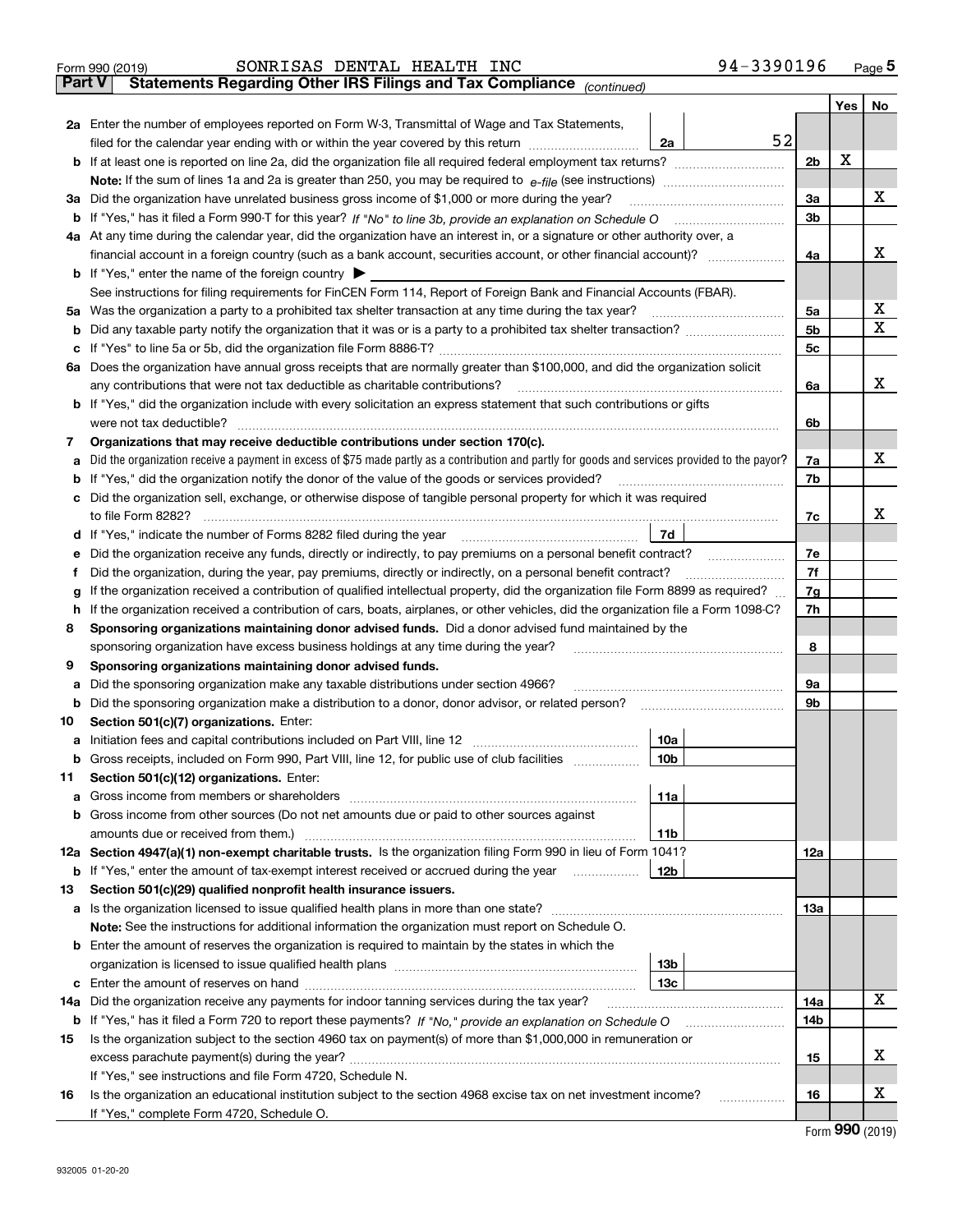Form 990 (2019) SONRISAS DENTAL HEALTH INC 94-3390196 Page **5**

**Part V Statements Regarding Other IRS Filings and Tax Compliance** *(continued)*

| | | | | | Yes | No |
|---|---|---|---|---|---|---|
| **2a** | Enter the number of employees reported on Form W-3, Transmittal of Wage and Tax Statements, filed for the calendar year ending with or within the year covered by this return | 2a | 52 | | | |
| **b** | If at least one is reported on line 2a, did the organization file all required federal employment tax returns? | | | 2b | X | |
| | **Note:** If the sum of lines 1a and 2a is greater than 250, you may be required to *e-file* (see instructions) | | | | | |
| **3a** | Did the organization have unrelated business gross income of $1,000 or more during the year? | | | 3a | | X |
| **b** | If "Yes," has it filed a Form 990-T for this year? *If "No" to line 3b, provide an explanation on Schedule O* | | | 3b | | |
| **4a** | At any time during the calendar year, did the organization have an interest in, or a signature or other authority over, a financial account in a foreign country (such as a bank account, securities account, or other financial account)? | | | 4a | | X |
| **b** | If "Yes," enter the name of the foreign country ▶ | | | | | |
| | See instructions for filing requirements for FinCEN Form 114, Report of Foreign Bank and Financial Accounts (FBAR). | | | | | |
| **5a** | Was the organization a party to a prohibited tax shelter transaction at any time during the tax year? | | | 5a | | X |
| **b** | Did any taxable party notify the organization that it was or is a party to a prohibited tax shelter transaction? | | | 5b | | X |
| **c** | If "Yes" to line 5a or 5b, did the organization file Form 8886-T? | | | 5c | | |
| **6a** | Does the organization have annual gross receipts that are normally greater than $100,000, and did the organization solicit any contributions that were not tax deductible as charitable contributions? | | | 6a | | X |
| **b** | If "Yes," did the organization include with every solicitation an express statement that such contributions or gifts were not tax deductible? | | | 6b | | |
| **7** | **Organizations that may receive deductible contributions under section 170(c).** | | | | | |
| **a** | Did the organization receive a payment in excess of $75 made partly as a contribution and partly for goods and services provided to the payor? | | | 7a | | X |
| **b** | If "Yes," did the organization notify the donor of the value of the goods or services provided? | | | 7b | | |
| **c** | Did the organization sell, exchange, or otherwise dispose of tangible personal property for which it was required to file Form 8282? | | | 7c | | X |
| **d** | If "Yes," indicate the number of Forms 8282 filed during the year | 7d | | | | |
| **e** | Did the organization receive any funds, directly or indirectly, to pay premiums on a personal benefit contract? | | | 7e | | |
| **f** | Did the organization, during the year, pay premiums, directly or indirectly, on a personal benefit contract? | | | 7f | | |
| **g** | If the organization received a contribution of qualified intellectual property, did the organization file Form 8899 as required? | | | 7g | | |
| **h** | If the organization received a contribution of cars, boats, airplanes, or other vehicles, did the organization file a Form 1098-C? | | | 7h | | |
| **8** | **Sponsoring organizations maintaining donor advised funds.** Did a donor advised fund maintained by the sponsoring organization have excess business holdings at any time during the year? | | | 8 | | |
| **9** | **Sponsoring organizations maintaining donor advised funds.** | | | | | |
| **a** | Did the sponsoring organization make any taxable distributions under section 4966? | | | 9a | | |
| **b** | Did the sponsoring organization make a distribution to a donor, donor advisor, or related person? | | | 9b | | |
| **10** | **Section 501(c)(7) organizations.** Enter: | | | | | |
| **a** | Initiation fees and capital contributions included on Part VIII, line 12 | 10a | | | | |
| **b** | Gross receipts, included on Form 990, Part VIII, line 12, for public use of club facilities | 10b | | | | |
| **11** | **Section 501(c)(12) organizations.** Enter: | | | | | |
| **a** | Gross income from members or shareholders | 11a | | | | |
| **b** | Gross income from other sources (Do not net amounts due or paid to other sources against amounts due or received from them.) | 11b | | | | |
| **12a** | **Section 4947(a)(1) non-exempt charitable trusts.** Is the organization filing Form 990 in lieu of Form 1041? | | | 12a | | |
| **b** | If "Yes," enter the amount of tax-exempt interest received or accrued during the year | 12b | | | | |
| **13** | **Section 501(c)(29) qualified nonprofit health insurance issuers.** | | | | | |
| **a** | Is the organization licensed to issue qualified health plans in more than one state? | | | 13a | | |
| | **Note:** See the instructions for additional information the organization must report on Schedule O. | | | | | |
| **b** | Enter the amount of reserves the organization is required to maintain by the states in which the organization is licensed to issue qualified health plans | 13b | | | | |
| **c** | Enter the amount of reserves on hand | 13c | | | | |
| **14a** | Did the organization receive any payments for indoor tanning services during the tax year? | | | 14a | | X |
| **b** | If "Yes," has it filed a Form 720 to report these payments? *If "No," provide an explanation on Schedule O* | | | 14b | | |
| **15** | Is the organization subject to the section 4960 tax on payment(s) of more than $1,000,000 in remuneration or excess parachute payment(s) during the year? | | | 15 | | X |
| | If "Yes," see instructions and file Form 4720, Schedule N. | | | | | |
| **16** | Is the organization an educational institution subject to the section 4968 excise tax on net investment income? | | | 16 | | X |
| | If "Yes," complete Form 4720, Schedule O. | | | | | |

Form **990** (2019)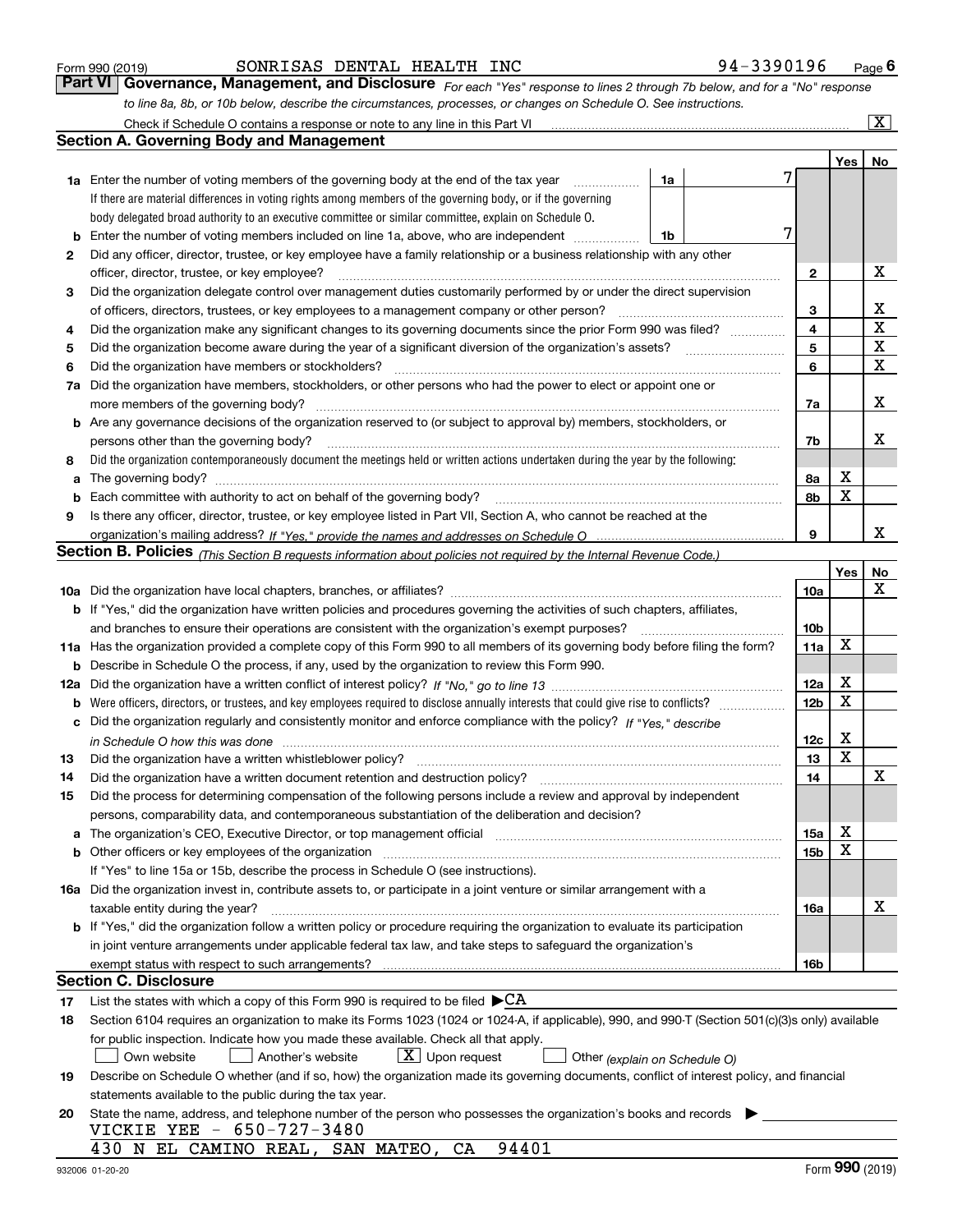Form 990 (2019) SONRISAS DENTAL HEALTH INC 94-3390196

## Part VI Governance, Management, and Disclosure

*For each "Yes" response to lines 2 through 7b below, and for a "No" response to line 8a, 8b, or 10b below, describe the circumstances, processes, or changes on Schedule O. See instructions.*

Check if Schedule O contains a response or note to any line in this Part VI [X]

### Section A. Governing Body and Management

| | | | | Yes | No |
|---|---|---|---|---|---|
| **1a** | Enter the number of voting members of the governing body at the end of the tax year. If there are material differences in voting rights among members of the governing body, or if the governing body delegated broad authority to an executive committee or similar committee, explain on Schedule O. | 1a: 7 | | | |
| **b** | Enter the number of voting members included on line 1a, above, who are independent | 1b: 7 | | | |
| **2** | Did any officer, director, trustee, or key employee have a family relationship or a business relationship with any other officer, director, trustee, or key employee? | | 2 | | X |
| **3** | Did the organization delegate control over management duties customarily performed by or under the direct supervision of officers, directors, trustees, or key employees to a management company or other person? | | 3 | | X |
| **4** | Did the organization make any significant changes to its governing documents since the prior Form 990 was filed? | | 4 | | X |
| **5** | Did the organization become aware during the year of a significant diversion of the organization's assets? | | 5 | | X |
| **6** | Did the organization have members or stockholders? | | 6 | | X |
| **7a** | Did the organization have members, stockholders, or other persons who had the power to elect or appoint one or more members of the governing body? | | 7a | | X |
| **b** | Are any governance decisions of the organization reserved to (or subject to approval by) members, stockholders, or persons other than the governing body? | | 7b | | X |
| **8** | Did the organization contemporaneously document the meetings held or written actions undertaken during the year by the following: | | | | |
| **a** | The governing body? | | 8a | X | |
| **b** | Each committee with authority to act on behalf of the governing body? | | 8b | X | |
| **9** | Is there any officer, director, trustee, or key employee listed in Part VII, Section A, who cannot be reached at the organization's mailing address? *If "Yes," provide the names and addresses on Schedule O* | | 9 | | X |

### Section B. Policies *(This Section B requests information about policies not required by the Internal Revenue Code.)*

| | | | Yes | No |
|---|---|---|---|---|
| **10a** | Did the organization have local chapters, branches, or affiliates? | 10a | | X |
| **b** | If "Yes," did the organization have written policies and procedures governing the activities of such chapters, affiliates, and branches to ensure their operations are consistent with the organization's exempt purposes? | 10b | | |
| **11a** | Has the organization provided a complete copy of this Form 990 to all members of its governing body before filing the form? | 11a | X | |
| **b** | Describe in Schedule O the process, if any, used by the organization to review this Form 990. | | | |
| **12a** | Did the organization have a written conflict of interest policy? *If "No," go to line 13* | 12a | X | |
| **b** | Were officers, directors, or trustees, and key employees required to disclose annually interests that could give rise to conflicts? | 12b | X | |
| **c** | Did the organization regularly and consistently monitor and enforce compliance with the policy? *If "Yes," describe in Schedule O how this was done* | 12c | X | |
| **13** | Did the organization have a written whistleblower policy? | 13 | X | |
| **14** | Did the organization have a written document retention and destruction policy? | 14 | | X |
| **15** | Did the process for determining compensation of the following persons include a review and approval by independent persons, comparability data, and contemporaneous substantiation of the deliberation and decision? | | | |
| **a** | The organization's CEO, Executive Director, or top management official | 15a | X | |
| **b** | Other officers or key employees of the organization | 15b | X | |
| | If "Yes" to line 15a or 15b, describe the process in Schedule O (see instructions). | | | |
| **16a** | Did the organization invest in, contribute assets to, or participate in a joint venture or similar arrangement with a taxable entity during the year? | 16a | | X |
| **b** | If "Yes," did the organization follow a written policy or procedure requiring the organization to evaluate its participation in joint venture arrangements under applicable federal tax law, and take steps to safeguard the organization's exempt status with respect to such arrangements? | 16b | | |

### Section C. Disclosure

**17** List the states with which a copy of this Form 990 is required to be filed ▶CA

**18** Section 6104 requires an organization to make its Forms 1023 (1024 or 1024-A, if applicable), 990, and 990-T (Section 501(c)(3)s only) available for public inspection. Indicate how you made these available. Check all that apply.

[ ] Own website [ ] Another's website [X] Upon request [ ] Other *(explain on Schedule O)*

**19** Describe on Schedule O whether (and if so, how) the organization made its governing documents, conflict of interest policy, and financial statements available to the public during the tax year.

**20** State the name, address, and telephone number of the person who possesses the organization's books and records ▶

VICKIE YEE - 650-727-3480
430 N EL CAMINO REAL, SAN MATEO, CA 94401

932006 01-20-20 Form **990** (2019)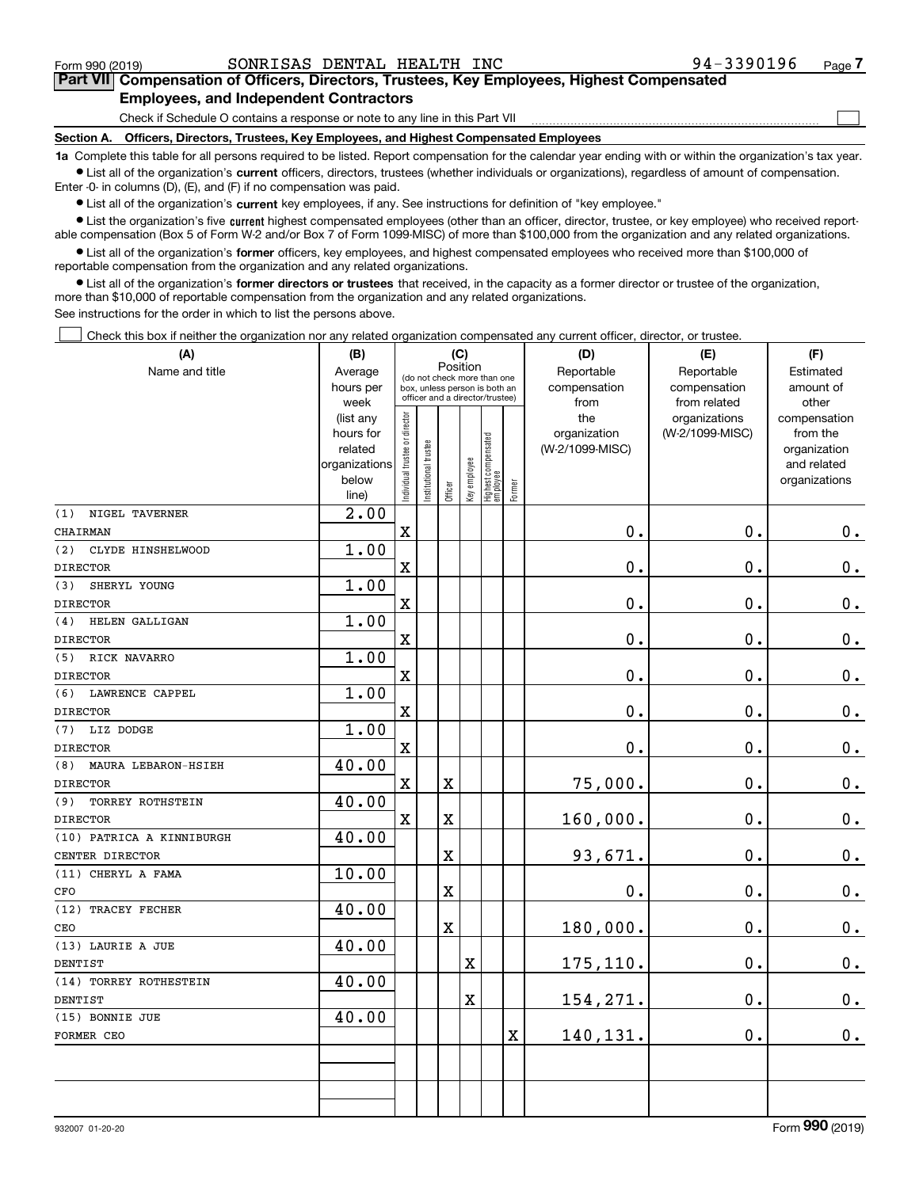Form 990 (2019) SONRISAS DENTAL HEALTH INC 94-3390196

## Part VII Compensation of Officers, Directors, Trustees, Key Employees, Highest Compensated Employees, and Independent Contractors

Check if Schedule O contains a response or note to any line in this Part VII

### Section A. Officers, Directors, Trustees, Key Employees, and Highest Compensated Employees

**1a** Complete this table for all persons required to be listed. Report compensation for the calendar year ending with or within the organization's tax year.

- List all of the organization's **current** officers, directors, trustees (whether individuals or organizations), regardless of amount of compensation. Enter -0- in columns (D), (E), and (F) if no compensation was paid.
- List all of the organization's **current** key employees, if any. See instructions for definition of "key employee."
- List the organization's five **current** highest compensated employees (other than an officer, director, trustee, or key employee) who received reportable compensation (Box 5 of Form W-2 and/or Box 7 of Form 1099-MISC) of more than $100,000 from the organization and any related organizations.
- List all of the organization's **former** officers, key employees, and highest compensated employees who received more than $100,000 of reportable compensation from the organization and any related organizations.
- List all of the organization's **former directors or trustees** that received, in the capacity as a former director or trustee of the organization, more than $10,000 of reportable compensation from the organization and any related organizations.

See instructions for the order in which to list the persons above.

Check this box if neither the organization nor any related organization compensated any current officer, director, or trustee.

| (A) Name and title | (B) Average hours per week (list any hours for related organizations below line) | (C) Position (do not check more than one box, unless person is both an officer and a director/trustee) | | | | | | (D) Reportable compensation from the organization (W-2/1099-MISC) | (E) Reportable compensation from related organizations (W-2/1099-MISC) | (F) Estimated amount of other compensation from the organization and related organizations |
|---|---|---|---|---|---|---|---|---|---|---|
| | | Individual trustee or director | Institutional trustee | Officer | Key employee | Highest compensated employee | Former | | | |
| (1) NIGEL TAVERNER<br>CHAIRMAN | 2.00 | X | | | | | | 0. | 0. | 0. |
| (2) CLYDE HINSHELWOOD<br>DIRECTOR | 1.00 | X | | | | | | 0. | 0. | 0. |
| (3) SHERYL YOUNG<br>DIRECTOR | 1.00 | X | | | | | | 0. | 0. | 0. |
| (4) HELEN GALLIGAN<br>DIRECTOR | 1.00 | X | | | | | | 0. | 0. | 0. |
| (5) RICK NAVARRO<br>DIRECTOR | 1.00 | X | | | | | | 0. | 0. | 0. |
| (6) LAWRENCE CAPPEL<br>DIRECTOR | 1.00 | X | | | | | | 0. | 0. | 0. |
| (7) LIZ DODGE<br>DIRECTOR | 1.00 | X | | | | | | 0. | 0. | 0. |
| (8) MAURA LEBARON-HSIEH<br>DIRECTOR | 40.00 | X | | X | | | | 75,000. | 0. | 0. |
| (9) TORREY ROTHSTEIN<br>DIRECTOR | 40.00 | X | | X | | | | 160,000. | 0. | 0. |
| (10) PATRICA A KINNIBURGH<br>CENTER DIRECTOR | 40.00 | | | X | | | | 93,671. | 0. | 0. |
| (11) CHERYL A FAMA<br>CFO | 10.00 | | | X | | | | 0. | 0. | 0. |
| (12) TRACEY FECHER<br>CEO | 40.00 | | | X | | | | 180,000. | 0. | 0. |
| (13) LAURIE A JUE<br>DENTIST | 40.00 | | | | X | | | 175,110. | 0. | 0. |
| (14) TORREY ROTHESTEIN<br>DENTIST | 40.00 | | | | X | | | 154,271. | 0. | 0. |
| (15) BONNIE JUE<br>FORMER CEO | 40.00 | | | | | | X | 140,131. | 0. | 0. |

932007 01-20-20 Form **990** (2019)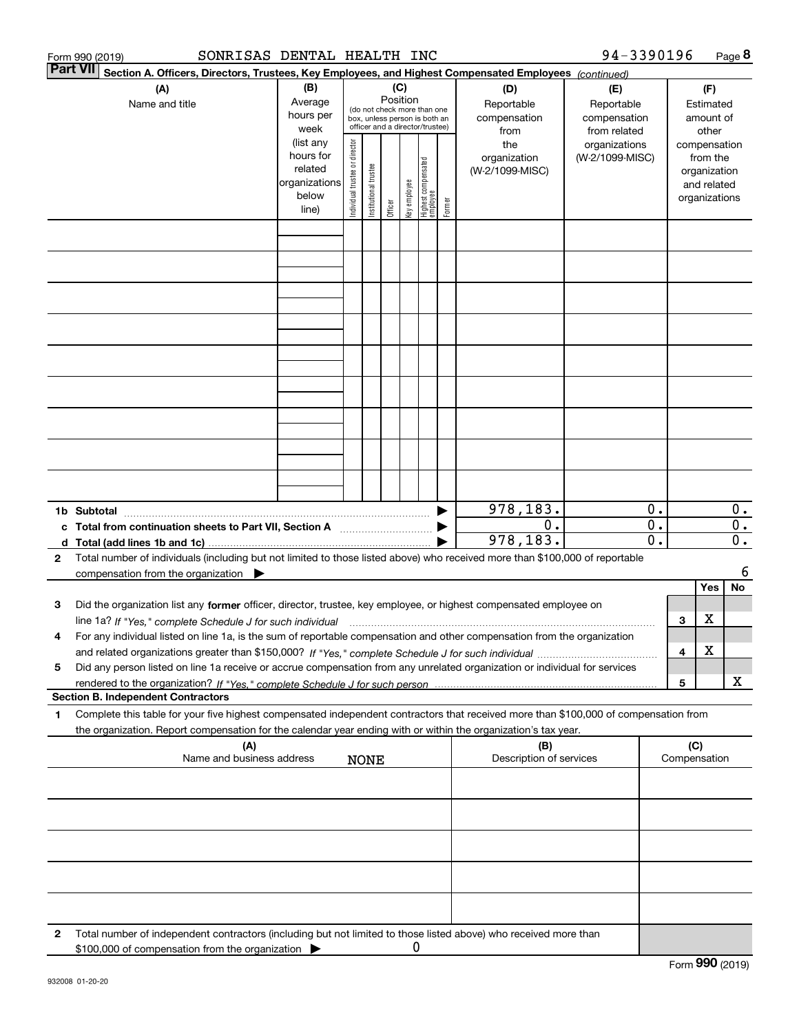Form 990 (2019) SONRISAS DENTAL HEALTH INC 94-3390196

**Part VII** Section A. Officers, Directors, Trustees, Key Employees, and Highest Compensated Employees *(continued)*

| (A) Name and title | (B) Average hours per week (list any hours for related organizations below line) | (C) Position (do not check more than one box, unless person is both an officer and a director/trustee): Individual trustee or director | Institutional trustee | Officer | Key employee | Highest compensated employee | Former | (D) Reportable compensation from the organization (W-2/1099-MISC) | (E) Reportable compensation from related organizations (W-2/1099-MISC) | (F) Estimated amount of other compensation from the organization and related organizations |
|---|---|---|---|---|---|---|---|---|---|---|
| | | | | | | | | | | |
| | | | | | | | | | | |
| | | | | | | | | | | |
| | | | | | | | | | | |
| | | | | | | | | | | |
| | | | | | | | | | | |
| | | | | | | | | | | |
| | | | | | | | | | | |
| | | | | | | | | | | |

| | (D) | (E) | (F) |
|---|---|---|---|
| **1b Subtotal** | 978,183. | 0. | 0. |
| **c Total from continuation sheets to Part VII, Section A** | 0. | 0. | 0. |
| **d Total (add lines 1b and 1c)** | 978,183. | 0. | 0. |

**2** Total number of individuals (including but not limited to those listed above) who received more than $100,000 of reportable compensation from the organization ▶ 6

| | | | Yes | No |
|---|---|---|---|---|
| **3** | Did the organization list any **former** officer, director, trustee, key employee, or highest compensated employee on line 1a? *If "Yes," complete Schedule J for such individual* | 3 | X | |
| **4** | For any individual listed on line 1a, is the sum of reportable compensation and other compensation from the organization and related organizations greater than $150,000? *If "Yes," complete Schedule J for such individual* | 4 | X | |
| **5** | Did any person listed on line 1a receive or accrue compensation from any unrelated organization or individual for services rendered to the organization? *If "Yes," complete Schedule J for such person* | 5 | | X |

**Section B. Independent Contractors**

**1** Complete this table for your five highest compensated independent contractors that received more than $100,000 of compensation from the organization. Report compensation for the calendar year ending with or within the organization's tax year.

| (A) Name and business address NONE | (B) Description of services | (C) Compensation |
|---|---|---|
| | | |
| | | |
| | | |
| | | |
| | | |

**2** Total number of independent contractors (including but not limited to those listed above) who received more than $100,000 of compensation from the organization ▶ 0

Form **990** (2019)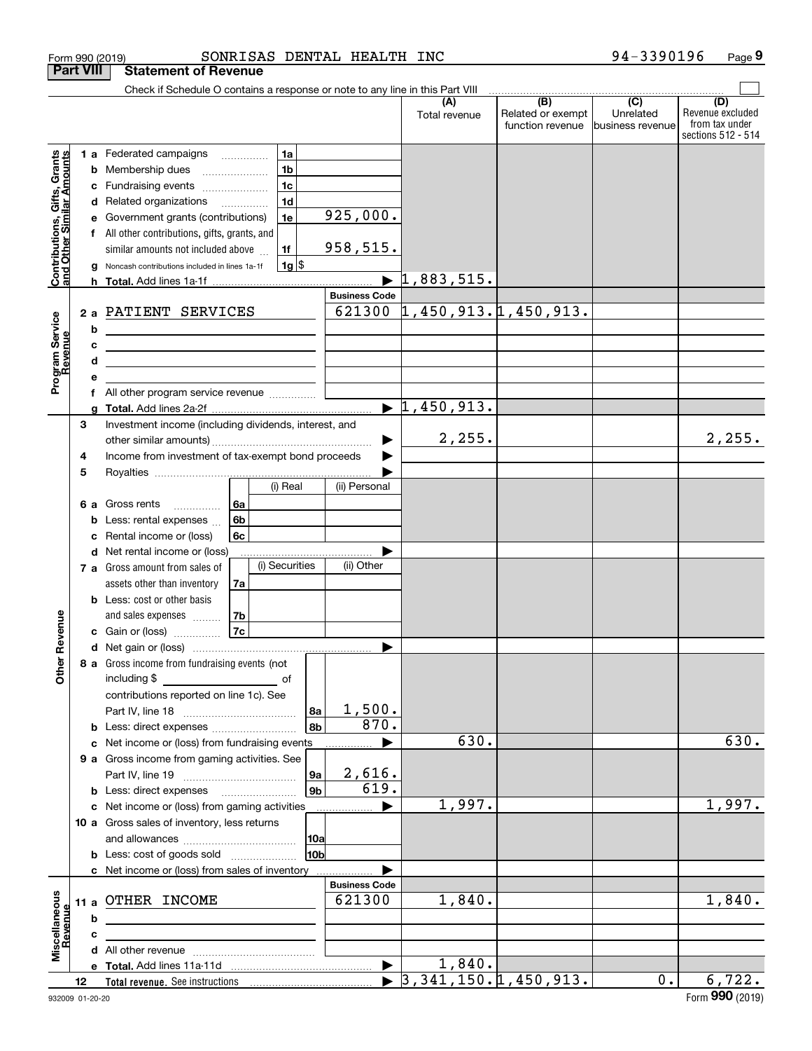Form 990 (2019) SONRISAS DENTAL HEALTH INC 94-3390196 Page 9

**Part VIII Statement of Revenue**

Check if Schedule O contains a response or note to any line in this Part VIII

| | | | | (A) Total revenue | (B) Related or exempt function revenue | (C) Unrelated business revenue | (D) Revenue excluded from tax under sections 512 - 514 |
|---|---|---|---|---|---|---|---|
| **Contributions, Gifts, Grants and Other Similar Amounts** | 1 a Federated campaigns | 1a | | | | | |
| | b Membership dues | 1b | | | | | |
| | c Fundraising events | 1c | | | | | |
| | d Related organizations | 1d | | | | | |
| | e Government grants (contributions) | 1e | 925,000. | | | | |
| | f All other contributions, gifts, grants, and similar amounts not included above | 1f | 958,515. | | | | |
| | g Noncash contributions included in lines 1a-1f | 1g | $ | | | | |
| | h **Total.** Add lines 1a-1f | | ▶ | 1,883,515. | | | |
| **Program Service Revenue** | | | **Business Code** | | | | |
| | 2 a PATIENT SERVICES | | 621300 | 1,450,913. | 1,450,913. | | |
| | b | | | | | | |
| | c | | | | | | |
| | d | | | | | | |
| | e | | | | | | |
| | f All other program service revenue | | | | | | |
| | g **Total.** Add lines 2a-2f | | ▶ | 1,450,913. | | | |
| **Other Revenue** | 3 Investment income (including dividends, interest, and other similar amounts) | | ▶ | 2,255. | | | 2,255. |
| | 4 Income from investment of tax-exempt bond proceeds | | ▶ | | | | |
| | 5 Royalties | | ▶ | | | | |
| | | (i) Real | (ii) Personal | | | | |
| | 6 a Gross rents 6a | | | | | | |
| | b Less: rental expenses 6b | | | | | | |
| | c Rental income or (loss) 6c | | | | | | |
| | d Net rental income or (loss) | | ▶ | | | | |
| | | (i) Securities | (ii) Other | | | | |
| | 7 a Gross amount from sales of assets other than inventory 7a | | | | | | |
| | b Less: cost or other basis and sales expenses 7b | | | | | | |
| | c Gain or (loss) 7c | | | | | | |
| | d Net gain or (loss) | | ▶ | | | | |
| | 8 a Gross income from fundraising events (not including $ of contributions reported on line 1c). See Part IV, line 18 | 8a | 1,500. | | | | |
| | b Less: direct expenses | 8b | 870. | | | | |
| | c Net income or (loss) from fundraising events | | ▶ | 630. | | | 630. |
| | 9 a Gross income from gaming activities. See Part IV, line 19 | 9a | 2,616. | | | | |
| | b Less: direct expenses | 9b | 619. | | | | |
| | c Net income or (loss) from gaming activities | | ▶ | 1,997. | | | 1,997. |
| | 10 a Gross sales of inventory, less returns and allowances | 10a | | | | | |
| | b Less: cost of goods sold | 10b | | | | | |
| | c Net income or (loss) from sales of inventory | | ▶ | | | | |
| **Miscellaneous Revenue** | | | **Business Code** | | | | |
| | 11 a OTHER INCOME | | 621300 | 1,840. | | | 1,840. |
| | b | | | | | | |
| | c | | | | | | |
| | d All other revenue | | | | | | |
| | e **Total.** Add lines 11a-11d | | ▶ | 1,840. | | | |
| | 12 **Total revenue.** See instructions | | ▶ | 3,341,150. | 1,450,913. | 0. | 6,722. |

932009 01-20-20 Form **990** (2019)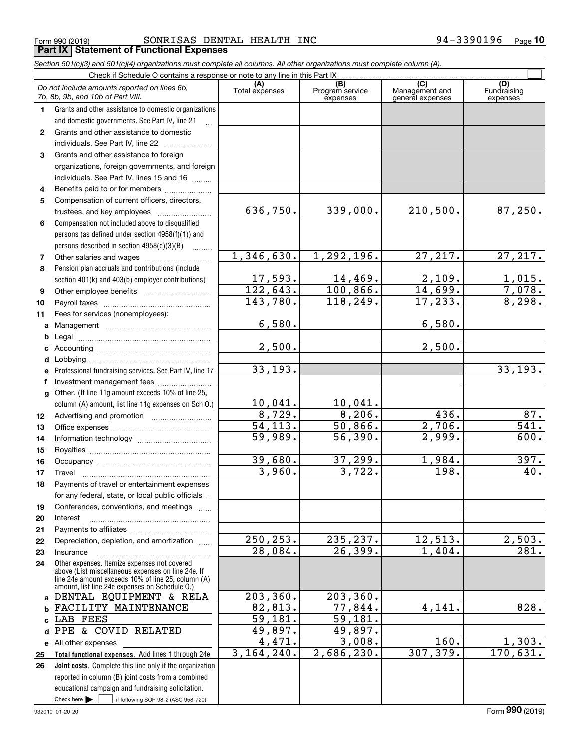Form 990 (2019) SONRISAS DENTAL HEALTH INC 94-3390196

## Part IX Statement of Functional Expenses

*Section 501(c)(3) and 501(c)(4) organizations must complete all columns. All other organizations must complete column (A).*

Check if Schedule O contains a response or note to any line in this Part IX

| | *Do not include amounts reported on lines 6b, 7b, 8b, 9b, and 10b of Part VIII.* | (A) Total expenses | (B) Program service expenses | (C) Management and general expenses | (D) Fundraising expenses |
|---|---|---|---|---|---|
| 1 | Grants and other assistance to domestic organizations and domestic governments. See Part IV, line 21 | | | | |
| 2 | Grants and other assistance to domestic individuals. See Part IV, line 22 | | | | |
| 3 | Grants and other assistance to foreign organizations, foreign governments, and foreign individuals. See Part IV, lines 15 and 16 | | | | |
| 4 | Benefits paid to or for members | | | | |
| 5 | Compensation of current officers, directors, trustees, and key employees | 636,750. | 339,000. | 210,500. | 87,250. |
| 6 | Compensation not included above to disqualified persons (as defined under section 4958(f)(1)) and persons described in section 4958(c)(3)(B) | | | | |
| 7 | Other salaries and wages | 1,346,630. | 1,292,196. | 27,217. | 27,217. |
| 8 | Pension plan accruals and contributions (include section 401(k) and 403(b) employer contributions) | 17,593. | 14,469. | 2,109. | 1,015. |
| 9 | Other employee benefits | 122,643. | 100,866. | 14,699. | 7,078. |
| 10 | Payroll taxes | 143,780. | 118,249. | 17,233. | 8,298. |
| 11 | Fees for services (nonemployees): | | | | |
| a | Management | 6,580. | | 6,580. | |
| b | Legal | | | | |
| c | Accounting | 2,500. | | 2,500. | |
| d | Lobbying | | | | |
| e | Professional fundraising services. See Part IV, line 17 | 33,193. | | | 33,193. |
| f | Investment management fees | | | | |
| g | Other. (If line 11g amount exceeds 10% of line 25, column (A) amount, list line 11g expenses on Sch O.) | 10,041. | 10,041. | | |
| 12 | Advertising and promotion | 8,729. | 8,206. | 436. | 87. |
| 13 | Office expenses | 54,113. | 50,866. | 2,706. | 541. |
| 14 | Information technology | 59,989. | 56,390. | 2,999. | 600. |
| 15 | Royalties | | | | |
| 16 | Occupancy | 39,680. | 37,299. | 1,984. | 397. |
| 17 | Travel | 3,960. | 3,722. | 198. | 40. |
| 18 | Payments of travel or entertainment expenses for any federal, state, or local public officials | | | | |
| 19 | Conferences, conventions, and meetings | | | | |
| 20 | Interest | | | | |
| 21 | Payments to affiliates | | | | |
| 22 | Depreciation, depletion, and amortization | 250,253. | 235,237. | 12,513. | 2,503. |
| 23 | Insurance | 28,084. | 26,399. | 1,404. | 281. |
| 24 | Other expenses. Itemize expenses not covered above (List miscellaneous expenses on line 24e. If line 24e amount exceeds 10% of line 25, column (A) amount, list line 24e expenses on Schedule O.) | | | | |
| a | DENTAL EQUIPMENT & RELA | 203,360. | 203,360. | | |
| b | FACILITY MAINTENANCE | 82,813. | 77,844. | 4,141. | 828. |
| c | LAB FEES | 59,181. | 59,181. | | |
| d | PPE & COVID RELATED | 49,897. | 49,897. | | |
| e | All other expenses | 4,471. | 3,008. | 160. | 1,303. |
| 25 | **Total functional expenses.** Add lines 1 through 24e | 3,164,240. | 2,686,230. | 307,379. | 170,631. |
| 26 | **Joint costs.** Complete this line only if the organization reported in column (B) joint costs from a combined educational campaign and fundraising solicitation. Check here ☐ if following SOP 98-2 (ASC 958-720) | | | | |

932010 01-20-20 Form **990** (2019)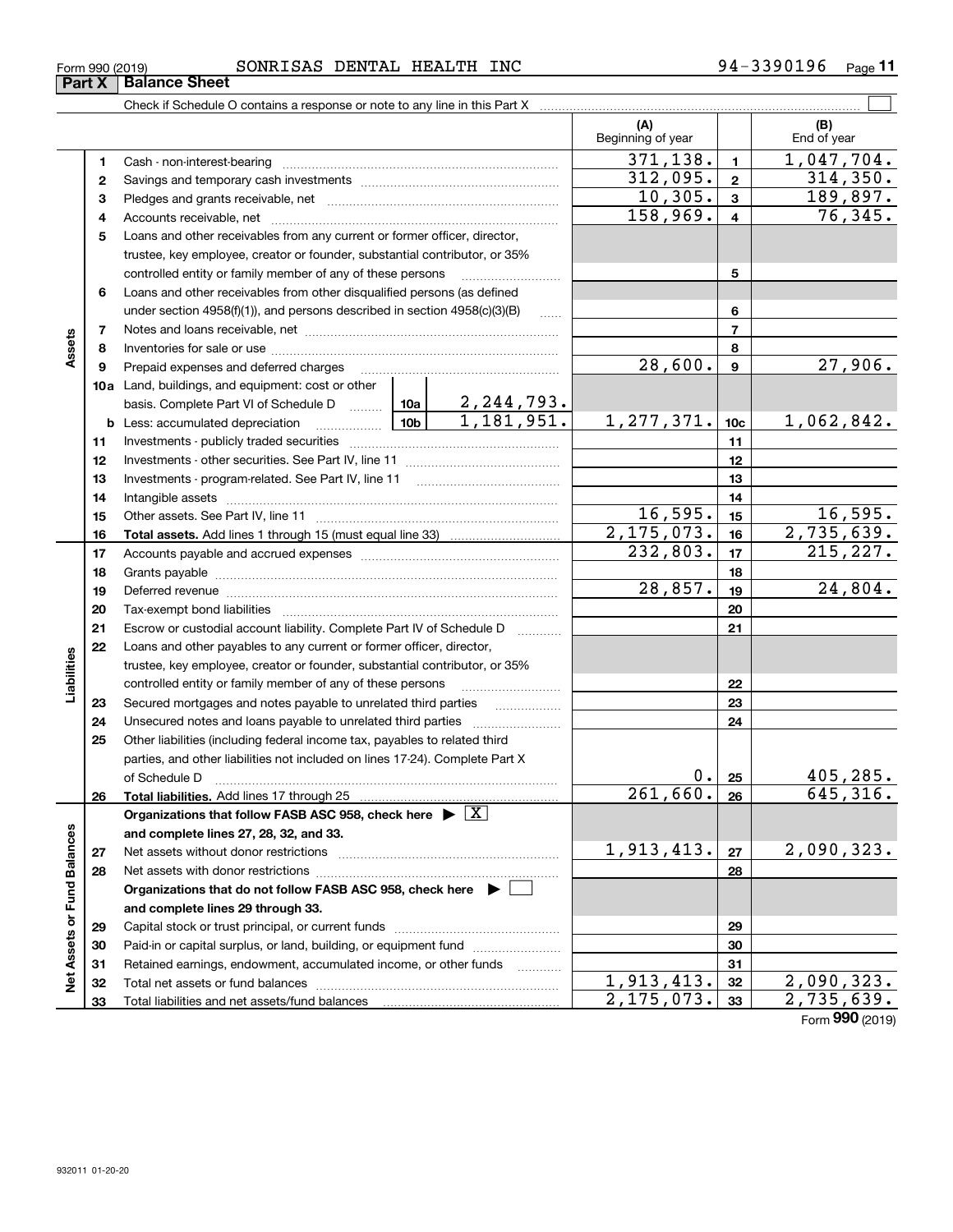Form 990 (2019) SONRISAS DENTAL HEALTH INC 94-3390196

## Part X Balance Sheet

Check if Schedule O contains a response or note to any line in this Part X ☐

| | | | | (A) Beginning of year | | (B) End of year |
|---|---|---|---|---|---|---|
| Assets | 1 | Cash - non-interest-bearing | | 371,138. | 1 | 1,047,704. |
| | 2 | Savings and temporary cash investments | | 312,095. | 2 | 314,350. |
| | 3 | Pledges and grants receivable, net | | 10,305. | 3 | 189,897. |
| | 4 | Accounts receivable, net | | 158,969. | 4 | 76,345. |
| | 5 | Loans and other receivables from any current or former officer, director, trustee, key employee, creator or founder, substantial contributor, or 35% controlled entity or family member of any of these persons | | | 5 | |
| | 6 | Loans and other receivables from other disqualified persons (as defined under section 4958(f)(1)), and persons described in section 4958(c)(3)(B) | | | 6 | |
| | 7 | Notes and loans receivable, net | | | 7 | |
| | 8 | Inventories for sale or use | | | 8 | |
| | 9 | Prepaid expenses and deferred charges | | 28,600. | 9 | 27,906. |
| | 10a | Land, buildings, and equipment: cost or other basis. Complete Part VI of Schedule D | 10a 2,244,793. | | | |
| | b | Less: accumulated depreciation | 10b 1,181,951. | 1,277,371. | 10c | 1,062,842. |
| | 11 | Investments - publicly traded securities | | | 11 | |
| | 12 | Investments - other securities. See Part IV, line 11 | | | 12 | |
| | 13 | Investments - program-related. See Part IV, line 11 | | | 13 | |
| | 14 | Intangible assets | | | 14 | |
| | 15 | Other assets. See Part IV, line 11 | | 16,595. | 15 | 16,595. |
| | 16 | **Total assets.** Add lines 1 through 15 (must equal line 33) | | 2,175,073. | 16 | 2,735,639. |
| Liabilities | 17 | Accounts payable and accrued expenses | | 232,803. | 17 | 215,227. |
| | 18 | Grants payable | | | 18 | |
| | 19 | Deferred revenue | | 28,857. | 19 | 24,804. |
| | 20 | Tax-exempt bond liabilities | | | 20 | |
| | 21 | Escrow or custodial account liability. Complete Part IV of Schedule D | | | 21 | |
| | 22 | Loans and other payables to any current or former officer, director, trustee, key employee, creator or founder, substantial contributor, or 35% controlled entity or family member of any of these persons | | | 22 | |
| | 23 | Secured mortgages and notes payable to unrelated third parties | | | 23 | |
| | 24 | Unsecured notes and loans payable to unrelated third parties | | | 24 | |
| | 25 | Other liabilities (including federal income tax, payables to related third parties, and other liabilities not included on lines 17-24). Complete Part X of Schedule D | | 0. | 25 | 405,285. |
| | 26 | **Total liabilities.** Add lines 17 through 25 | | 261,660. | 26 | 645,316. |
| Net Assets or Fund Balances | | **Organizations that follow FASB ASC 958, check here ▶ ☒ and complete lines 27, 28, 32, and 33.** | | | | |
| | 27 | Net assets without donor restrictions | | 1,913,413. | 27 | 2,090,323. |
| | 28 | Net assets with donor restrictions | | | 28 | |
| | | **Organizations that do not follow FASB ASC 958, check here ▶ ☐ and complete lines 29 through 33.** | | | | |
| | 29 | Capital stock or trust principal, or current funds | | | 29 | |
| | 30 | Paid-in or capital surplus, or land, building, or equipment fund | | | 30 | |
| | 31 | Retained earnings, endowment, accumulated income, or other funds | | | 31 | |
| | 32 | Total net assets or fund balances | | 1,913,413. | 32 | 2,090,323. |
| | 33 | Total liabilities and net assets/fund balances | | 2,175,073. | 33 | 2,735,639. |

Form **990** (2019)

932011 01-20-20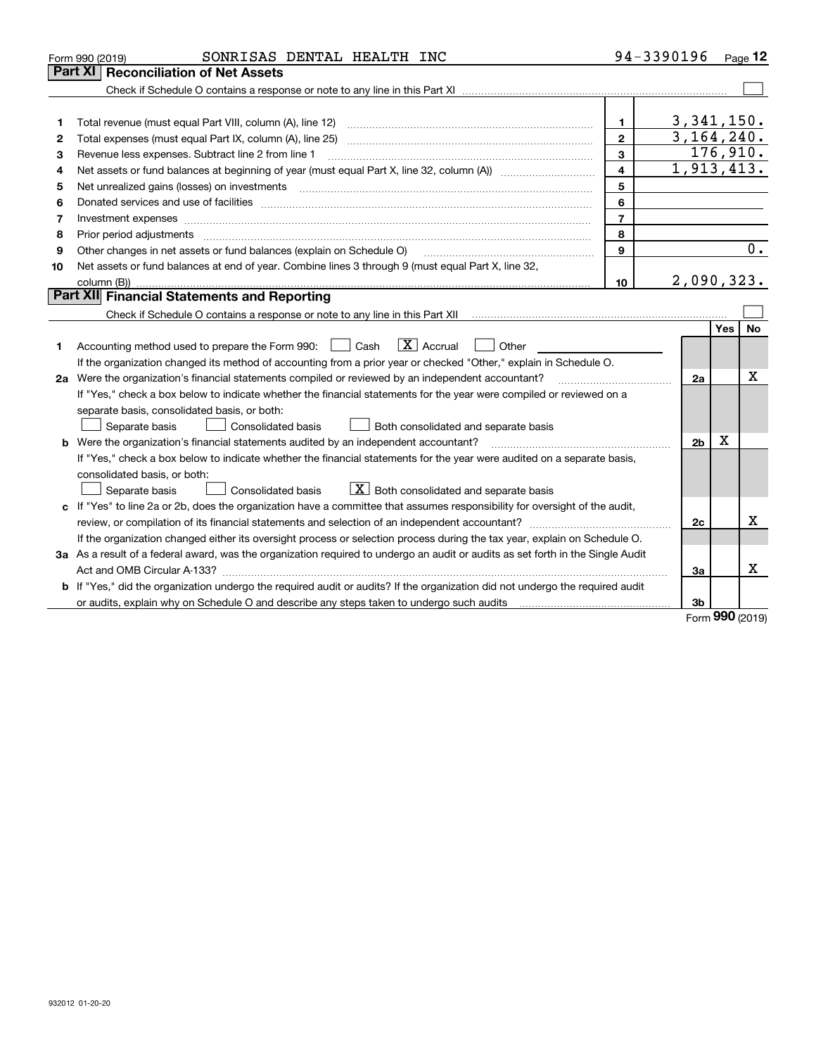Form 990 (2019) SONRISAS DENTAL HEALTH INC 94-3390196 Page 12

## Part XI Reconciliation of Net Assets

Check if Schedule O contains a response or note to any line in this Part XI ☐

| | | | |
|---|---|---|---|
| 1 | Total revenue (must equal Part VIII, column (A), line 12) | 1 | 3,341,150. |
| 2 | Total expenses (must equal Part IX, column (A), line 25) | 2 | 3,164,240. |
| 3 | Revenue less expenses. Subtract line 2 from line 1 | 3 | 176,910. |
| 4 | Net assets or fund balances at beginning of year (must equal Part X, line 32, column (A)) | 4 | 1,913,413. |
| 5 | Net unrealized gains (losses) on investments | 5 | |
| 6 | Donated services and use of facilities | 6 | |
| 7 | Investment expenses | 7 | |
| 8 | Prior period adjustments | 8 | |
| 9 | Other changes in net assets or fund balances (explain on Schedule O) | 9 | 0. |
| 10 | Net assets or fund balances at end of year. Combine lines 3 through 9 (must equal Part X, line 32, column (B)) | 10 | 2,090,323. |

## Part XII Financial Statements and Reporting

Check if Schedule O contains a response or note to any line in this Part XII ☐

| | | | Yes | No |
|---|---|---|---|---|
| 1 | Accounting method used to prepare the Form 990: ☐ Cash ☒ Accrual ☐ Other<br>If the organization changed its method of accounting from a prior year or checked "Other," explain in Schedule O. | | | |
| 2a | Were the organization's financial statements compiled or reviewed by an independent accountant?<br>If "Yes," check a box below to indicate whether the financial statements for the year were compiled or reviewed on a separate basis, consolidated basis, or both:<br>☐ Separate basis ☐ Consolidated basis ☐ Both consolidated and separate basis | 2a | | X |
| b | Were the organization's financial statements audited by an independent accountant?<br>If "Yes," check a box below to indicate whether the financial statements for the year were audited on a separate basis, consolidated basis, or both:<br>☐ Separate basis ☐ Consolidated basis ☒ Both consolidated and separate basis | 2b | X | |
| c | If "Yes" to line 2a or 2b, does the organization have a committee that assumes responsibility for oversight of the audit, review, or compilation of its financial statements and selection of an independent accountant?<br>If the organization changed either its oversight process or selection process during the tax year, explain on Schedule O. | 2c | | X |
| 3a | As a result of a federal award, was the organization required to undergo an audit or audits as set forth in the Single Audit Act and OMB Circular A-133? | 3a | | X |
| b | If "Yes," did the organization undergo the required audit or audits? If the organization did not undergo the required audit or audits, explain why on Schedule O and describe any steps taken to undergo such audits | 3b | | |

Form 990 (2019)

932012 01-20-20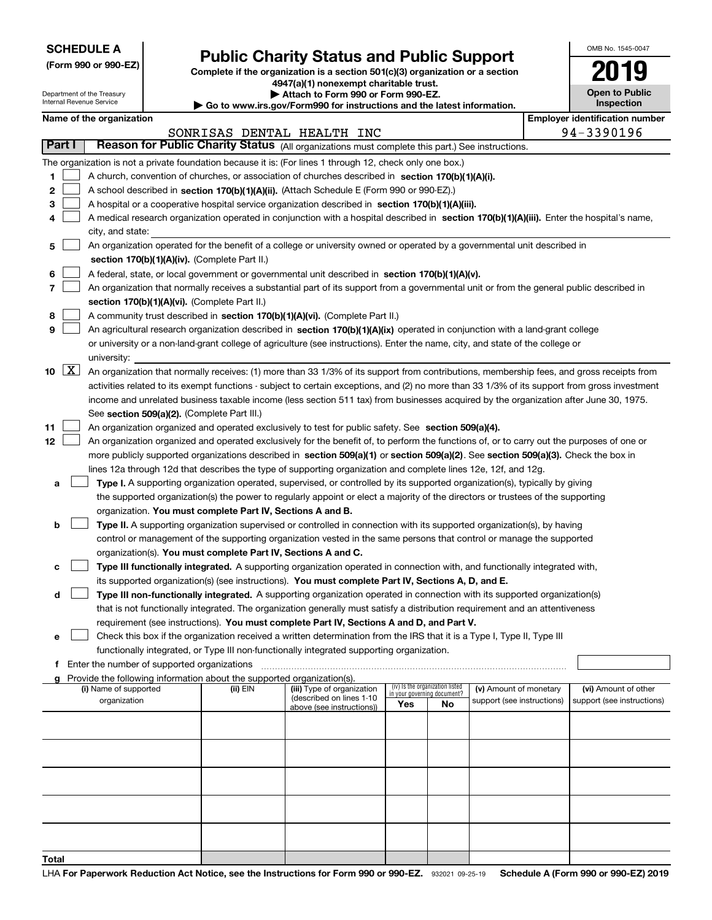**SCHEDULE A**
**(Form 990 or 990-EZ)**

Department of the Treasury
Internal Revenue Service

# Public Charity Status and Public Support

**Complete if the organization is a section 501(c)(3) organization or a section 4947(a)(1) nonexempt charitable trust.**
**▶ Attach to Form 990 or Form 990-EZ.**
**▶ Go to www.irs.gov/Form990 for instructions and the latest information.**

OMB No. 1545-0047

**2019**

**Open to Public Inspection**

**Name of the organization:** SONRISAS DENTAL HEALTH INC
**Employer identification number:** 94-3390196

## Part I Reason for Public Charity Status (All organizations must complete this part.) See instructions.

The organization is not a private foundation because it is: (For lines 1 through 12, check only one box.)

1. [ ] A church, convention of churches, or association of churches described in **section 170(b)(1)(A)(i).**
2. [ ] A school described in **section 170(b)(1)(A)(ii).** (Attach Schedule E (Form 990 or 990-EZ).)
3. [ ] A hospital or a cooperative hospital service organization described in **section 170(b)(1)(A)(iii).**
4. [ ] A medical research organization operated in conjunction with a hospital described in **section 170(b)(1)(A)(iii).** Enter the hospital's name, city, and state:
5. [ ] An organization operated for the benefit of a college or university owned or operated by a governmental unit described in **section 170(b)(1)(A)(iv).** (Complete Part II.)
6. [ ] A federal, state, or local government or governmental unit described in **section 170(b)(1)(A)(v).**
7. [ ] An organization that normally receives a substantial part of its support from a governmental unit or from the general public described in **section 170(b)(1)(A)(vi).** (Complete Part II.)
8. [ ] A community trust described in **section 170(b)(1)(A)(vi).** (Complete Part II.)
9. [ ] An agricultural research organization described in **section 170(b)(1)(A)(ix)** operated in conjunction with a land-grant college or university or a non-land-grant college of agriculture (see instructions). Enter the name, city, and state of the college or university:
10. [X] An organization that normally receives: (1) more than 33 1/3% of its support from contributions, membership fees, and gross receipts from activities related to its exempt functions - subject to certain exceptions, and (2) no more than 33 1/3% of its support from gross investment income and unrelated business taxable income (less section 511 tax) from businesses acquired by the organization after June 30, 1975. See **section 509(a)(2).** (Complete Part III.)
11. [ ] An organization organized and operated exclusively to test for public safety. See **section 509(a)(4).**
12. [ ] An organization organized and operated exclusively for the benefit of, to perform the functions of, or to carry out the purposes of one or more publicly supported organizations described in **section 509(a)(1)** or **section 509(a)(2).** See **section 509(a)(3).** Check the box in lines 12a through 12d that describes the type of supporting organization and complete lines 12e, 12f, and 12g.
   - **a** [ ] **Type I.** A supporting organization operated, supervised, or controlled by its supported organization(s), typically by giving the supported organization(s) the power to regularly appoint or elect a majority of the directors or trustees of the supporting organization. **You must complete Part IV, Sections A and B.**
   - **b** [ ] **Type II.** A supporting organization supervised or controlled in connection with its supported organization(s), by having control or management of the supporting organization vested in the same persons that control or manage the supported organization(s). **You must complete Part IV, Sections A and C.**
   - **c** [ ] **Type III functionally integrated.** A supporting organization operated in connection with, and functionally integrated with, its supported organization(s) (see instructions). **You must complete Part IV, Sections A, D, and E.**
   - **d** [ ] **Type III non-functionally integrated.** A supporting organization operated in connection with its supported organization(s) that is not functionally integrated. The organization generally must satisfy a distribution requirement and an attentiveness requirement (see instructions). **You must complete Part IV, Sections A and D, and Part V.**
   - **e** [ ] Check this box if the organization received a written determination from the IRS that it is a Type I, Type II, Type III functionally integrated, or Type III non-functionally integrated supporting organization.
   - **f** Enter the number of supported organizations
   - **g** Provide the following information about the supported organization(s).

| (i) Name of supported organization | (ii) EIN | (iii) Type of organization (described on lines 1-10 above (see instructions)) | (iv) Is the organization listed in your governing document? Yes | No | (v) Amount of monetary support (see instructions) | (vi) Amount of other support (see instructions) |
|---|---|---|---|---|---|---|
| | | | | | | |
| | | | | | | |
| | | | | | | |
| | | | | | | |
| | | | | | | |
| **Total** | | | | | | |

LHA **For Paperwork Reduction Act Notice, see the Instructions for Form 990 or 990-EZ.** 932021 09-25-19 **Schedule A (Form 990 or 990-EZ) 2019**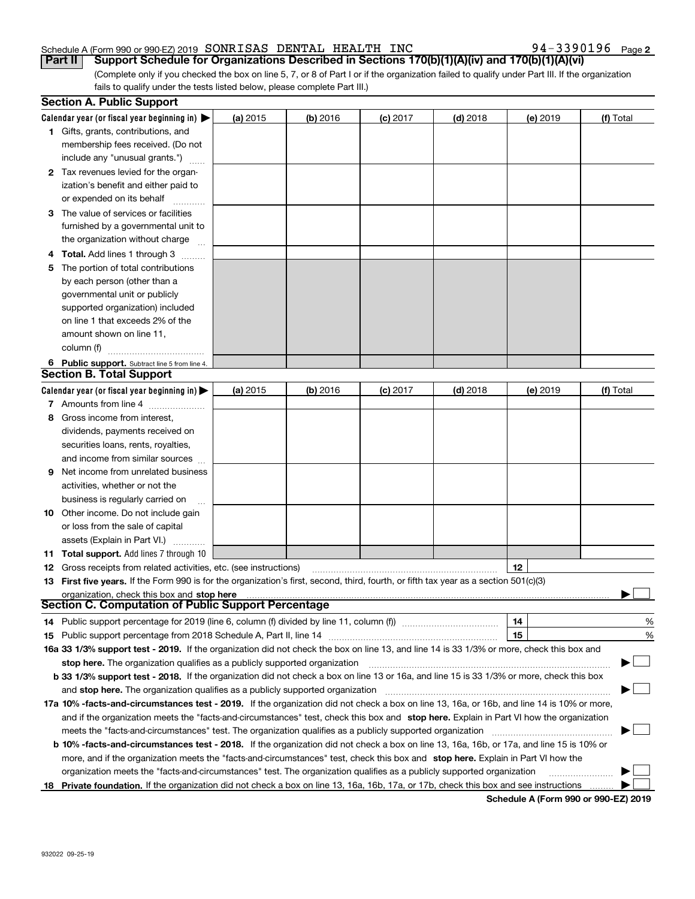Schedule A (Form 990 or 990-EZ) 2019 SONRISAS DENTAL HEALTH INC 94-3390196 Page 2

**Part II Support Schedule for Organizations Described in Sections 170(b)(1)(A)(iv) and 170(b)(1)(A)(vi)**

(Complete only if you checked the box on line 5, 7, or 8 of Part I or if the organization failed to qualify under Part III. If the organization fails to qualify under the tests listed below, please complete Part III.)

## Section A. Public Support

| Calendar year (or fiscal year beginning in) ▶ | (a) 2015 | (b) 2016 | (c) 2017 | (d) 2018 | (e) 2019 | (f) Total |
|---|---|---|---|---|---|---|
| **1** Gifts, grants, contributions, and membership fees received. (Do not include any "unusual grants.") | | | | | | |
| **2** Tax revenues levied for the organization's benefit and either paid to or expended on its behalf | | | | | | |
| **3** The value of services or facilities furnished by a governmental unit to the organization without charge | | | | | | |
| **4 Total.** Add lines 1 through 3 | | | | | | |
| **5** The portion of total contributions by each person (other than a governmental unit or publicly supported organization) included on line 1 that exceeds 2% of the amount shown on line 11, column (f) | | | | | | |
| **6 Public support.** Subtract line 5 from line 4. | | | | | | |

## Section B. Total Support

| Calendar year (or fiscal year beginning in) ▶ | (a) 2015 | (b) 2016 | (c) 2017 | (d) 2018 | (e) 2019 | (f) Total |
|---|---|---|---|---|---|---|
| **7** Amounts from line 4 | | | | | | |
| **8** Gross income from interest, dividends, payments received on securities loans, rents, royalties, and income from similar sources | | | | | | |
| **9** Net income from unrelated business activities, whether or not the business is regularly carried on | | | | | | |
| **10** Other income. Do not include gain or loss from the sale of capital assets (Explain in Part VI.) | | | | | | |
| **11 Total support.** Add lines 7 through 10 | | | | | | |

**12** Gross receipts from related activities, etc. (see instructions) **12**

**13 First five years.** If the Form 990 is for the organization's first, second, third, fourth, or fifth tax year as a section 501(c)(3) organization, check this box and **stop here** ▶ ☐

## Section C. Computation of Public Support Percentage

**14** Public support percentage for 2019 (line 6, column (f) divided by line 11, column (f)) **14** %

**15** Public support percentage from 2018 Schedule A, Part II, line 14 **15** %

**16a 33 1/3% support test - 2019.** If the organization did not check the box on line 13, and line 14 is 33 1/3% or more, check this box and **stop here.** The organization qualifies as a publicly supported organization ▶ ☐

**b 33 1/3% support test - 2018.** If the organization did not check a box on line 13 or 16a, and line 15 is 33 1/3% or more, check this box and **stop here.** The organization qualifies as a publicly supported organization ▶ ☐

**17a 10% -facts-and-circumstances test - 2019.** If the organization did not check a box on line 13, 16a, or 16b, and line 14 is 10% or more, and if the organization meets the "facts-and-circumstances" test, check this box and **stop here.** Explain in Part VI how the organization meets the "facts-and-circumstances" test. The organization qualifies as a publicly supported organization ▶ ☐

**b 10% -facts-and-circumstances test - 2018.** If the organization did not check a box on line 13, 16a, 16b, or 17a, and line 15 is 10% or more, and if the organization meets the "facts-and-circumstances" test, check this box and **stop here.** Explain in Part VI how the organization meets the "facts-and-circumstances" test. The organization qualifies as a publicly supported organization ▶ ☐

**18 Private foundation.** If the organization did not check a box on line 13, 16a, 16b, 17a, or 17b, check this box and see instructions ▶ ☐

**Schedule A (Form 990 or 990-EZ) 2019**

932022 09-25-19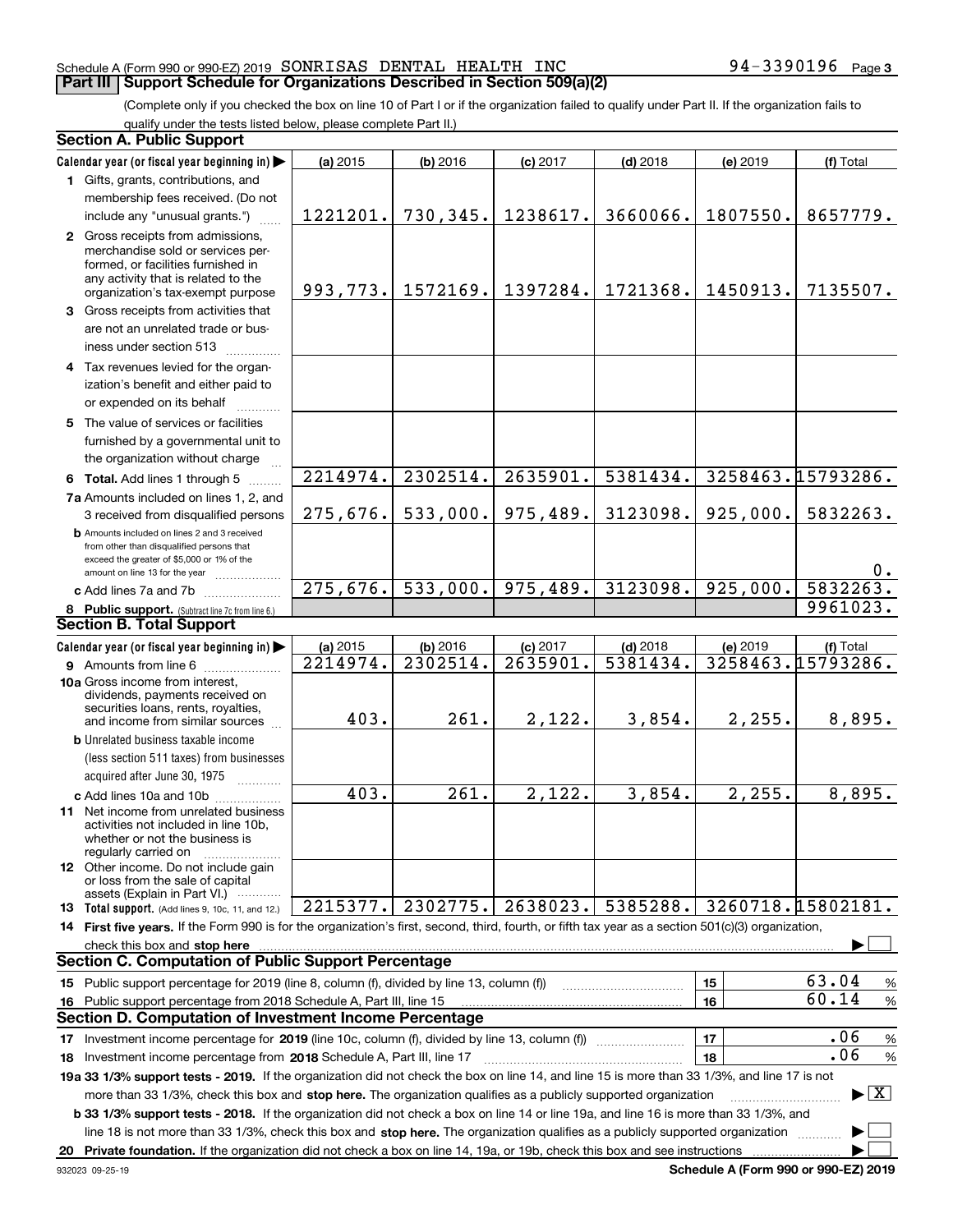Schedule A (Form 990 or 990-EZ) 2019 SONRISAS DENTAL HEALTH INC 94-3390196 Page 3

## Part III Support Schedule for Organizations Described in Section 509(a)(2)

(Complete only if you checked the box on line 10 of Part I or if the organization failed to qualify under Part II. If the organization fails to qualify under the tests listed below, please complete Part II.)

### Section A. Public Support

| Calendar year (or fiscal year beginning in) | (a) 2015 | (b) 2016 | (c) 2017 | (d) 2018 | (e) 2019 | (f) Total |
|---|---|---|---|---|---|---|
| 1 Gifts, grants, contributions, and membership fees received. (Do not include any "unusual grants.") | 1221201. | 730,345. | 1238617. | 3660066. | 1807550. | 8657779. |
| 2 Gross receipts from admissions, merchandise sold or services performed, or facilities furnished in any activity that is related to the organization's tax-exempt purpose | 993,773. | 1572169. | 1397284. | 1721368. | 1450913. | 7135507. |
| 3 Gross receipts from activities that are not an unrelated trade or business under section 513 | | | | | | |
| 4 Tax revenues levied for the organization's benefit and either paid to or expended on its behalf | | | | | | |
| 5 The value of services or facilities furnished by a governmental unit to the organization without charge | | | | | | |
| 6 Total. Add lines 1 through 5 | 2214974. | 2302514. | 2635901. | 5381434. | 3258463. | 15793286. |
| 7a Amounts included on lines 1, 2, and 3 received from disqualified persons | 275,676. | 533,000. | 975,489. | 3123098. | 925,000. | 5832263. |
| b Amounts included on lines 2 and 3 received from other than disqualified persons that exceed the greater of $5,000 or 1% of the amount on line 13 for the year | | | | | | 0. |
| c Add lines 7a and 7b | 275,676. | 533,000. | 975,489. | 3123098. | 925,000. | 5832263. |
| 8 Public support. (Subtract line 7c from line 6.) | | | | | | 9961023. |

### Section B. Total Support

| Calendar year (or fiscal year beginning in) | (a) 2015 | (b) 2016 | (c) 2017 | (d) 2018 | (e) 2019 | (f) Total |
|---|---|---|---|---|---|---|
| 9 Amounts from line 6 | 2214974. | 2302514. | 2635901. | 5381434. | 3258463. | 15793286. |
| 10a Gross income from interest, dividends, payments received on securities loans, rents, royalties, and income from similar sources | 403. | 261. | 2,122. | 3,854. | 2,255. | 8,895. |
| b Unrelated business taxable income (less section 511 taxes) from businesses acquired after June 30, 1975 | | | | | | |
| c Add lines 10a and 10b | 403. | 261. | 2,122. | 3,854. | 2,255. | 8,895. |
| 11 Net income from unrelated business activities not included in line 10b, whether or not the business is regularly carried on | | | | | | |
| 12 Other income. Do not include gain or loss from the sale of capital assets (Explain in Part VI.) | | | | | | |
| 13 Total support. (Add lines 9, 10c, 11, and 12.) | 2215377. | 2302775. | 2638023. | 5385288. | 3260718. | 15802181. |

14 First five years. If the Form 990 is for the organization's first, second, third, fourth, or fifth tax year as a section 501(c)(3) organization, check this box and stop here ☐

### Section C. Computation of Public Support Percentage

| | | | |
|---|---|---|---|
| 15 Public support percentage for 2019 (line 8, column (f), divided by line 13, column (f)) | 15 | 63.04 | % |
| 16 Public support percentage from 2018 Schedule A, Part III, line 15 | 16 | 60.14 | % |

### Section D. Computation of Investment Income Percentage

| | | | |
|---|---|---|---|
| 17 Investment income percentage for 2019 (line 10c, column (f), divided by line 13, column (f)) | 17 | .06 | % |
| 18 Investment income percentage from 2018 Schedule A, Part III, line 17 | 18 | .06 | % |

19a 33 1/3% support tests - 2019. If the organization did not check the box on line 14, and line 15 is more than 33 1/3%, and line 17 is not more than 33 1/3%, check this box and stop here. The organization qualifies as a publicly supported organization ☒

b 33 1/3% support tests - 2018. If the organization did not check a box on line 14 or line 19a, and line 16 is more than 33 1/3%, and line 18 is not more than 33 1/3%, check this box and stop here. The organization qualifies as a publicly supported organization ☐

20 Private foundation. If the organization did not check a box on line 14, 19a, or 19b, check this box and see instructions ☐

932023 09-25-19 Schedule A (Form 990 or 990-EZ) 2019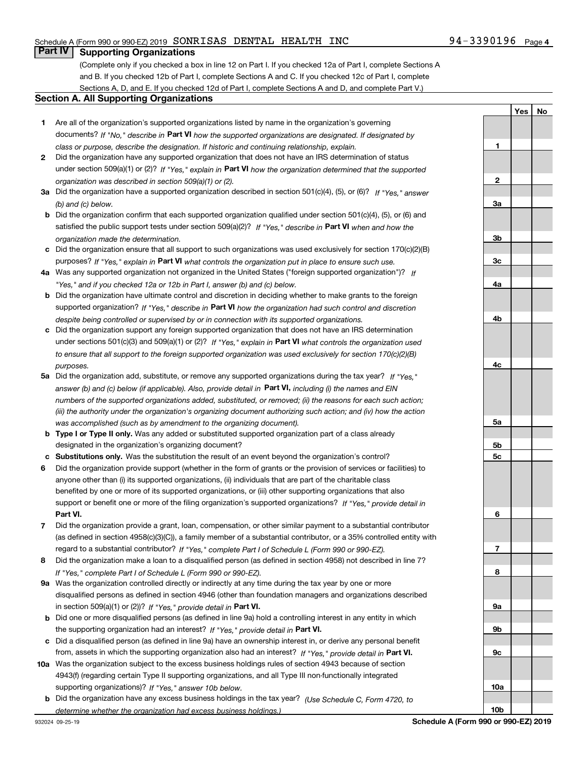Schedule A (Form 990 or 990-EZ) 2019 SONRISAS DENTAL HEALTH INC 94-3390196 Page 4

## Part IV Supporting Organizations

(Complete only if you checked a box in line 12 on Part I. If you checked 12a of Part I, complete Sections A and B. If you checked 12b of Part I, complete Sections A and C. If you checked 12c of Part I, complete Sections A, D, and E. If you checked 12d of Part I, complete Sections A and D, and complete Part V.)

### Section A. All Supporting Organizations

| | | Line | Yes | No |
|---|---|---|---|---|
| **1** | Are all of the organization's supported organizations listed by name in the organization's governing documents? *If "No," describe in* **Part VI** *how the supported organizations are designated. If designated by class or purpose, describe the designation. If historic and continuing relationship, explain.* | 1 | | |
| **2** | Did the organization have any supported organization that does not have an IRS determination of status under section 509(a)(1) or (2)? *If "Yes," explain in* **Part VI** *how the organization determined that the supported organization was described in section 509(a)(1) or (2).* | 2 | | |
| **3a** | Did the organization have a supported organization described in section 501(c)(4), (5), or (6)? *If "Yes," answer (b) and (c) below.* | 3a | | |
| **b** | Did the organization confirm that each supported organization qualified under section 501(c)(4), (5), or (6) and satisfied the public support tests under section 509(a)(2)? *If "Yes," describe in* **Part VI** *when and how the organization made the determination.* | 3b | | |
| **c** | Did the organization ensure that all support to such organizations was used exclusively for section 170(c)(2)(B) purposes? *If "Yes," explain in* **Part VI** *what controls the organization put in place to ensure such use.* | 3c | | |
| **4a** | Was any supported organization not organized in the United States ("foreign supported organization")? *If "Yes," and if you checked 12a or 12b in Part I, answer (b) and (c) below.* | 4a | | |
| **b** | Did the organization have ultimate control and discretion in deciding whether to make grants to the foreign supported organization? *If "Yes," describe in* **Part VI** *how the organization had such control and discretion despite being controlled or supervised by or in connection with its supported organizations.* | 4b | | |
| **c** | Did the organization support any foreign supported organization that does not have an IRS determination under sections 501(c)(3) and 509(a)(1) or (2)? *If "Yes," explain in* **Part VI** *what controls the organization used to ensure that all support to the foreign supported organization was used exclusively for section 170(c)(2)(B) purposes.* | 4c | | |
| **5a** | Did the organization add, substitute, or remove any supported organizations during the tax year? *If "Yes," answer (b) and (c) below (if applicable). Also, provide detail in* **Part VI,** *including (i) the names and EIN numbers of the supported organizations added, substituted, or removed; (ii) the reasons for each such action; (iii) the authority under the organization's organizing document authorizing such action; and (iv) how the action was accomplished (such as by amendment to the organizing document).* | 5a | | |
| **b** | **Type I or Type II only.** Was any added or substituted supported organization part of a class already designated in the organization's organizing document? | 5b | | |
| **c** | **Substitutions only.** Was the substitution the result of an event beyond the organization's control? | 5c | | |
| **6** | Did the organization provide support (whether in the form of grants or the provision of services or facilities) to anyone other than (i) its supported organizations, (ii) individuals that are part of the charitable class benefited by one or more of its supported organizations, or (iii) other supporting organizations that also support or benefit one or more of the filing organization's supported organizations? *If "Yes," provide detail in* **Part VI.** | 6 | | |
| **7** | Did the organization provide a grant, loan, compensation, or other similar payment to a substantial contributor (as defined in section 4958(c)(3)(C)), a family member of a substantial contributor, or a 35% controlled entity with regard to a substantial contributor? *If "Yes," complete Part I of Schedule L (Form 990 or 990-EZ).* | 7 | | |
| **8** | Did the organization make a loan to a disqualified person (as defined in section 4958) not described in line 7? *If "Yes," complete Part I of Schedule L (Form 990 or 990-EZ).* | 8 | | |
| **9a** | Was the organization controlled directly or indirectly at any time during the tax year by one or more disqualified persons as defined in section 4946 (other than foundation managers and organizations described in section 509(a)(1) or (2))? *If "Yes," provide detail in* **Part VI.** | 9a | | |
| **b** | Did one or more disqualified persons (as defined in line 9a) hold a controlling interest in any entity in which the supporting organization had an interest? *If "Yes," provide detail in* **Part VI.** | 9b | | |
| **c** | Did a disqualified person (as defined in line 9a) have an ownership interest in, or derive any personal benefit from, assets in which the supporting organization also had an interest? *If "Yes," provide detail in* **Part VI.** | 9c | | |
| **10a** | Was the organization subject to the excess business holdings rules of section 4943 because of section 4943(f) (regarding certain Type II supporting organizations, and all Type III non-functionally integrated supporting organizations)? *If "Yes," answer 10b below.* | 10a | | |
| **b** | Did the organization have any excess business holdings in the tax year? *(Use Schedule C, Form 4720, to determine whether the organization had excess business holdings.)* | 10b | | |

932024 09-25-19 **Schedule A (Form 990 or 990-EZ) 2019**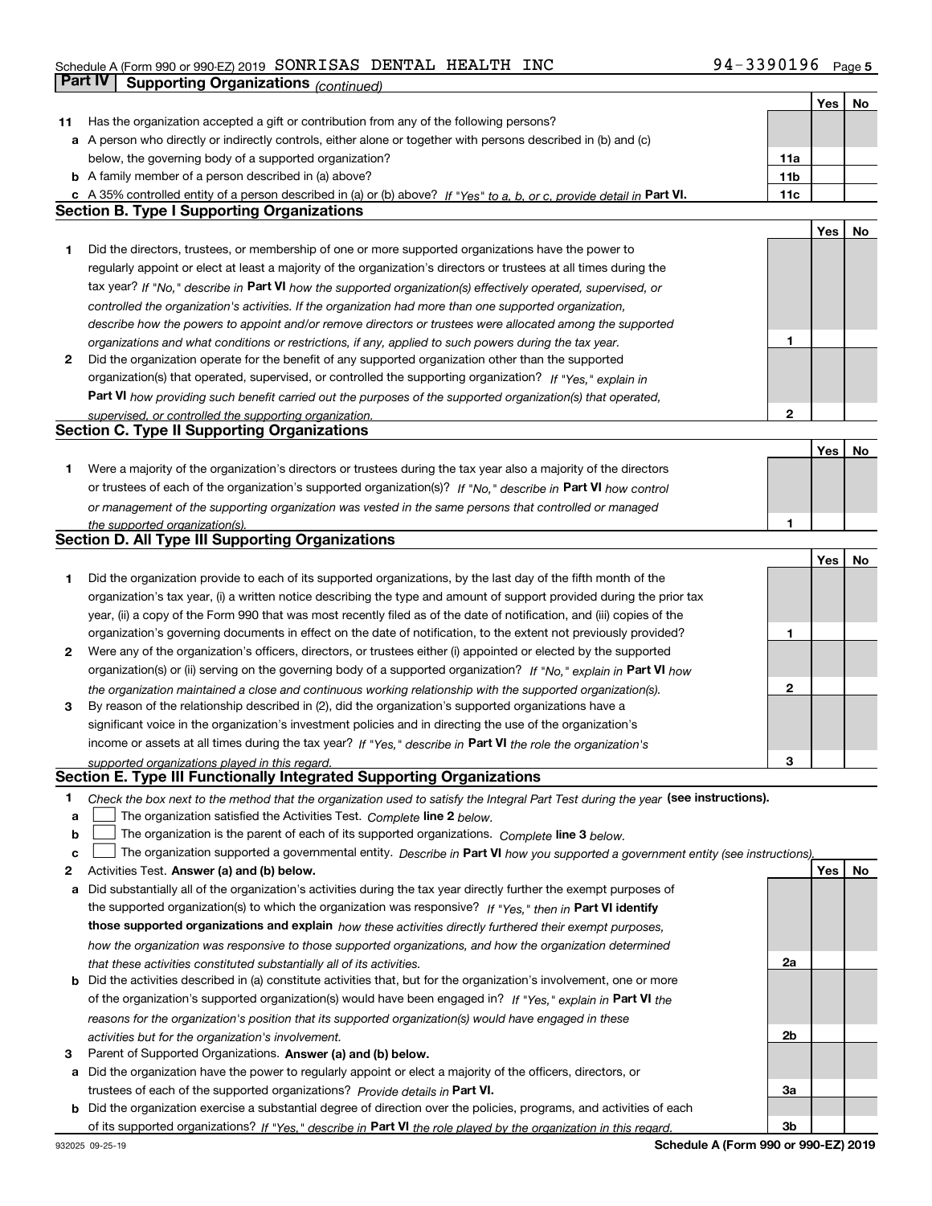Schedule A (Form 990 or 990-EZ) 2019 SONRISAS DENTAL HEALTH INC 94-3390196

## Part IV Supporting Organizations *(continued)*

| | | | Yes | No |
|---|---|---|---|---|
| **11** | Has the organization accepted a gift or contribution from any of the following persons? | | | |
| **a** | A person who directly or indirectly controls, either alone or together with persons described in (b) and (c) below, the governing body of a supported organization? | **11a** | | |
| **b** | A family member of a person described in (a) above? | **11b** | | |
| **c** | A 35% controlled entity of a person described in (a) or (b) above? *If "Yes" to a, b, or c, provide detail in* **Part VI.** | **11c** | | |

### Section B. Type I Supporting Organizations

| | | | Yes | No |
|---|---|---|---|---|
| **1** | Did the directors, trustees, or membership of one or more supported organizations have the power to regularly appoint or elect at least a majority of the organization's directors or trustees at all times during the tax year? *If "No," describe in* **Part VI** *how the supported organization(s) effectively operated, supervised, or controlled the organization's activities. If the organization had more than one supported organization, describe how the powers to appoint and/or remove directors or trustees were allocated among the supported organizations and what conditions or restrictions, if any, applied to such powers during the tax year.* | **1** | | |
| **2** | Did the organization operate for the benefit of any supported organization other than the supported organization(s) that operated, supervised, or controlled the supporting organization? *If "Yes," explain in* **Part VI** *how providing such benefit carried out the purposes of the supported organization(s) that operated, supervised, or controlled the supporting organization.* | **2** | | |

### Section C. Type II Supporting Organizations

| | | | Yes | No |
|---|---|---|---|---|
| **1** | Were a majority of the organization's directors or trustees during the tax year also a majority of the directors or trustees of each of the organization's supported organization(s)? *If "No," describe in* **Part VI** *how control or management of the supporting organization was vested in the same persons that controlled or managed the supported organization(s).* | **1** | | |

### Section D. All Type III Supporting Organizations

| | | | Yes | No |
|---|---|---|---|---|
| **1** | Did the organization provide to each of its supported organizations, by the last day of the fifth month of the organization's tax year, (i) a written notice describing the type and amount of support provided during the prior tax year, (ii) a copy of the Form 990 that was most recently filed as of the date of notification, and (iii) copies of the organization's governing documents in effect on the date of notification, to the extent not previously provided? | **1** | | |
| **2** | Were any of the organization's officers, directors, or trustees either (i) appointed or elected by the supported organization(s) or (ii) serving on the governing body of a supported organization? *If "No," explain in* **Part VI** *how the organization maintained a close and continuous working relationship with the supported organization(s).* | **2** | | |
| **3** | By reason of the relationship described in (2), did the organization's supported organizations have a significant voice in the organization's investment policies and in directing the use of the organization's income or assets at all times during the tax year? *If "Yes," describe in* **Part VI** *the role the organization's supported organizations played in this regard.* | **3** | | |

### Section E. Type III Functionally Integrated Supporting Organizations

**1** *Check the box next to the method that the organization used to satisfy the Integral Part Test during the year* **(see instructions).**

- **a** ☐ The organization satisfied the Activities Test. *Complete* **line 2** *below.*
- **b** ☐ The organization is the parent of each of its supported organizations. *Complete* **line 3** *below.*
- **c** ☐ The organization supported a governmental entity. *Describe in* **Part VI** *how you supported a government entity (see instructions).*

| | | | Yes | No |
|---|---|---|---|---|
| **2** | Activities Test. **Answer (a) and (b) below.** | | | |
| **a** | Did substantially all of the organization's activities during the tax year directly further the exempt purposes of the supported organization(s) to which the organization was responsive? *If "Yes," then in* **Part VI identify those supported organizations and explain** *how these activities directly furthered their exempt purposes, how the organization was responsive to those supported organizations, and how the organization determined that these activities constituted substantially all of its activities.* | **2a** | | |
| **b** | Did the activities described in (a) constitute activities that, but for the organization's involvement, one or more of the organization's supported organization(s) would have been engaged in? *If "Yes," explain in* **Part VI** *the reasons for the organization's position that its supported organization(s) would have engaged in these activities but for the organization's involvement.* | **2b** | | |
| **3** | Parent of Supported Organizations. **Answer (a) and (b) below.** | | | |
| **a** | Did the organization have the power to regularly appoint or elect a majority of the officers, directors, or trustees of each of the supported organizations? *Provide details in* **Part VI.** | **3a** | | |
| **b** | Did the organization exercise a substantial degree of direction over the policies, programs, and activities of each of its supported organizations? *If "Yes," describe in* **Part VI** *the role played by the organization in this regard.* | **3b** | | |

932025 09-25-19 **Schedule A (Form 990 or 990-EZ) 2019**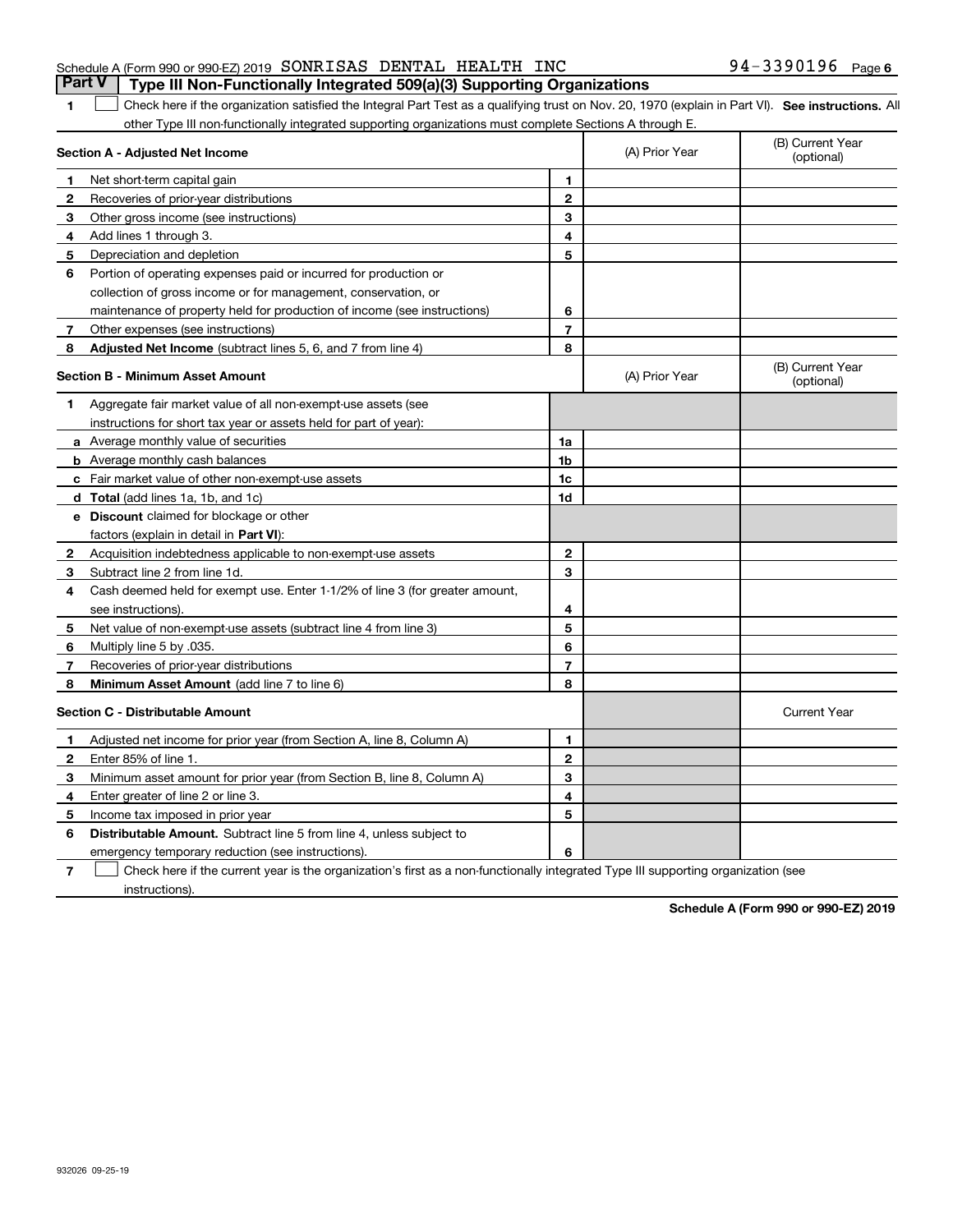Schedule A (Form 990 or 990-EZ) 2019 SONRISAS DENTAL HEALTH INC 94-3390196

## Part V Type III Non-Functionally Integrated 509(a)(3) Supporting Organizations

1 ☐ Check here if the organization satisfied the Integral Part Test as a qualifying trust on Nov. 20, 1970 (explain in Part VI). **See instructions.** All other Type III non-functionally integrated supporting organizations must complete Sections A through E.

| Section A - Adjusted Net Income | | | (A) Prior Year | (B) Current Year (optional) |
|---|---|---|---|---|
| 1 | Net short-term capital gain | 1 | | |
| 2 | Recoveries of prior-year distributions | 2 | | |
| 3 | Other gross income (see instructions) | 3 | | |
| 4 | Add lines 1 through 3. | 4 | | |
| 5 | Depreciation and depletion | 5 | | |
| 6 | Portion of operating expenses paid or incurred for production or collection of gross income or for management, conservation, or maintenance of property held for production of income (see instructions) | 6 | | |
| 7 | Other expenses (see instructions) | 7 | | |
| 8 | **Adjusted Net Income** (subtract lines 5, 6, and 7 from line 4) | 8 | | |

| Section B - Minimum Asset Amount | | | (A) Prior Year | (B) Current Year (optional) |
|---|---|---|---|---|
| 1 | Aggregate fair market value of all non-exempt-use assets (see instructions for short tax year or assets held for part of year): | | | |
| a | Average monthly value of securities | 1a | | |
| b | Average monthly cash balances | 1b | | |
| c | Fair market value of other non-exempt-use assets | 1c | | |
| d | **Total** (add lines 1a, 1b, and 1c) | 1d | | |
| e | **Discount** claimed for blockage or other factors (explain in detail in **Part VI**): | | | |
| 2 | Acquisition indebtedness applicable to non-exempt-use assets | 2 | | |
| 3 | Subtract line 2 from line 1d. | 3 | | |
| 4 | Cash deemed held for exempt use. Enter 1-1/2% of line 3 (for greater amount, see instructions). | 4 | | |
| 5 | Net value of non-exempt-use assets (subtract line 4 from line 3) | 5 | | |
| 6 | Multiply line 5 by .035. | 6 | | |
| 7 | Recoveries of prior-year distributions | 7 | | |
| 8 | **Minimum Asset Amount** (add line 7 to line 6) | 8 | | |

| Section C - Distributable Amount | | | | Current Year |
|---|---|---|---|---|
| 1 | Adjusted net income for prior year (from Section A, line 8, Column A) | 1 | | |
| 2 | Enter 85% of line 1. | 2 | | |
| 3 | Minimum asset amount for prior year (from Section B, line 8, Column A) | 3 | | |
| 4 | Enter greater of line 2 or line 3. | 4 | | |
| 5 | Income tax imposed in prior year | 5 | | |
| 6 | **Distributable Amount.** Subtract line 5 from line 4, unless subject to emergency temporary reduction (see instructions). | 6 | | |

7 ☐ Check here if the current year is the organization's first as a non-functionally integrated Type III supporting organization (see instructions).

**Schedule A (Form 990 or 990-EZ) 2019**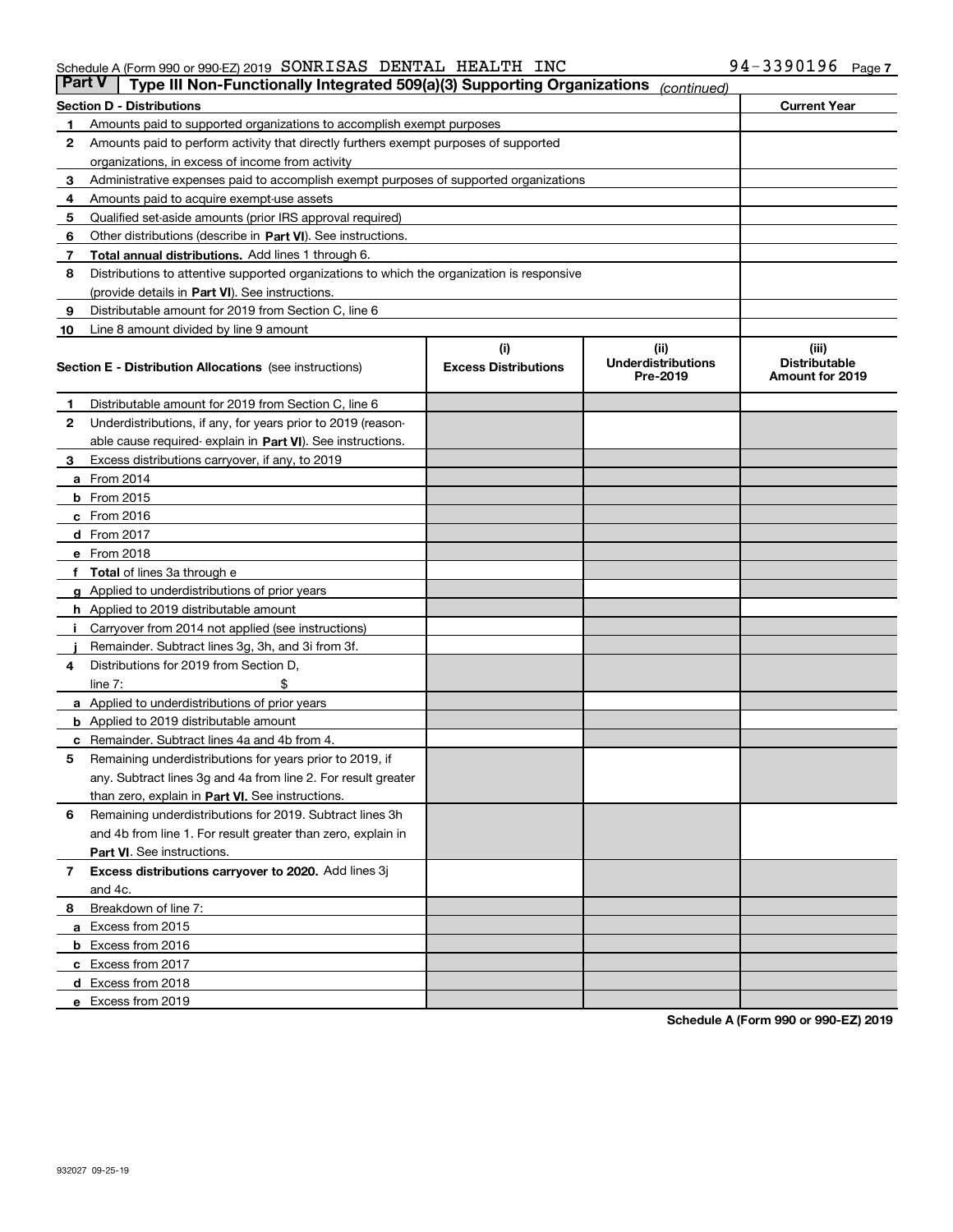Schedule A (Form 990 or 990-EZ) 2019 SONRISAS DENTAL HEALTH INC 94-3390196

## Part V Type III Non-Functionally Integrated 509(a)(3) Supporting Organizations *(continued)*

| Section D - Distributions | | Current Year |
|---|---|---|
| 1 | Amounts paid to supported organizations to accomplish exempt purposes | |
| 2 | Amounts paid to perform activity that directly furthers exempt purposes of supported organizations, in excess of income from activity | |
| 3 | Administrative expenses paid to accomplish exempt purposes of supported organizations | |
| 4 | Amounts paid to acquire exempt-use assets | |
| 5 | Qualified set-aside amounts (prior IRS approval required) | |
| 6 | Other distributions (describe in **Part VI**). See instructions. | |
| 7 | **Total annual distributions.** Add lines 1 through 6. | |
| 8 | Distributions to attentive supported organizations to which the organization is responsive (provide details in **Part VI**). See instructions. | |
| 9 | Distributable amount for 2019 from Section C, line 6 | |
| 10 | Line 8 amount divided by line 9 amount | |

| | Section E - Distribution Allocations (see instructions) | (i) Excess Distributions | (ii) Underdistributions Pre-2019 | (iii) Distributable Amount for 2019 |
|---|---|---|---|---|
| 1 | Distributable amount for 2019 from Section C, line 6 | | | |
| 2 | Underdistributions, if any, for years prior to 2019 (reasonable cause required- explain in **Part VI**). See instructions. | | | |
| 3 | Excess distributions carryover, if any, to 2019 | | | |
| a | From 2014 | | | |
| b | From 2015 | | | |
| c | From 2016 | | | |
| d | From 2017 | | | |
| e | From 2018 | | | |
| f | **Total** of lines 3a through e | | | |
| g | Applied to underdistributions of prior years | | | |
| h | Applied to 2019 distributable amount | | | |
| i | Carryover from 2014 not applied (see instructions) | | | |
| j | Remainder. Subtract lines 3g, 3h, and 3i from 3f. | | | |
| 4 | Distributions for 2019 from Section D, line 7: $ | | | |
| a | Applied to underdistributions of prior years | | | |
| b | Applied to 2019 distributable amount | | | |
| c | Remainder. Subtract lines 4a and 4b from 4. | | | |
| 5 | Remaining underdistributions for years prior to 2019, if any. Subtract lines 3g and 4a from line 2. For result greater than zero, explain in **Part VI**. See instructions. | | | |
| 6 | Remaining underdistributions for 2019. Subtract lines 3h and 4b from line 1. For result greater than zero, explain in **Part VI**. See instructions. | | | |
| 7 | **Excess distributions carryover to 2020.** Add lines 3j and 4c. | | | |
| 8 | Breakdown of line 7: | | | |
| a | Excess from 2015 | | | |
| b | Excess from 2016 | | | |
| c | Excess from 2017 | | | |
| d | Excess from 2018 | | | |
| e | Excess from 2019 | | | |

**Schedule A (Form 990 or 990-EZ) 2019**

932027 09-25-19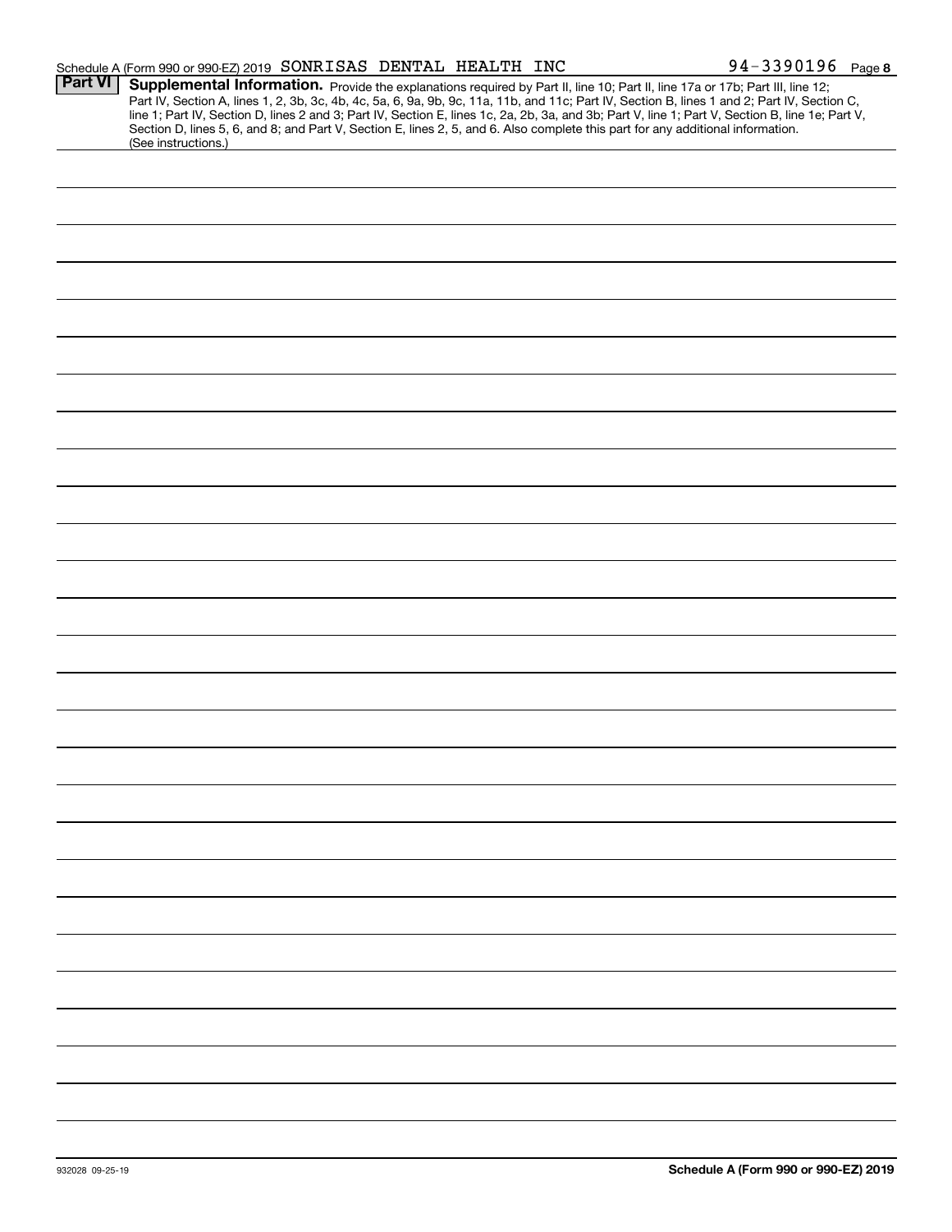Schedule A (Form 990 or 990-EZ) 2019 SONRISAS DENTAL HEALTH INC 94-3390196 Page 8

**Part VI** **Supplemental Information.** Provide the explanations required by Part II, line 10; Part II, line 17a or 17b; Part III, line 12; Part IV, Section A, lines 1, 2, 3b, 3c, 4b, 4c, 5a, 6, 9a, 9b, 9c, 11a, 11b, and 11c; Part IV, Section B, lines 1 and 2; Part IV, Section C, line 1; Part IV, Section D, lines 2 and 3; Part IV, Section E, lines 1c, 2a, 2b, 3a, and 3b; Part V, line 1; Part V, Section B, line 1e; Part V, Section D, lines 5, 6, and 8; and Part V, Section E, lines 2, 5, and 6. Also complete this part for any additional information. (See instructions.)

932028 09-25-19

**Schedule A (Form 990 or 990-EZ) 2019**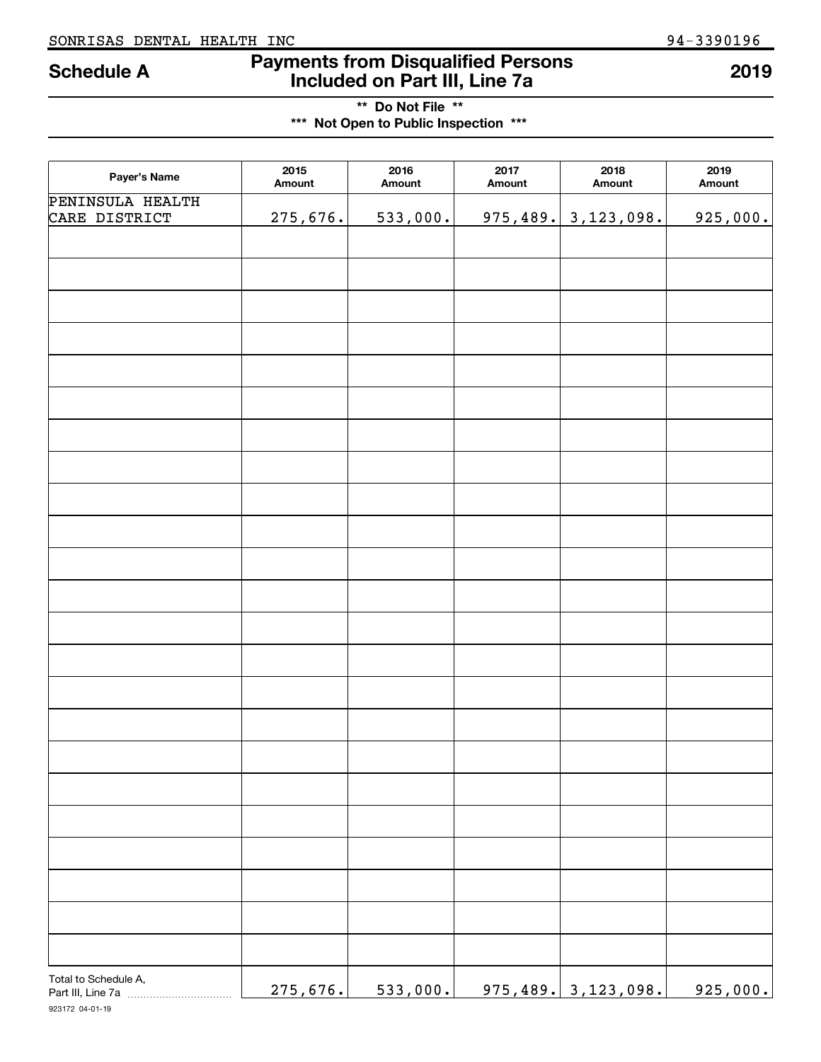SONRISAS DENTAL HEALTH INC 94-3390196

# Schedule A — Payments from Disqualified Persons Included on Part III, Line 7a — 2019

**\*\* Do Not File \*\***

**\*\*\* Not Open to Public Inspection \*\*\***

| Payer's Name | 2015 Amount | 2016 Amount | 2017 Amount | 2018 Amount | 2019 Amount |
|---|---|---|---|---|---|
| PENINSULA HEALTH CARE DISTRICT | 275,676. | 533,000. | 975,489. | 3,123,098. | 925,000. |
| | | | | | |
| | | | | | |
| | | | | | |
| | | | | | |
| | | | | | |
| | | | | | |
| | | | | | |
| | | | | | |
| | | | | | |
| | | | | | |
| | | | | | |
| | | | | | |
| | | | | | |
| | | | | | |
| | | | | | |
| | | | | | |
| | | | | | |
| | | | | | |
| | | | | | |
| | | | | | |
| | | | | | |
| | | | | | |
| | | | | | |
| Total to Schedule A, Part III, Line 7a | 275,676. | 533,000. | 975,489. | 3,123,098. | 925,000. |

923172 04-01-19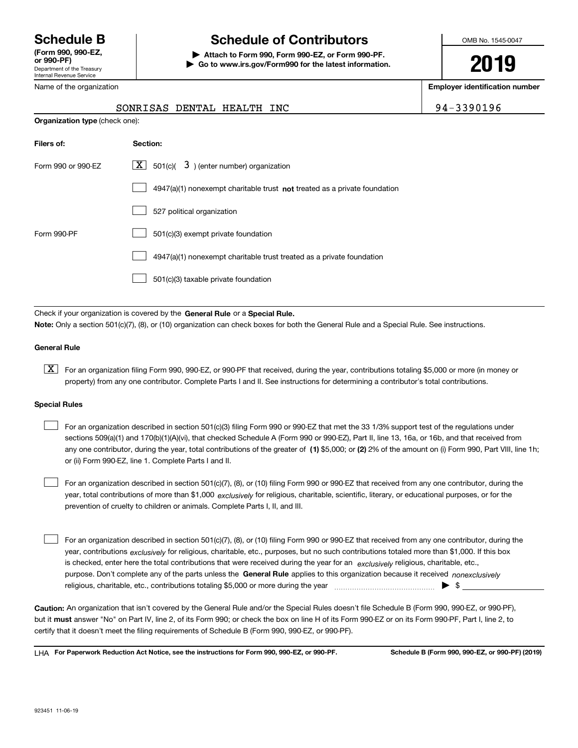# Schedule B

**(Form 990, 990-EZ, or 990-PF)**

Department of the Treasury
Internal Revenue Service

# Schedule of Contributors

▶ **Attach to Form 990, Form 990-EZ, or Form 990-PF.**

▶ **Go to www.irs.gov/Form990 for the latest information.**

OMB No. 1545-0047

**2019**

| Name of the organization | Employer identification number |
|---|---|
| SONRISAS DENTAL HEALTH INC | 94-3390196 |

**Organization type** (check one):

| Filers of: | Section: |
|---|---|
| Form 990 or 990-EZ | [X] 501(c)( 3 ) (enter number) organization |
| | [ ] 4947(a)(1) nonexempt charitable trust **not** treated as a private foundation |
| | [ ] 527 political organization |
| Form 990-PF | [ ] 501(c)(3) exempt private foundation |
| | [ ] 4947(a)(1) nonexempt charitable trust treated as a private foundation |
| | [ ] 501(c)(3) taxable private foundation |

Check if your organization is covered by the **General Rule** or a **Special Rule.**

**Note:** Only a section 501(c)(7), (8), or (10) organization can check boxes for both the General Rule and a Special Rule. See instructions.

**General Rule**

[X] For an organization filing Form 990, 990-EZ, or 990-PF that received, during the year, contributions totaling $5,000 or more (in money or property) from any one contributor. Complete Parts I and II. See instructions for determining a contributor's total contributions.

**Special Rules**

[ ] For an organization described in section 501(c)(3) filing Form 990 or 990-EZ that met the 33 1/3% support test of the regulations under sections 509(a)(1) and 170(b)(1)(A)(vi), that checked Schedule A (Form 990 or 990-EZ), Part II, line 13, 16a, or 16b, and that received from any one contributor, during the year, total contributions of the greater of **(1)** $5,000; or **(2)** 2% of the amount on (i) Form 990, Part VIII, line 1h; or (ii) Form 990-EZ, line 1. Complete Parts I and II.

[ ] For an organization described in section 501(c)(7), (8), or (10) filing Form 990 or 990-EZ that received from any one contributor, during the year, total contributions of more than $1,000 *exclusively* for religious, charitable, scientific, literary, or educational purposes, or for the prevention of cruelty to children or animals. Complete Parts I, II, and III.

[ ] For an organization described in section 501(c)(7), (8), or (10) filing Form 990 or 990-EZ that received from any one contributor, during the year, contributions *exclusively* for religious, charitable, etc., purposes, but no such contributions totaled more than $1,000. If this box is checked, enter here the total contributions that were received during the year for an *exclusively* religious, charitable, etc., purpose. Don't complete any of the parts unless the **General Rule** applies to this organization because it received *nonexclusively* religious, charitable, etc., contributions totaling $5,000 or more during the year ▶ $ ____________

**Caution:** An organization that isn't covered by the General Rule and/or the Special Rules doesn't file Schedule B (Form 990, 990-EZ, or 990-PF), but it **must** answer "No" on Part IV, line 2, of its Form 990; or check the box on line H of its Form 990-EZ or on its Form 990-PF, Part I, line 2, to certify that it doesn't meet the filing requirements of Schedule B (Form 990, 990-EZ, or 990-PF).

LHA **For Paperwork Reduction Act Notice, see the instructions for Form 990, 990-EZ, or 990-PF.** **Schedule B (Form 990, 990-EZ, or 990-PF) (2019)**

923451 11-06-19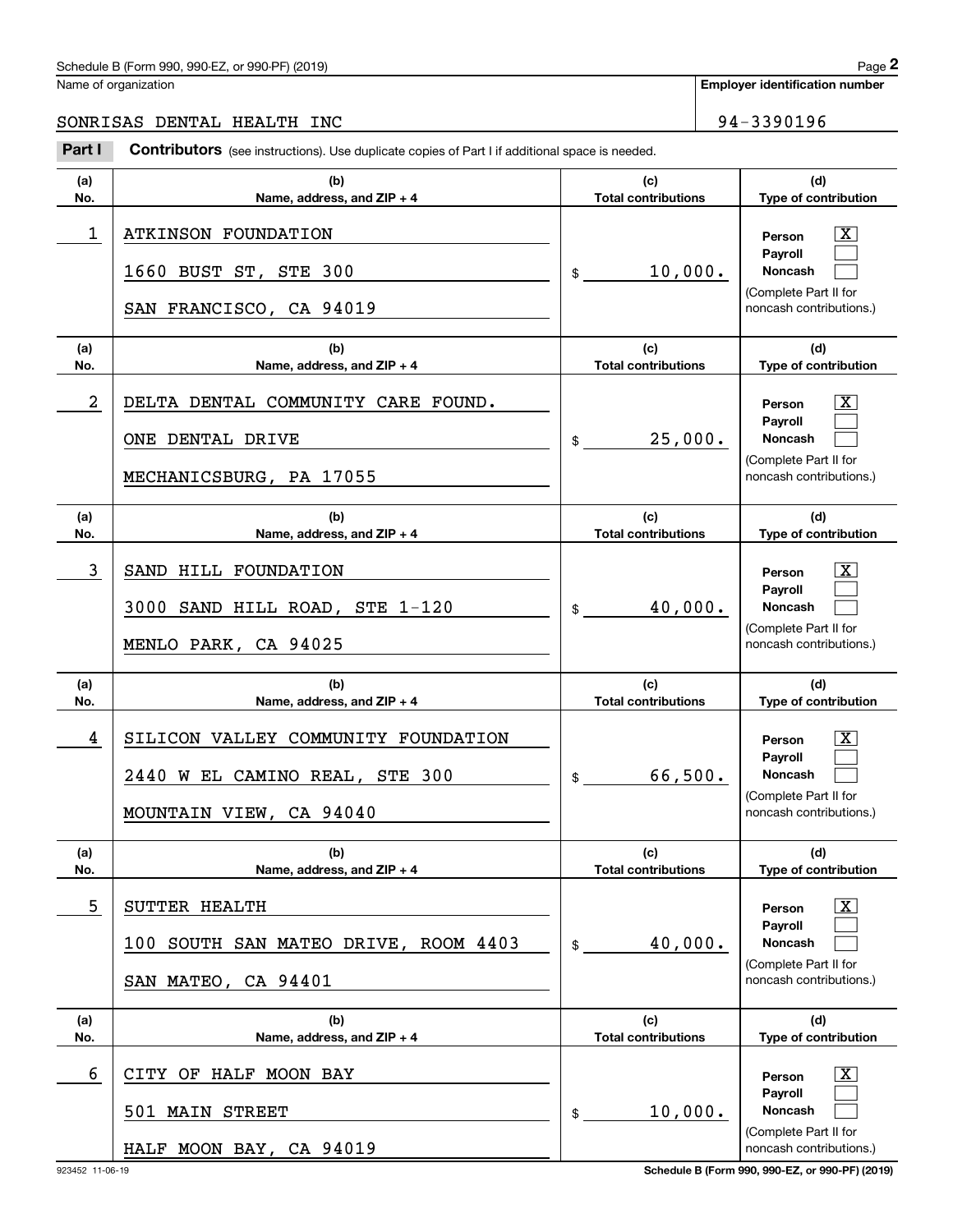Schedule B (Form 990, 990-EZ, or 990-PF) (2019)

Name of organization: SONRISAS DENTAL HEALTH INC

Employer identification number: 94-3390196

**Part I** **Contributors** (see instructions). Use duplicate copies of Part I if additional space is needed.

| (a) No. | (b) Name, address, and ZIP + 4 | (c) Total contributions | (d) Type of contribution |
|---|---|---|---|
| 1 | ATKINSON FOUNDATION<br>1660 BUST ST, STE 300<br>SAN FRANCISCO, CA 94019 | $ 10,000. | Person [X]<br>Payroll [ ]<br>Noncash [ ]<br>(Complete Part II for noncash contributions.) |
| 2 | DELTA DENTAL COMMUNITY CARE FOUND.<br>ONE DENTAL DRIVE<br>MECHANICSBURG, PA 17055 | $ 25,000. | Person [X]<br>Payroll [ ]<br>Noncash [ ]<br>(Complete Part II for noncash contributions.) |
| 3 | SAND HILL FOUNDATION<br>3000 SAND HILL ROAD, STE 1-120<br>MENLO PARK, CA 94025 | $ 40,000. | Person [X]<br>Payroll [ ]<br>Noncash [ ]<br>(Complete Part II for noncash contributions.) |
| 4 | SILICON VALLEY COMMUNITY FOUNDATION<br>2440 W EL CAMINO REAL, STE 300<br>MOUNTAIN VIEW, CA 94040 | $ 66,500. | Person [X]<br>Payroll [ ]<br>Noncash [ ]<br>(Complete Part II for noncash contributions.) |
| 5 | SUTTER HEALTH<br>100 SOUTH SAN MATEO DRIVE, ROOM 4403<br>SAN MATEO, CA 94401 | $ 40,000. | Person [X]<br>Payroll [ ]<br>Noncash [ ]<br>(Complete Part II for noncash contributions.) |
| 6 | CITY OF HALF MOON BAY<br>501 MAIN STREET<br>HALF MOON BAY, CA 94019 | $ 10,000. | Person [X]<br>Payroll [ ]<br>Noncash [ ]<br>(Complete Part II for noncash contributions.) |

923452 11-06-19 Schedule B (Form 990, 990-EZ, or 990-PF) (2019)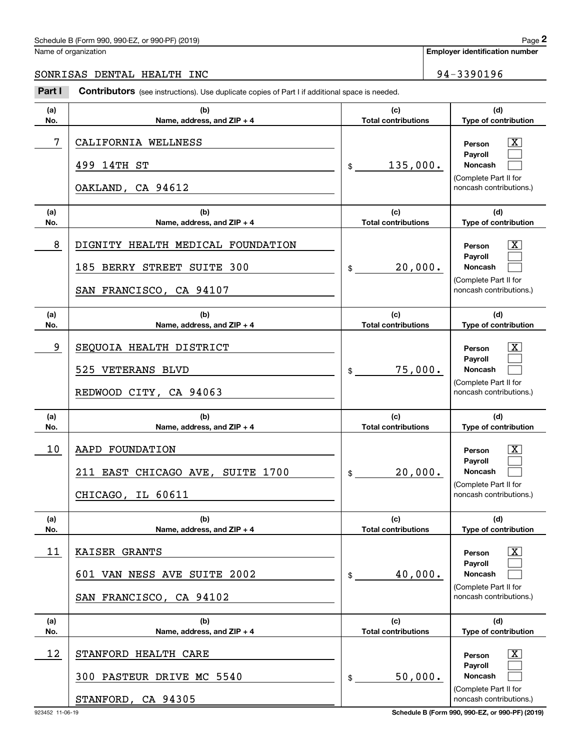Schedule B (Form 990, 990-EZ, or 990-PF) (2019)

Name of organization: SONRISAS DENTAL HEALTH INC

Employer identification number: 94-3390196

## Part I Contributors

(see instructions). Use duplicate copies of Part I if additional space is needed.

| (a) No. | (b) Name, address, and ZIP + 4 | (c) Total contributions | (d) Type of contribution |
|---|---|---|---|
| 7 | CALIFORNIA WELLNESS<br>499 14TH ST<br>OAKLAND, CA 94612 | $ 135,000. | Person [X]<br>Payroll [ ]<br>Noncash [ ]<br>(Complete Part II for noncash contributions.) |
| 8 | DIGNITY HEALTH MEDICAL FOUNDATION<br>185 BERRY STREET SUITE 300<br>SAN FRANCISCO, CA 94107 | $ 20,000. | Person [X]<br>Payroll [ ]<br>Noncash [ ]<br>(Complete Part II for noncash contributions.) |
| 9 | SEQUOIA HEALTH DISTRICT<br>525 VETERANS BLVD<br>REDWOOD CITY, CA 94063 | $ 75,000. | Person [X]<br>Payroll [ ]<br>Noncash [ ]<br>(Complete Part II for noncash contributions.) |
| 10 | AAPD FOUNDATION<br>211 EAST CHICAGO AVE, SUITE 1700<br>CHICAGO, IL 60611 | $ 20,000. | Person [X]<br>Payroll [ ]<br>Noncash [ ]<br>(Complete Part II for noncash contributions.) |
| 11 | KAISER GRANTS<br>601 VAN NESS AVE SUITE 2002<br>SAN FRANCISCO, CA 94102 | $ 40,000. | Person [X]<br>Payroll [ ]<br>Noncash [ ]<br>(Complete Part II for noncash contributions.) |
| 12 | STANFORD HEALTH CARE<br>300 PASTEUR DRIVE MC 5540<br>STANFORD, CA 94305 | $ 50,000. | Person [X]<br>Payroll [ ]<br>Noncash [ ]<br>(Complete Part II for noncash contributions.) |

923452 11-06-19

Schedule B (Form 990, 990-EZ, or 990-PF) (2019)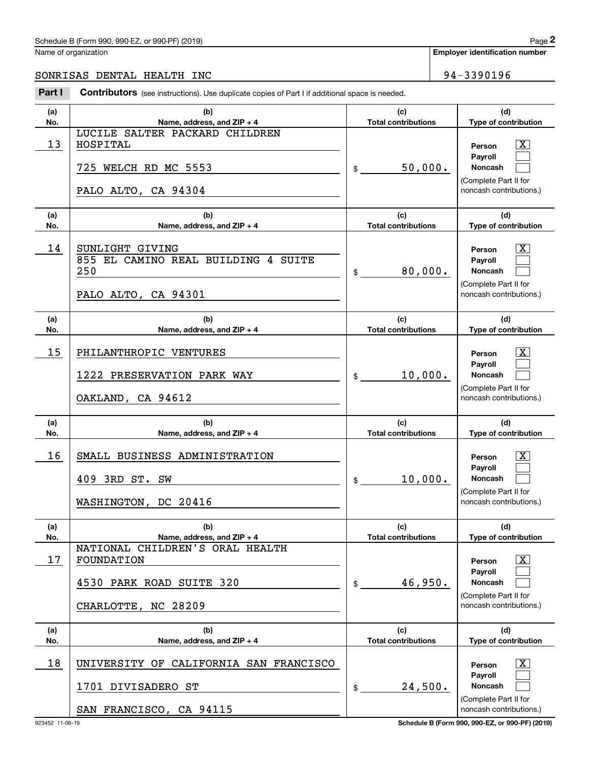Schedule B (Form 990, 990-EZ, or 990-PF) (2019)

Name of organization: SONRISAS DENTAL HEALTH INC

**Employer identification number**: 94-3390196

**Part I** **Contributors** (see instructions). Use duplicate copies of Part I if additional space is needed.

| (a) No. | (b) Name, address, and ZIP + 4 | (c) Total contributions | (d) Type of contribution |
|---|---|---|---|
| 13 | LUCILE SALTER PACKARD CHILDREN HOSPITAL<br>725 WELCH RD MC 5553<br>PALO ALTO, CA 94304 | $ 50,000. | Person [X]<br>Payroll [ ]<br>Noncash [ ]<br>(Complete Part II for noncash contributions.) |
| 14 | SUNLIGHT GIVING<br>855 EL CAMINO REAL BUILDING 4 SUITE 250<br>PALO ALTO, CA 94301 | $ 80,000. | Person [X]<br>Payroll [ ]<br>Noncash [ ]<br>(Complete Part II for noncash contributions.) |
| 15 | PHILANTHROPIC VENTURES<br>1222 PRESERVATION PARK WAY<br>OAKLAND, CA 94612 | $ 10,000. | Person [X]<br>Payroll [ ]<br>Noncash [ ]<br>(Complete Part II for noncash contributions.) |
| 16 | SMALL BUSINESS ADMINISTRATION<br>409 3RD ST. SW<br>WASHINGTON, DC 20416 | $ 10,000. | Person [X]<br>Payroll [ ]<br>Noncash [ ]<br>(Complete Part II for noncash contributions.) |
| 17 | NATIONAL CHILDREN'S ORAL HEALTH FOUNDATION<br>4530 PARK ROAD SUITE 320<br>CHARLOTTE, NC 28209 | $ 46,950. | Person [X]<br>Payroll [ ]<br>Noncash [ ]<br>(Complete Part II for noncash contributions.) |
| 18 | UNIVERSITY OF CALIFORNIA SAN FRANCISCO<br>1701 DIVISADERO ST<br>SAN FRANCISCO, CA 94115 | $ 24,500. | Person [X]<br>Payroll [ ]<br>Noncash [ ]<br>(Complete Part II for noncash contributions.) |

923452 11-06-19 Schedule B (Form 990, 990-EZ, or 990-PF) (2019)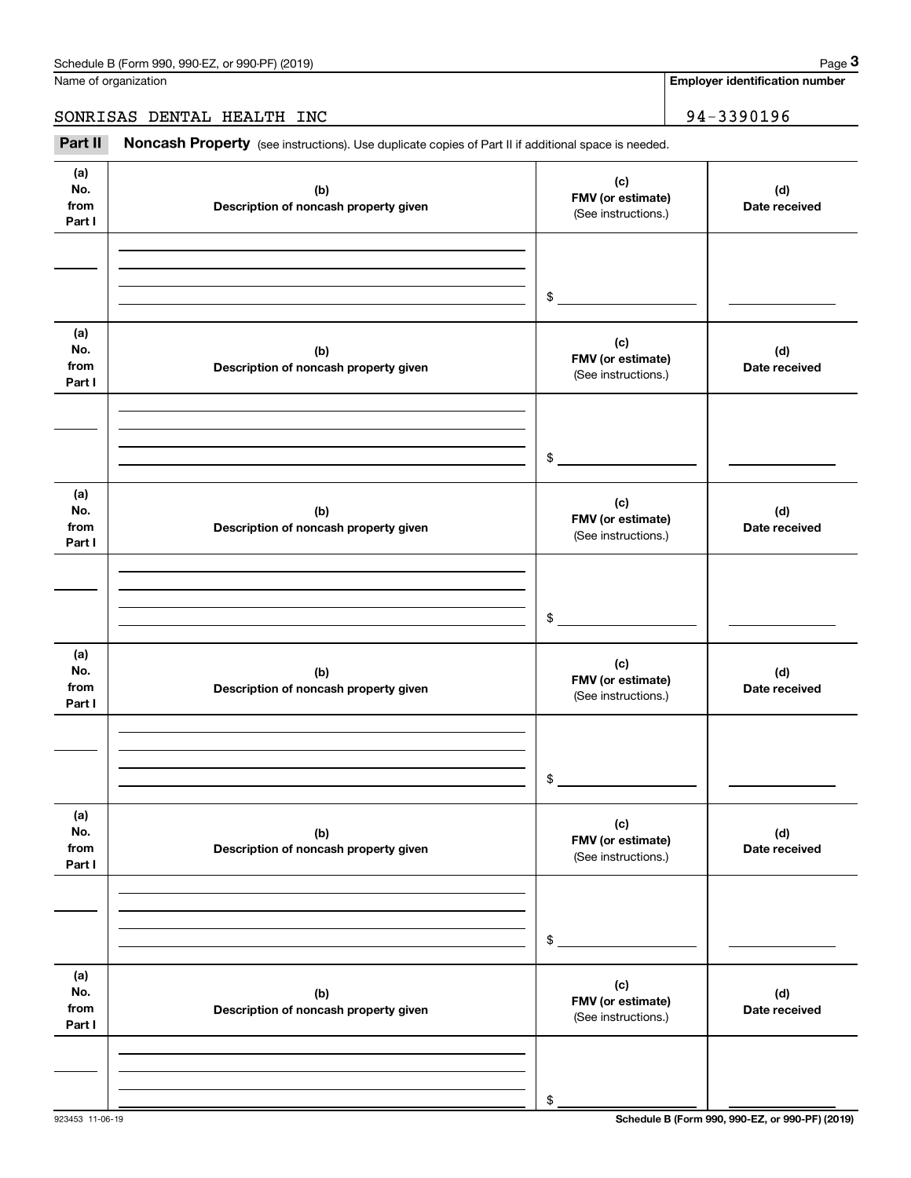Schedule B (Form 990, 990-EZ, or 990-PF) (2019)

Name of organization

SONRISAS DENTAL HEALTH INC

**Employer identification number**

94-3390196

## Part II Noncash Property (see instructions). Use duplicate copies of Part II if additional space is needed.

| (a) No. from Part I | (b) Description of noncash property given | (c) FMV (or estimate) (See instructions.) | (d) Date received |
|---|---|---|---|
| | | $ | |

| (a) No. from Part I | (b) Description of noncash property given | (c) FMV (or estimate) (See instructions.) | (d) Date received |
|---|---|---|---|
| | | $ | |

| (a) No. from Part I | (b) Description of noncash property given | (c) FMV (or estimate) (See instructions.) | (d) Date received |
|---|---|---|---|
| | | $ | |

| (a) No. from Part I | (b) Description of noncash property given | (c) FMV (or estimate) (See instructions.) | (d) Date received |
|---|---|---|---|
| | | $ | |

| (a) No. from Part I | (b) Description of noncash property given | (c) FMV (or estimate) (See instructions.) | (d) Date received |
|---|---|---|---|
| | | $ | |

| (a) No. from Part I | (b) Description of noncash property given | (c) FMV (or estimate) (See instructions.) | (d) Date received |
|---|---|---|---|
| | | $ | |

923453 11-06-19

**Schedule B (Form 990, 990-EZ, or 990-PF) (2019)**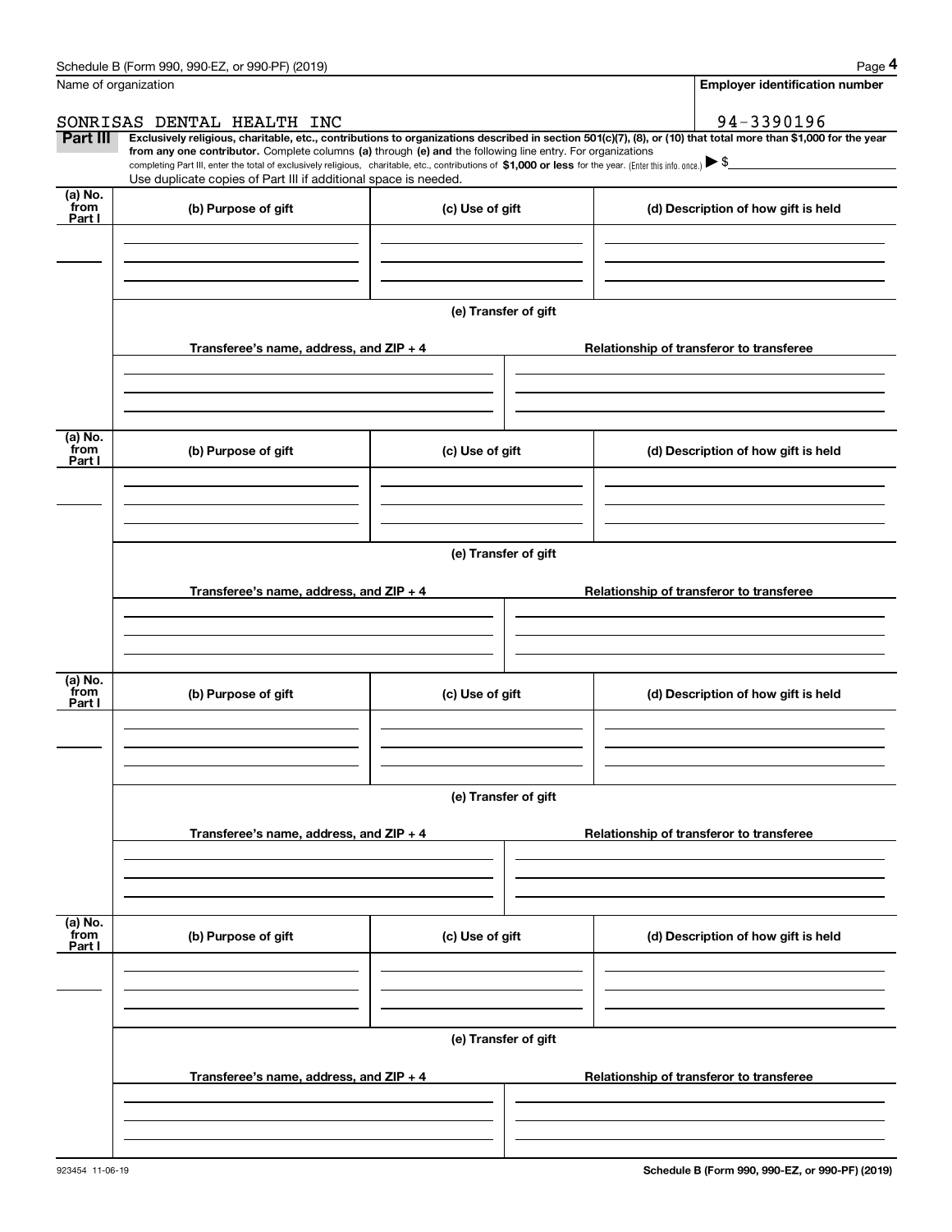Schedule B (Form 990, 990-EZ, or 990-PF) (2019)

Name of organization: SONRISAS DENTAL HEALTH INC

Employer identification number: 94-3390196

**Part III** **Exclusively religious, charitable, etc., contributions to organizations described in section 501(c)(7), (8), or (10) that total more than $1,000 for the year from any one contributor.** Complete columns **(a)** through **(e) and** the following line entry. For organizations completing Part III, enter the total of exclusively religious, charitable, etc., contributions of **$1,000 or less** for the year. (Enter this info. once.) ▶ $

Use duplicate copies of Part III if additional space is needed.

| (a) No. from Part I | (b) Purpose of gift | (c) Use of gift | (d) Description of how gift is held |
|---|---|---|---|
| | | | |

(e) Transfer of gift

| Transferee's name, address, and ZIP + 4 | Relationship of transferor to transferee |
|---|---|
| | |

| (a) No. from Part I | (b) Purpose of gift | (c) Use of gift | (d) Description of how gift is held |
|---|---|---|---|
| | | | |

(e) Transfer of gift

| Transferee's name, address, and ZIP + 4 | Relationship of transferor to transferee |
|---|---|
| | |

| (a) No. from Part I | (b) Purpose of gift | (c) Use of gift | (d) Description of how gift is held |
|---|---|---|---|
| | | | |

(e) Transfer of gift

| Transferee's name, address, and ZIP + 4 | Relationship of transferor to transferee |
|---|---|
| | |

| (a) No. from Part I | (b) Purpose of gift | (c) Use of gift | (d) Description of how gift is held |
|---|---|---|---|
| | | | |

(e) Transfer of gift

| Transferee's name, address, and ZIP + 4 | Relationship of transferor to transferee |
|---|---|
| | |

923454 11-06-19

Schedule B (Form 990, 990-EZ, or 990-PF) (2019)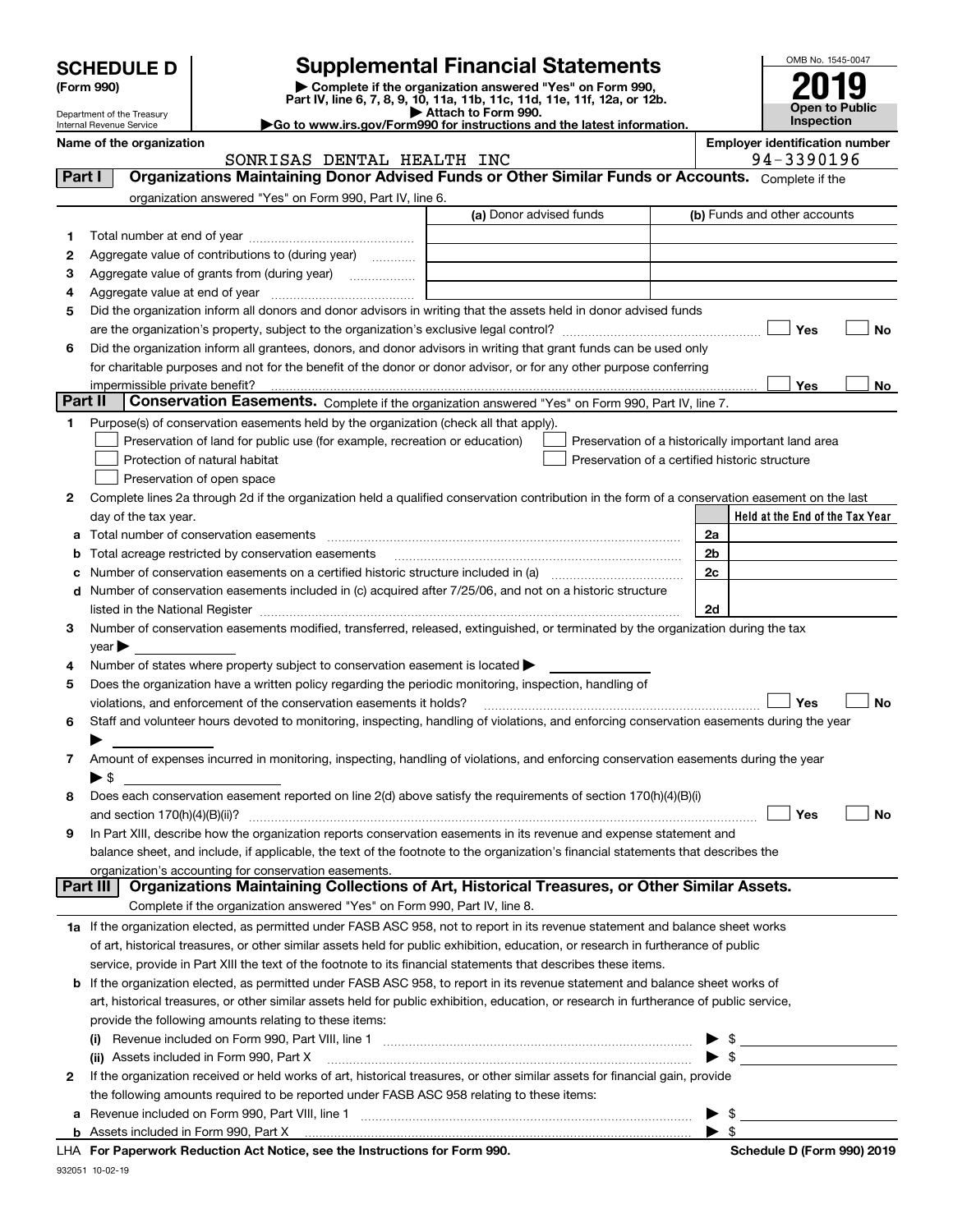# SCHEDULE D (Form 990)

Department of the Treasury
Internal Revenue Service

## Supplemental Financial Statements

▶ Complete if the organization answered "Yes" on Form 990, Part IV, line 6, 7, 8, 9, 10, 11a, 11b, 11c, 11d, 11e, 11f, 12a, or 12b.
▶ Attach to Form 990.
▶ Go to www.irs.gov/Form990 for instructions and the latest information.

OMB No. 1545-0047
**2019**
**Open to Public Inspection**

**Name of the organization:** SONRISAS DENTAL HEALTH INC
**Employer identification number:** 94-3390196

### Part I — Organizations Maintaining Donor Advised Funds or Other Similar Funds or Accounts.
Complete if the organization answered "Yes" on Form 990, Part IV, line 6.

| | | (a) Donor advised funds | (b) Funds and other accounts |
|---|---|---|---|
| 1 | Total number at end of year | | |
| 2 | Aggregate value of contributions to (during year) | | |
| 3 | Aggregate value of grants from (during year) | | |
| 4 | Aggregate value at end of year | | |

5 Did the organization inform all donors and donor advisors in writing that the assets held in donor advised funds are the organization's property, subject to the organization's exclusive legal control? ☐ Yes ☐ No

6 Did the organization inform all grantees, donors, and donor advisors in writing that grant funds can be used only for charitable purposes and not for the benefit of the donor or donor advisor, or for any other purpose conferring impermissible private benefit? ☐ Yes ☐ No

### Part II — Conservation Easements.
Complete if the organization answered "Yes" on Form 990, Part IV, line 7.

1 Purpose(s) of conservation easements held by the organization (check all that apply).
- ☐ Preservation of land for public use (for example, recreation or education)
- ☐ Protection of natural habitat
- ☐ Preservation of open space
- ☐ Preservation of a historically important land area
- ☐ Preservation of a certified historic structure

2 Complete lines 2a through 2d if the organization held a qualified conservation contribution in the form of a conservation easement on the last day of the tax year.

| | | | Held at the End of the Tax Year |
|---|---|---|---|
| a | Total number of conservation easements | 2a | |
| b | Total acreage restricted by conservation easements | 2b | |
| c | Number of conservation easements on a certified historic structure included in (a) | 2c | |
| d | Number of conservation easements included in (c) acquired after 7/25/06, and not on a historic structure listed in the National Register | 2d | |

3 Number of conservation easements modified, transferred, released, extinguished, or terminated by the organization during the tax year ▶

4 Number of states where property subject to conservation easement is located ▶

5 Does the organization have a written policy regarding the periodic monitoring, inspection, handling of violations, and enforcement of the conservation easements it holds? ☐ Yes ☐ No

6 Staff and volunteer hours devoted to monitoring, inspecting, handling of violations, and enforcing conservation easements during the year ▶

7 Amount of expenses incurred in monitoring, inspecting, handling of violations, and enforcing conservation easements during the year ▶ $

8 Does each conservation easement reported on line 2(d) above satisfy the requirements of section 170(h)(4)(B)(i) and section 170(h)(4)(B)(ii)? ☐ Yes ☐ No

9 In Part XIII, describe how the organization reports conservation easements in its revenue and expense statement and balance sheet, and include, if applicable, the text of the footnote to the organization's financial statements that describes the organization's accounting for conservation easements.

### Part III — Organizations Maintaining Collections of Art, Historical Treasures, or Other Similar Assets.
Complete if the organization answered "Yes" on Form 990, Part IV, line 8.

1a If the organization elected, as permitted under FASB ASC 958, not to report in its revenue statement and balance sheet works of art, historical treasures, or other similar assets held for public exhibition, education, or research in furtherance of public service, provide in Part XIII the text of the footnote to its financial statements that describes these items.

b If the organization elected, as permitted under FASB ASC 958, to report in its revenue statement and balance sheet works of art, historical treasures, or other similar assets held for public exhibition, education, or research in furtherance of public service, provide the following amounts relating to these items:

(i) Revenue included on Form 990, Part VIII, line 1 ▶ $

(ii) Assets included in Form 990, Part X ▶ $

2 If the organization received or held works of art, historical treasures, or other similar assets for financial gain, provide the following amounts required to be reported under FASB ASC 958 relating to these items:

a Revenue included on Form 990, Part VIII, line 1 ▶ $

b Assets included in Form 990, Part X ▶ $

LHA **For Paperwork Reduction Act Notice, see the Instructions for Form 990.** **Schedule D (Form 990) 2019**

932051 10-02-19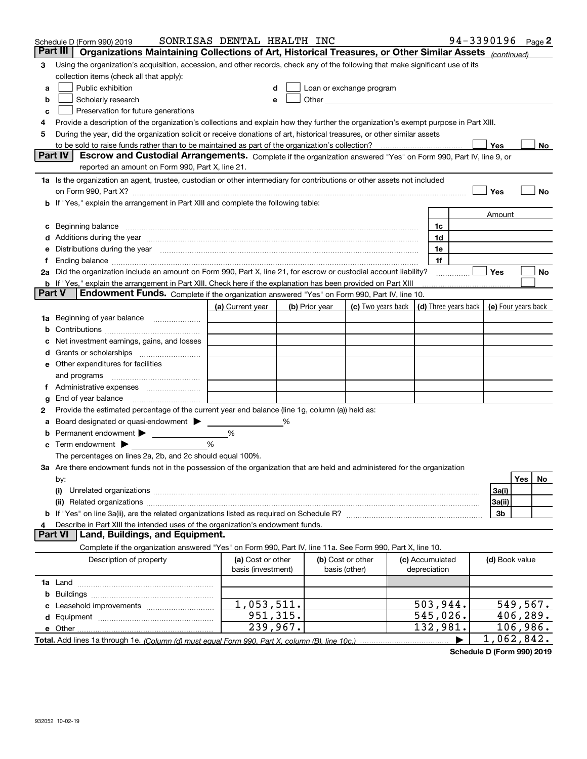Schedule D (Form 990) 2019 SONRISAS DENTAL HEALTH INC 94-3390196

## Part III Organizations Maintaining Collections of Art, Historical Treasures, or Other Similar Assets *(continued)*

**3** Using the organization's acquisition, accession, and other records, check any of the following that make significant use of its collection items (check all that apply):

- **a** ☐ Public exhibition
- **b** ☐ Scholarly research
- **c** ☐ Preservation for future generations
- **d** ☐ Loan or exchange program
- **e** ☐ Other

**4** Provide a description of the organization's collections and explain how they further the organization's exempt purpose in Part XIII.

**5** During the year, did the organization solicit or receive donations of art, historical treasures, or other similar assets to be sold to raise funds rather than to be maintained as part of the organization's collection? ☐ Yes ☐ No

## Part IV Escrow and Custodial Arrangements.

Complete if the organization answered "Yes" on Form 990, Part IV, line 9, or reported an amount on Form 990, Part X, line 21.

**1a** Is the organization an agent, trustee, custodian or other intermediary for contributions or other assets not included on Form 990, Part X? ☐ Yes ☐ No

**b** If "Yes," explain the arrangement in Part XIII and complete the following table:

| | | Amount |
|---|---|---|
| **c** Beginning balance | 1c | |
| **d** Additions during the year | 1d | |
| **e** Distributions during the year | 1e | |
| **f** Ending balance | 1f | |

**2a** Did the organization include an amount on Form 990, Part X, line 21, for escrow or custodial account liability? ☐ Yes ☐ No

**b** If "Yes," explain the arrangement in Part XIII. Check here if the explanation has been provided on Part XIII ☐

## Part V Endowment Funds.

Complete if the organization answered "Yes" on Form 990, Part IV, line 10.

| | (a) Current year | (b) Prior year | (c) Two years back | (d) Three years back | (e) Four years back |
|---|---|---|---|---|---|
| **1a** Beginning of year balance | | | | | |
| **b** Contributions | | | | | |
| **c** Net investment earnings, gains, and losses | | | | | |
| **d** Grants or scholarships | | | | | |
| **e** Other expenditures for facilities and programs | | | | | |
| **f** Administrative expenses | | | | | |
| **g** End of year balance | | | | | |

**2** Provide the estimated percentage of the current year end balance (line 1g, column (a)) held as:

- **a** Board designated or quasi-endowment ▶ ____ %
- **b** Permanent endowment ▶ ____ %
- **c** Term endowment ▶ ____ %

The percentages on lines 2a, 2b, and 2c should equal 100%.

**3a** Are there endowment funds not in the possession of the organization that are held and administered for the organization by:

| | | Yes | No |
|---|---|---|---|
| **(i)** Unrelated organizations | 3a(i) | | |
| **(ii)** Related organizations | 3a(ii) | | |
| **b** If "Yes" on line 3a(ii), are the related organizations listed as required on Schedule R? | 3b | | |

**4** Describe in Part XIII the intended uses of the organization's endowment funds.

## Part VI Land, Buildings, and Equipment.

Complete if the organization answered "Yes" on Form 990, Part IV, line 11a. See Form 990, Part X, line 10.

| Description of property | (a) Cost or other basis (investment) | (b) Cost or other basis (other) | (c) Accumulated depreciation | (d) Book value |
|---|---|---|---|---|
| **1a** Land | | | | |
| **b** Buildings | | | | |
| **c** Leasehold improvements | 1,053,511. | | 503,944. | 549,567. |
| **d** Equipment | 951,315. | | 545,026. | 406,289. |
| **e** Other | 239,967. | | 132,981. | 106,986. |
| **Total.** Add lines 1a through 1e. *(Column (d) must equal Form 990, Part X, column (B), line 10c.)* ▶ | | | | 1,062,842. |

Schedule D (Form 990) 2019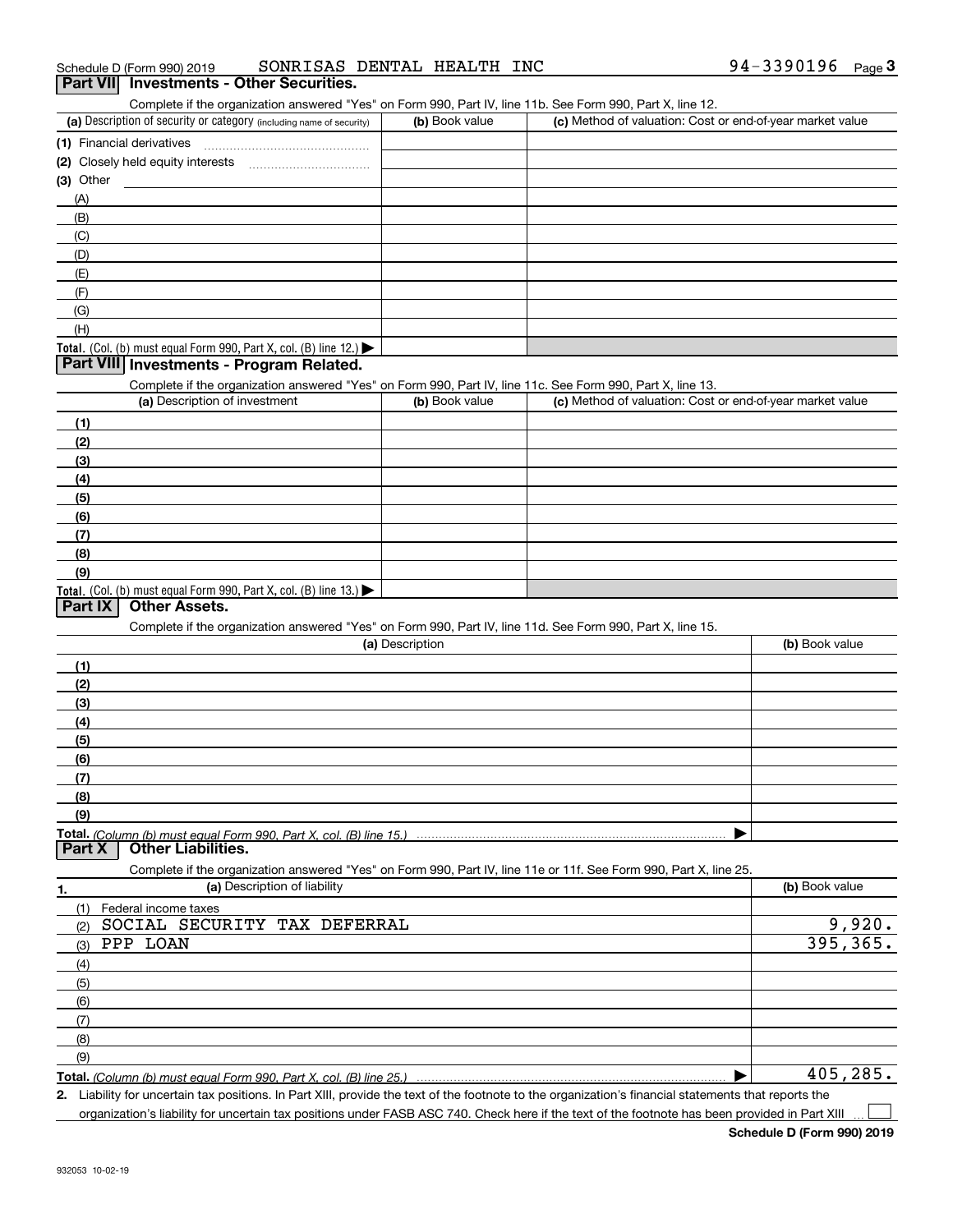Schedule D (Form 990) 2019 SONRISAS DENTAL HEALTH INC 94-3390196 Page 3

## Part VII Investments - Other Securities.

Complete if the organization answered "Yes" on Form 990, Part IV, line 11b. See Form 990, Part X, line 12.

| (a) Description of security or category (including name of security) | (b) Book value | (c) Method of valuation: Cost or end-of-year market value |
|---|---|---|
| (1) Financial derivatives | | |
| (2) Closely held equity interests | | |
| (3) Other | | |
| (A) | | |
| (B) | | |
| (C) | | |
| (D) | | |
| (E) | | |
| (F) | | |
| (G) | | |
| (H) | | |
| Total. (Col. (b) must equal Form 990, Part X, col. (B) line 12.) | | |

## Part VIII Investments - Program Related.

Complete if the organization answered "Yes" on Form 990, Part IV, line 11c. See Form 990, Part X, line 13.

| (a) Description of investment | (b) Book value | (c) Method of valuation: Cost or end-of-year market value |
|---|---|---|
| (1) | | |
| (2) | | |
| (3) | | |
| (4) | | |
| (5) | | |
| (6) | | |
| (7) | | |
| (8) | | |
| (9) | | |
| Total. (Col. (b) must equal Form 990, Part X, col. (B) line 13.) | | |

## Part IX Other Assets.

Complete if the organization answered "Yes" on Form 990, Part IV, line 11d. See Form 990, Part X, line 15.

| (a) Description | (b) Book value |
|---|---|
| (1) | |
| (2) | |
| (3) | |
| (4) | |
| (5) | |
| (6) | |
| (7) | |
| (8) | |
| (9) | |
| Total. *(Column (b) must equal Form 990, Part X, col. (B) line 15.)* | |

## Part X Other Liabilities.

Complete if the organization answered "Yes" on Form 990, Part IV, line 11e or 11f. See Form 990, Part X, line 25.

| 1. (a) Description of liability | (b) Book value |
|---|---|
| (1) Federal income taxes | |
| (2) SOCIAL SECURITY TAX DEFERRAL | 9,920. |
| (3) PPP LOAN | 395,365. |
| (4) | |
| (5) | |
| (6) | |
| (7) | |
| (8) | |
| (9) | |
| Total. *(Column (b) must equal Form 990, Part X, col. (B) line 25.)* | 405,285. |

2. Liability for uncertain tax positions. In Part XIII, provide the text of the footnote to the organization's financial statements that reports the organization's liability for uncertain tax positions under FASB ASC 740. Check here if the text of the footnote has been provided in Part XIII ☐

Schedule D (Form 990) 2019

932053 10-02-19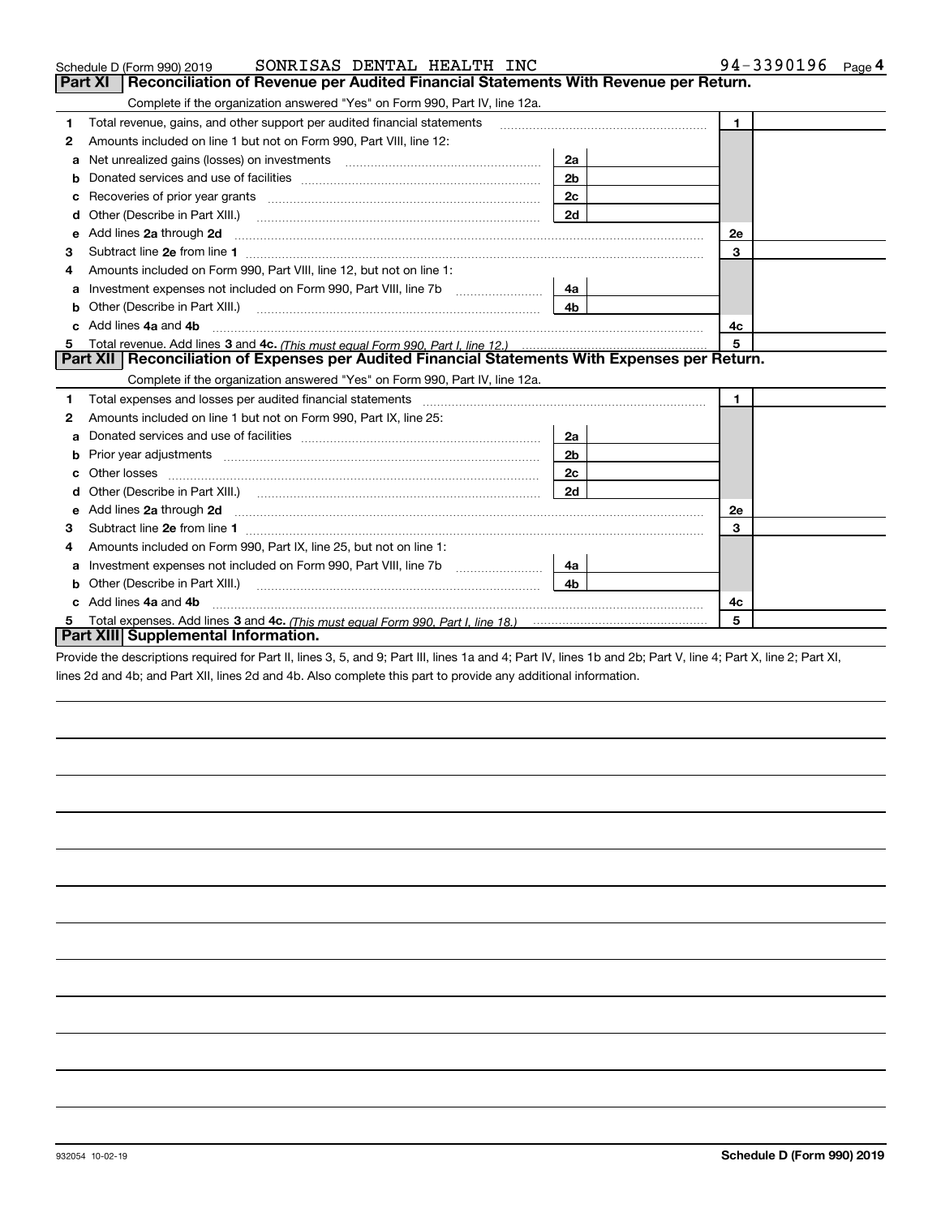Schedule D (Form 990) 2019 SONRISAS DENTAL HEALTH INC 94-3390196 Page 4

## Part XI Reconciliation of Revenue per Audited Financial Statements With Revenue per Return.

Complete if the organization answered "Yes" on Form 990, Part IV, line 12a.

| | | | | | |
|---|---|---|---|---|---|
| 1 | Total revenue, gains, and other support per audited financial statements | | | 1 | |
| 2 | Amounts included on line 1 but not on Form 990, Part VIII, line 12: | | | | |
| a | Net unrealized gains (losses) on investments | 2a | | | |
| b | Donated services and use of facilities | 2b | | | |
| c | Recoveries of prior year grants | 2c | | | |
| d | Other (Describe in Part XIII.) | 2d | | | |
| e | Add lines **2a** through **2d** | | | 2e | |
| 3 | Subtract line **2e** from line **1** | | | 3 | |
| 4 | Amounts included on Form 990, Part VIII, line 12, but not on line 1: | | | | |
| a | Investment expenses not included on Form 990, Part VIII, line 7b | 4a | | | |
| b | Other (Describe in Part XIII.) | 4b | | | |
| c | Add lines **4a** and **4b** | | | 4c | |
| 5 | Total revenue. Add lines **3** and **4c.** *(This must equal Form 990, Part I, line 12.)* | | | 5 | |

## Part XII Reconciliation of Expenses per Audited Financial Statements With Expenses per Return.

Complete if the organization answered "Yes" on Form 990, Part IV, line 12a.

| | | | | | |
|---|---|---|---|---|---|
| 1 | Total expenses and losses per audited financial statements | | | 1 | |
| 2 | Amounts included on line 1 but not on Form 990, Part IX, line 25: | | | | |
| a | Donated services and use of facilities | 2a | | | |
| b | Prior year adjustments | 2b | | | |
| c | Other losses | 2c | | | |
| d | Other (Describe in Part XIII.) | 2d | | | |
| e | Add lines **2a** through **2d** | | | 2e | |
| 3 | Subtract line **2e** from line **1** | | | 3 | |
| 4 | Amounts included on Form 990, Part IX, line 25, but not on line 1: | | | | |
| a | Investment expenses not included on Form 990, Part VIII, line 7b | 4a | | | |
| b | Other (Describe in Part XIII.) | 4b | | | |
| c | Add lines **4a** and **4b** | | | 4c | |
| 5 | Total expenses. Add lines **3** and **4c.** *(This must equal Form 990, Part I, line 18.)* | | | 5 | |

## Part XIII Supplemental Information.

Provide the descriptions required for Part II, lines 3, 5, and 9; Part III, lines 1a and 4; Part IV, lines 1b and 2b; Part V, line 4; Part X, line 2; Part XI, lines 2d and 4b; and Part XII, lines 2d and 4b. Also complete this part to provide any additional information.

932054 10-02-19 **Schedule D (Form 990) 2019**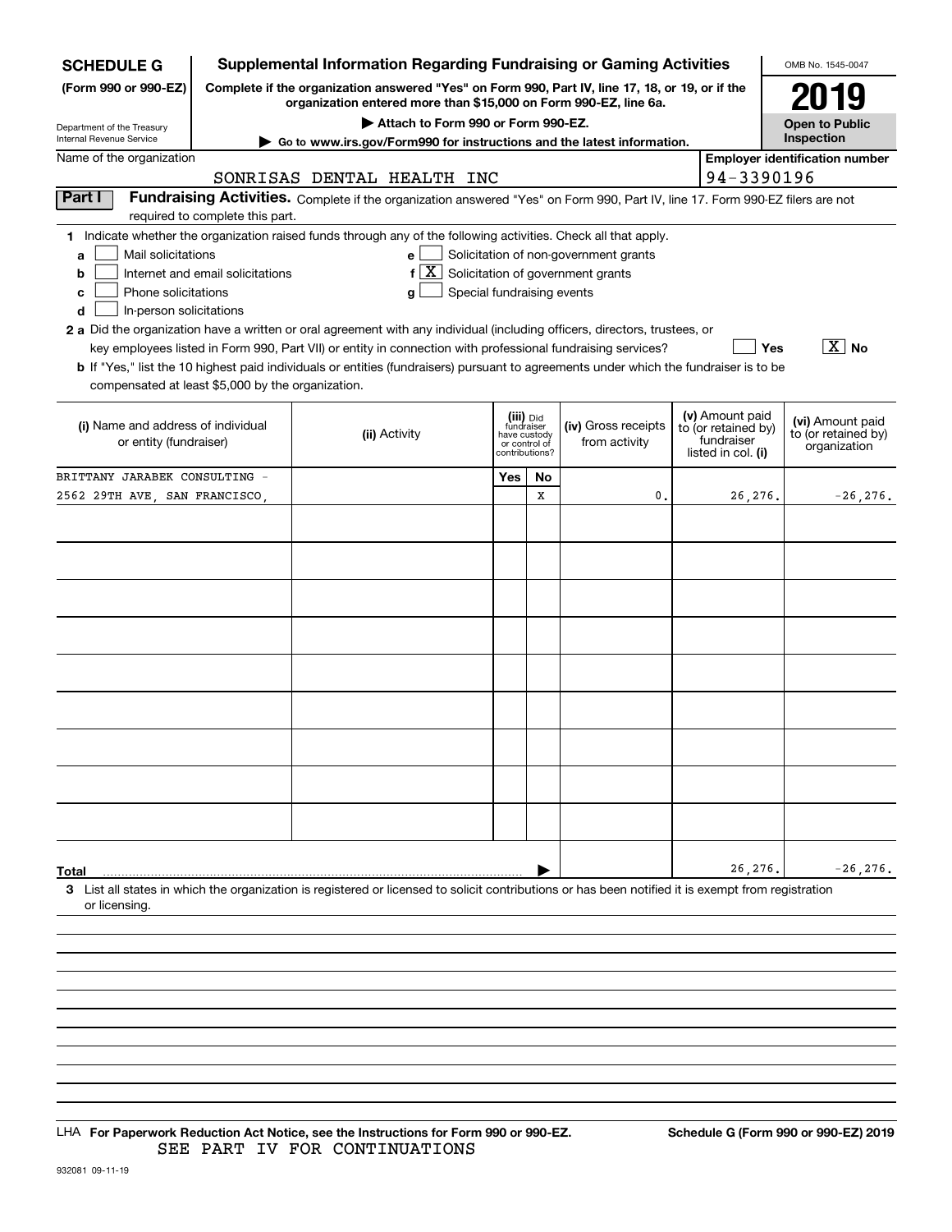**SCHEDULE G** (Form 990 or 990-EZ)

Department of the Treasury
Internal Revenue Service

# Supplemental Information Regarding Fundraising or Gaming Activities

**Complete if the organization answered "Yes" on Form 990, Part IV, line 17, 18, or 19, or if the organization entered more than $15,000 on Form 990-EZ, line 6a.**

▶ Attach to Form 990 or Form 990-EZ.

▶ Go to www.irs.gov/Form990 for instructions and the latest information.

OMB No. 1545-0047

**2019**

**Open to Public Inspection**

Name of the organization: SONRISAS DENTAL HEALTH INC

Employer identification number: 94-3390196

**Part I** **Fundraising Activities.** Complete if the organization answered "Yes" on Form 990, Part IV, line 17. Form 990-EZ filers are not required to complete this part.

1 Indicate whether the organization raised funds through any of the following activities. Check all that apply.

- a [ ] Mail solicitations
- b [ ] Internet and email solicitations
- c [ ] Phone solicitations
- d [ ] In-person solicitations
- e [ ] Solicitation of non-government grants
- f [X] Solicitation of government grants
- g [ ] Special fundraising events

2 a Did the organization have a written or oral agreement with any individual (including officers, directors, trustees, or key employees listed in Form 990, Part VII) or entity in connection with professional fundraising services? [ ] Yes [X] No

b If "Yes," list the 10 highest paid individuals or entities (fundraisers) pursuant to agreements under which the fundraiser is to be compensated at least $5,000 by the organization.

| (i) Name and address of individual or entity (fundraiser) | (ii) Activity | (iii) Did fundraiser have custody or control of contributions? Yes | No | (iv) Gross receipts from activity | (v) Amount paid to (or retained by) fundraiser listed in col. (i) | (vi) Amount paid to (or retained by) organization |
|---|---|---|---|---|---|---|
| BRITTANY JARABEK CONSULTING - 2562 29TH AVE, SAN FRANCISCO, | | | X | 0. | 26,276. | -26,276. |
| | | | | | | |
| | | | | | | |
| | | | | | | |
| | | | | | | |
| | | | | | | |
| | | | | | | |
| | | | | | | |
| | | | | | | |
| | | | | | | |
| **Total** | | | | | 26,276. | -26,276. |

3 List all states in which the organization is registered or licensed to solicit contributions or has been notified it is exempt from registration or licensing.

LHA **For Paperwork Reduction Act Notice, see the Instructions for Form 990 or 990-EZ.** **Schedule G (Form 990 or 990-EZ) 2019**

SEE PART IV FOR CONTINUATIONS

932081 09-11-19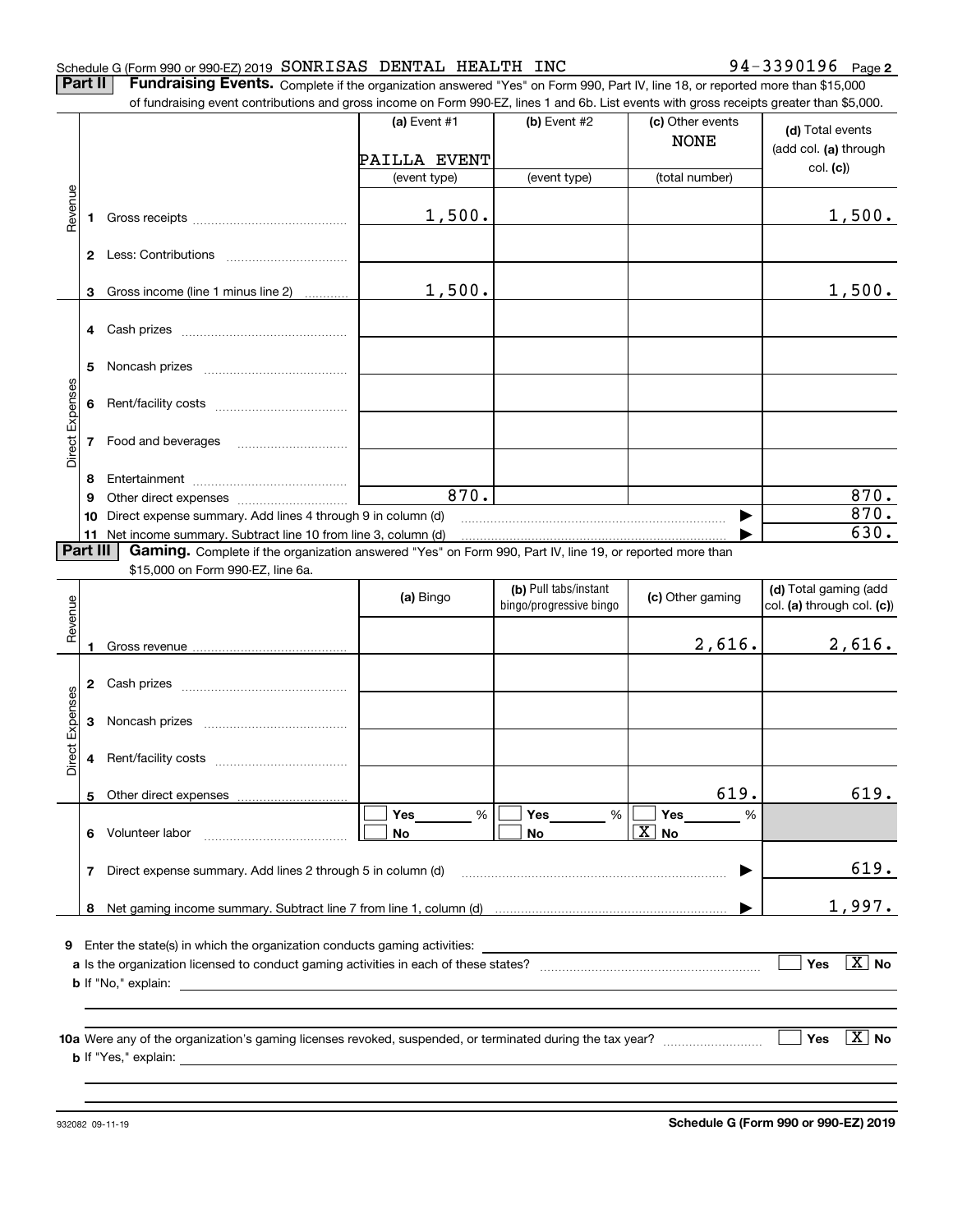Schedule G (Form 990 or 990-EZ) 2019 SONRISAS DENTAL HEALTH INC 94-3390196 Page **2**

**Part II** **Fundraising Events.** Complete if the organization answered "Yes" on Form 990, Part IV, line 18, or reported more than $15,000 of fundraising event contributions and gross income on Form 990-EZ, lines 1 and 6b. List events with gross receipts greater than $5,000.

| | | (a) Event #1 PAILLA EVENT (event type) | (b) Event #2 (event type) | (c) Other events NONE (total number) | (d) Total events (add col. (a) through col. (c)) |
|---|---|---|---|---|---|
| Revenue | 1 Gross receipts | 1,500. | | | 1,500. |
| | 2 Less: Contributions | | | | |
| | 3 Gross income (line 1 minus line 2) | 1,500. | | | 1,500. |
| Direct Expenses | 4 Cash prizes | | | | |
| | 5 Noncash prizes | | | | |
| | 6 Rent/facility costs | | | | |
| | 7 Food and beverages | | | | |
| | 8 Entertainment | | | | |
| | 9 Other direct expenses | 870. | | | 870. |
| | 10 Direct expense summary. Add lines 4 through 9 in column (d) | | | | 870. |
| | 11 Net income summary. Subtract line 10 from line 3, column (d) | | | | 630. |

**Part III** **Gaming.** Complete if the organization answered "Yes" on Form 990, Part IV, line 19, or reported more than $15,000 on Form 990-EZ, line 6a.

| | | (a) Bingo | (b) Pull tabs/instant bingo/progressive bingo | (c) Other gaming | (d) Total gaming (add col. (a) through col. (c)) |
|---|---|---|---|---|---|
| Revenue | 1 Gross revenue | | | 2,616. | 2,616. |
| Direct Expenses | 2 Cash prizes | | | | |
| | 3 Noncash prizes | | | | |
| | 4 Rent/facility costs | | | | |
| | 5 Other direct expenses | | | 619. | 619. |
| | 6 Volunteer labor | ☐ Yes ___ % ☐ No | ☐ Yes ___ % ☐ No | ☐ Yes ___ % ☒ No | |
| | 7 Direct expense summary. Add lines 2 through 5 in column (d) | | | | 619. |
| | 8 Net gaming income summary. Subtract line 7 from line 1, column (d) | | | | 1,997. |

**9** Enter the state(s) in which the organization conducts gaming activities:

**a** Is the organization licensed to conduct gaming activities in each of these states? ☐ Yes ☒ No

**b** If "No," explain:

**10a** Were any of the organization's gaming licenses revoked, suspended, or terminated during the tax year? ☐ Yes ☒ No

**b** If "Yes," explain:

932082 09-11-19 **Schedule G (Form 990 or 990-EZ) 2019**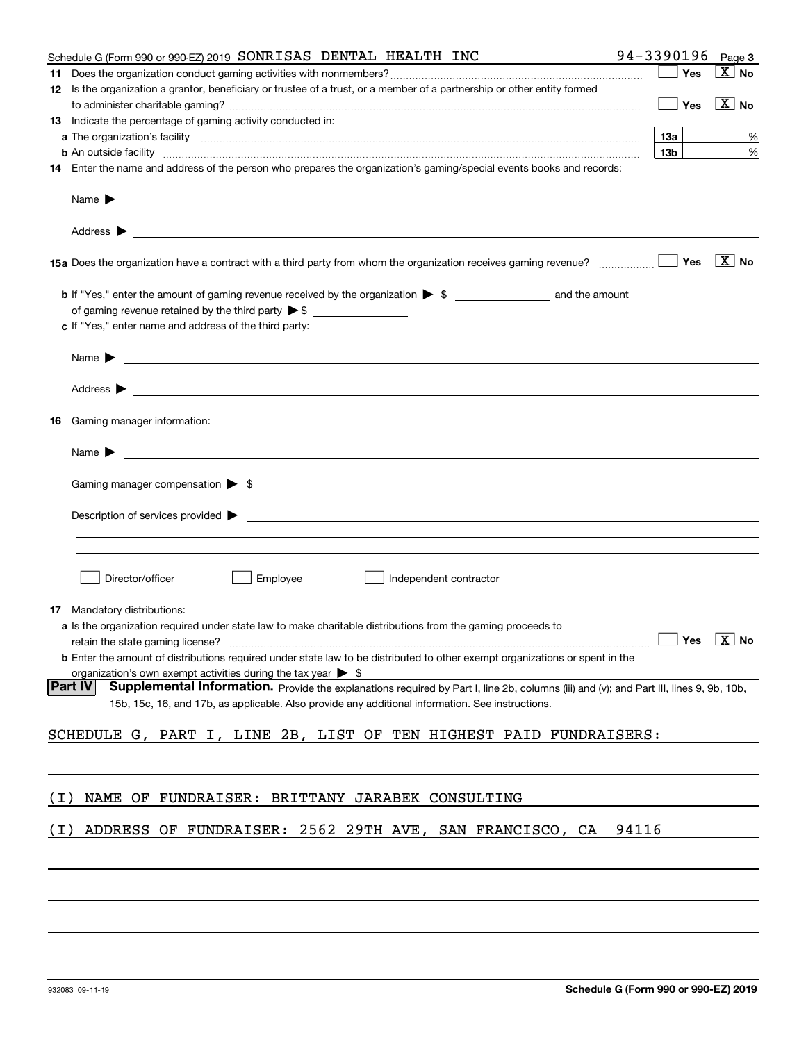Schedule G (Form 990 or 990-EZ) 2019 SONRISAS DENTAL HEALTH INC 94-3390196 Page 3

**11** Does the organization conduct gaming activities with nonmembers? ☐ Yes ☒ No

**12** Is the organization a grantor, beneficiary or trustee of a trust, or a member of a partnership or other entity formed to administer charitable gaming? ☐ Yes ☒ No

**13** Indicate the percentage of gaming activity conducted in:

**a** The organization's facility **13a** %

**b** An outside facility **13b** %

**14** Enter the name and address of the person who prepares the organization's gaming/special events books and records:

Name ▶

Address ▶

**15a** Does the organization have a contract with a third party from whom the organization receives gaming revenue? ☐ Yes ☒ No

**b** If "Yes," enter the amount of gaming revenue received by the organization ▶ $ ______ and the amount of gaming revenue retained by the third party ▶ $ ______

**c** If "Yes," enter name and address of the third party:

Name ▶

Address ▶

**16** Gaming manager information:

Name ▶

Gaming manager compensation ▶ $

Description of services provided ▶

☐ Director/officer ☐ Employee ☐ Independent contractor

**17** Mandatory distributions:

**a** Is the organization required under state law to make charitable distributions from the gaming proceeds to retain the state gaming license? ☐ Yes ☒ No

**b** Enter the amount of distributions required under state law to be distributed to other exempt organizations or spent in the organization's own exempt activities during the tax year ▶ $

**Part IV** **Supplemental Information.** Provide the explanations required by Part I, line 2b, columns (iii) and (v); and Part III, lines 9, 9b, 10b, 15b, 15c, 16, and 17b, as applicable. Also provide any additional information. See instructions.

SCHEDULE G, PART I, LINE 2B, LIST OF TEN HIGHEST PAID FUNDRAISERS:

(I) NAME OF FUNDRAISER: BRITTANY JARABEK CONSULTING

(I) ADDRESS OF FUNDRAISER: 2562 29TH AVE, SAN FRANCISCO, CA 94116

932083 09-11-19 **Schedule G (Form 990 or 990-EZ) 2019**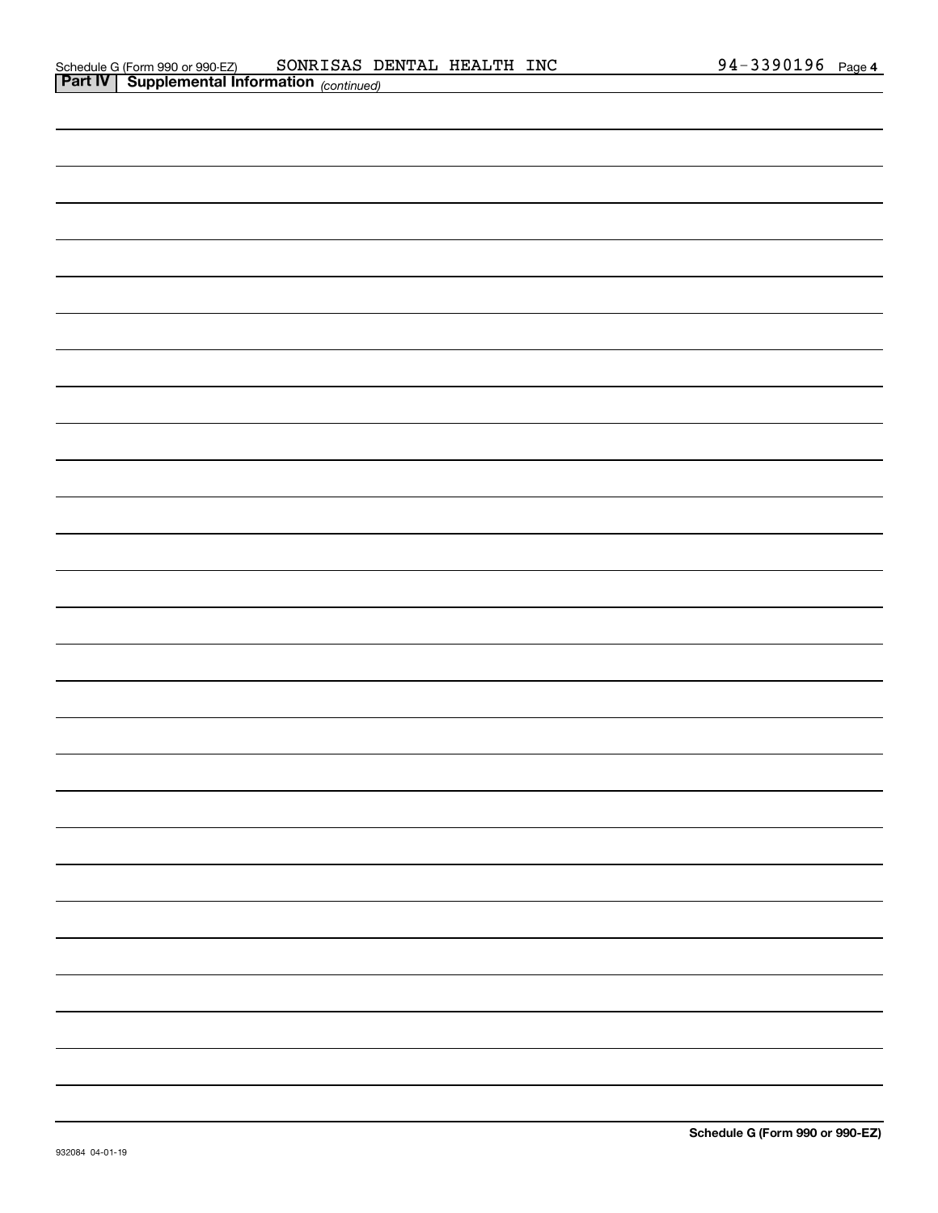Schedule G (Form 990 or 990-EZ) SONRISAS DENTAL HEALTH INC 94-3390196 Page 4

**Part IV | Supplemental Information** *(continued)*

**Schedule G (Form 990 or 990-EZ)**

932084 04-01-19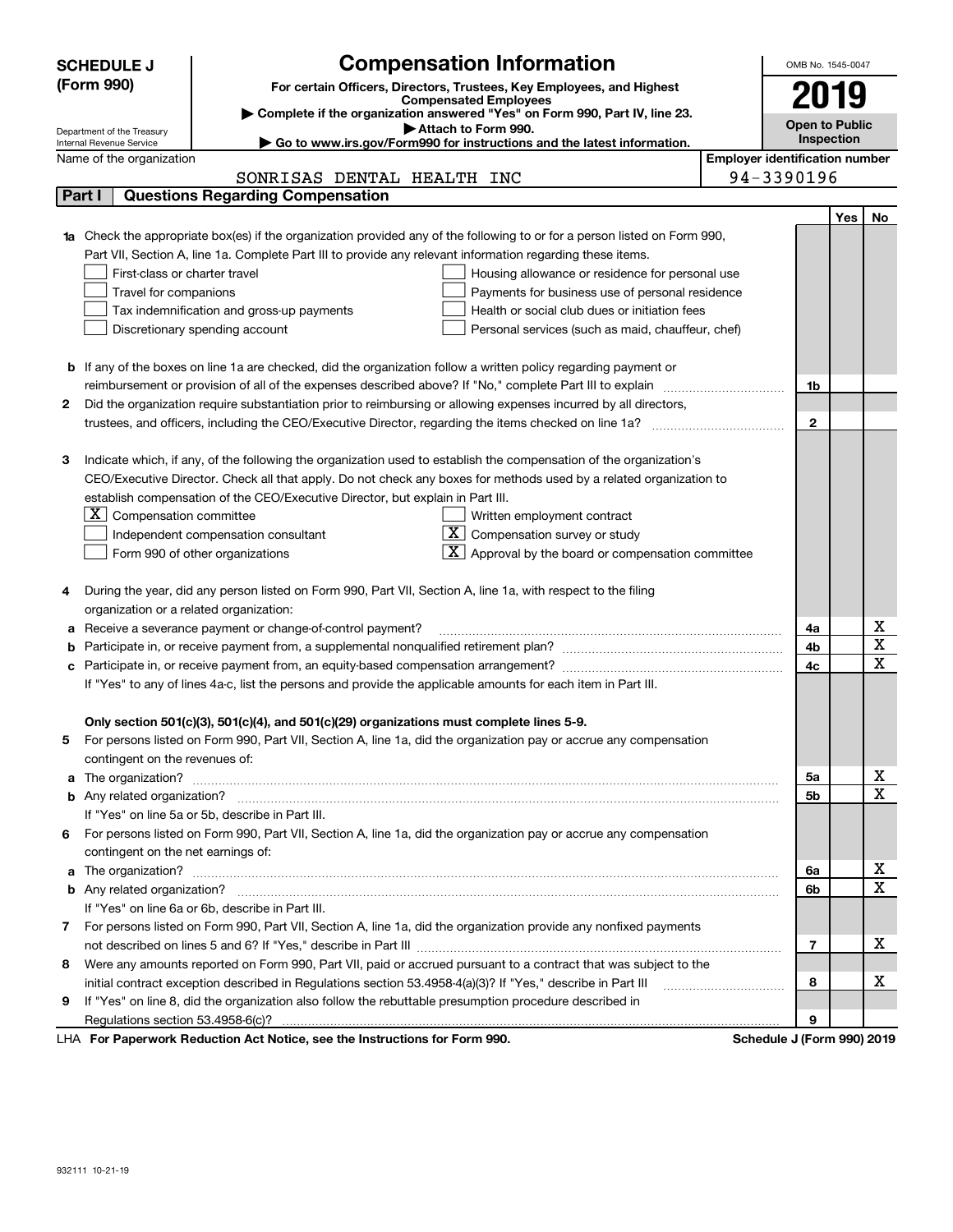**SCHEDULE J (Form 990)**

Department of the Treasury
Internal Revenue Service

# Compensation Information

**For certain Officers, Directors, Trustees, Key Employees, and Highest Compensated Employees**

▶ **Complete if the organization answered "Yes" on Form 990, Part IV, line 23.**

▶ **Attach to Form 990.**

▶ **Go to www.irs.gov/Form990 for instructions and the latest information.**

OMB No. 1545-0047

**2019**

**Open to Public Inspection**

Name of the organization: SONRISAS DENTAL HEALTH INC

**Employer identification number:** 94-3390196

## Part I — Questions Regarding Compensation

| | | | Yes | No |
|---|---|---|---|---|
| **1a** | Check the appropriate box(es) if the organization provided any of the following to or for a person listed on Form 990, Part VII, Section A, line 1a. Complete Part III to provide any relevant information regarding these items.<br>☐ First-class or charter travel ☐ Housing allowance or residence for personal use<br>☐ Travel for companions ☐ Payments for business use of personal residence<br>☐ Tax indemnification and gross-up payments ☐ Health or social club dues or initiation fees<br>☐ Discretionary spending account ☐ Personal services (such as maid, chauffeur, chef) | | | |
| **b** | If any of the boxes on line 1a are checked, did the organization follow a written policy regarding payment or reimbursement or provision of all of the expenses described above? If "No," complete Part III to explain | 1b | | |
| **2** | Did the organization require substantiation prior to reimbursing or allowing expenses incurred by all directors, trustees, and officers, including the CEO/Executive Director, regarding the items checked on line 1a? | 2 | | |
| **3** | Indicate which, if any, of the following the organization used to establish the compensation of the organization's CEO/Executive Director. Check all that apply. Do not check any boxes for methods used by a related organization to establish compensation of the CEO/Executive Director, but explain in Part III.<br>☒ Compensation committee ☐ Written employment contract<br>☐ Independent compensation consultant ☒ Compensation survey or study<br>☐ Form 990 of other organizations ☒ Approval by the board or compensation committee | | | |
| **4** | During the year, did any person listed on Form 990, Part VII, Section A, line 1a, with respect to the filing organization or a related organization: | | | |
| **a** | Receive a severance payment or change-of-control payment? | 4a | | X |
| **b** | Participate in, or receive payment from, a supplemental nonqualified retirement plan? | 4b | | X |
| **c** | Participate in, or receive payment from, an equity-based compensation arrangement? | 4c | | X |
| | If "Yes" to any of lines 4a-c, list the persons and provide the applicable amounts for each item in Part III. | | | |
| | **Only section 501(c)(3), 501(c)(4), and 501(c)(29) organizations must complete lines 5-9.** | | | |
| **5** | For persons listed on Form 990, Part VII, Section A, line 1a, did the organization pay or accrue any compensation contingent on the revenues of: | | | |
| **a** | The organization? | 5a | | X |
| **b** | Any related organization? | 5b | | X |
| | If "Yes" on line 5a or 5b, describe in Part III. | | | |
| **6** | For persons listed on Form 990, Part VII, Section A, line 1a, did the organization pay or accrue any compensation contingent on the net earnings of: | | | |
| **a** | The organization? | 6a | | X |
| **b** | Any related organization? | 6b | | X |
| | If "Yes" on line 6a or 6b, describe in Part III. | | | |
| **7** | For persons listed on Form 990, Part VII, Section A, line 1a, did the organization provide any nonfixed payments not described on lines 5 and 6? If "Yes," describe in Part III | 7 | | X |
| **8** | Were any amounts reported on Form 990, Part VII, paid or accrued pursuant to a contract that was subject to the initial contract exception described in Regulations section 53.4958-4(a)(3)? If "Yes," describe in Part III | 8 | | X |
| **9** | If "Yes" on line 8, did the organization also follow the rebuttable presumption procedure described in Regulations section 53.4958-6(c)? | 9 | | |

LHA **For Paperwork Reduction Act Notice, see the Instructions for Form 990.** **Schedule J (Form 990) 2019**

932111 10-21-19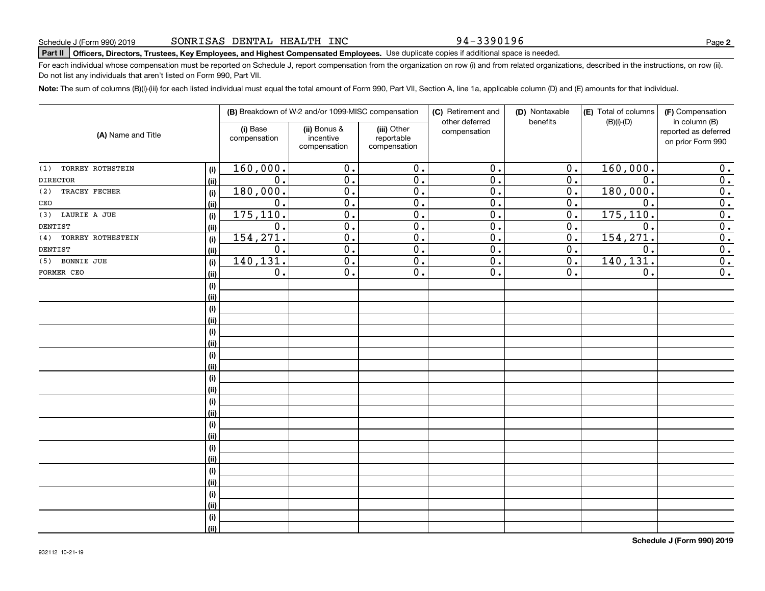Schedule J (Form 990) 2019 SONRISAS DENTAL HEALTH INC 94-3390196

**Part II Officers, Directors, Trustees, Key Employees, and Highest Compensated Employees.** Use duplicate copies if additional space is needed.

For each individual whose compensation must be reported on Schedule J, report compensation from the organization on row (i) and from related organizations, described in the instructions, on row (ii). Do not list any individuals that aren't listed on Form 990, Part VII.

**Note:** The sum of columns (B)(i)-(iii) for each listed individual must equal the total amount of Form 990, Part VII, Section A, line 1a, applicable column (D) and (E) amounts for that individual.

| (A) Name and Title | | (B) Breakdown of W-2 and/or 1099-MISC compensation | | | (C) Retirement and other deferred compensation | (D) Nontaxable benefits | (E) Total of columns (B)(i)-(D) | (F) Compensation in column (B) reported as deferred on prior Form 990 |
|---|---|---|---|---|---|---|---|---|
| | | (i) Base compensation | (ii) Bonus & incentive compensation | (iii) Other reportable compensation | | | | |
| (1) TORREY ROTHSTEIN | (i) | 160,000. | 0. | 0. | 0. | 0. | 160,000. | 0. |
| DIRECTOR | (ii) | 0. | 0. | 0. | 0. | 0. | 0. | 0. |
| (2) TRACEY FECHER | (i) | 180,000. | 0. | 0. | 0. | 0. | 180,000. | 0. |
| CEO | (ii) | 0. | 0. | 0. | 0. | 0. | 0. | 0. |
| (3) LAURIE A JUE | (i) | 175,110. | 0. | 0. | 0. | 0. | 175,110. | 0. |
| DENTIST | (ii) | 0. | 0. | 0. | 0. | 0. | 0. | 0. |
| (4) TORREY ROTHESTEIN | (i) | 154,271. | 0. | 0. | 0. | 0. | 154,271. | 0. |
| DENTIST | (ii) | 0. | 0. | 0. | 0. | 0. | 0. | 0. |
| (5) BONNIE JUE | (i) | 140,131. | 0. | 0. | 0. | 0. | 140,131. | 0. |
| FORMER CEO | (ii) | 0. | 0. | 0. | 0. | 0. | 0. | 0. |
| | (i) | | | | | | | |
| | (ii) | | | | | | | |
| | (i) | | | | | | | |
| | (ii) | | | | | | | |
| | (i) | | | | | | | |
| | (ii) | | | | | | | |
| | (i) | | | | | | | |
| | (ii) | | | | | | | |
| | (i) | | | | | | | |
| | (ii) | | | | | | | |
| | (i) | | | | | | | |
| | (ii) | | | | | | | |
| | (i) | | | | | | | |
| | (ii) | | | | | | | |
| | (i) | | | | | | | |
| | (ii) | | | | | | | |
| | (i) | | | | | | | |
| | (ii) | | | | | | | |
| | (i) | | | | | | | |
| | (ii) | | | | | | | |
| | (i) | | | | | | | |
| | (ii) | | | | | | | |

**Schedule J (Form 990) 2019**

932112 10-21-19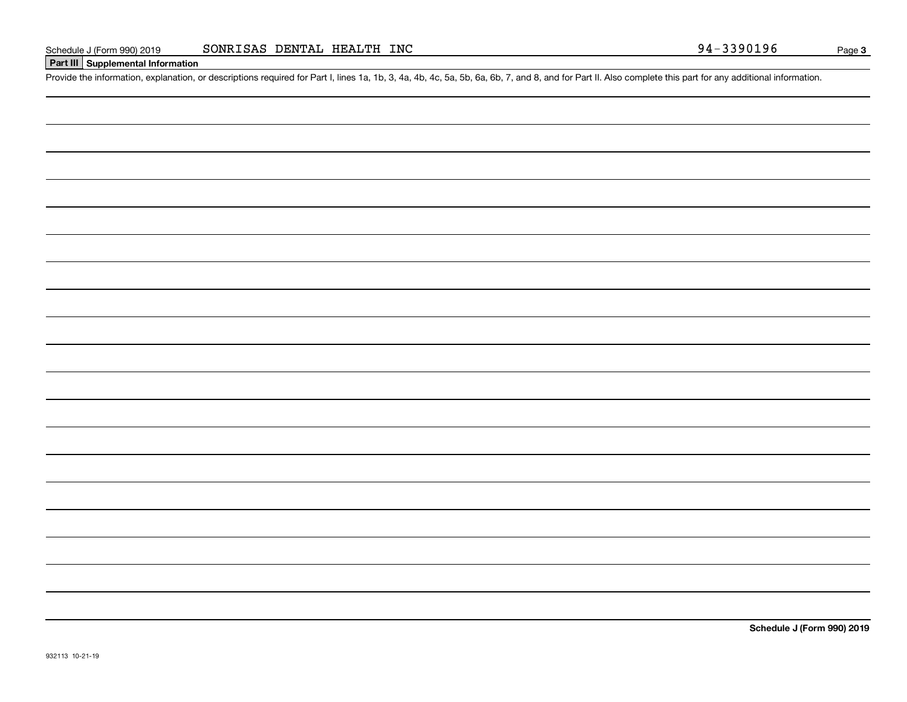Schedule J (Form 990) 2019 SONRISAS DENTAL HEALTH INC 94-3390196

## Part III Supplemental Information

Provide the information, explanation, or descriptions required for Part I, lines 1a, 1b, 3, 4a, 4b, 4c, 5a, 5b, 6a, 6b, 7, and 8, and for Part II. Also complete this part for any additional information.

932113 10-21-19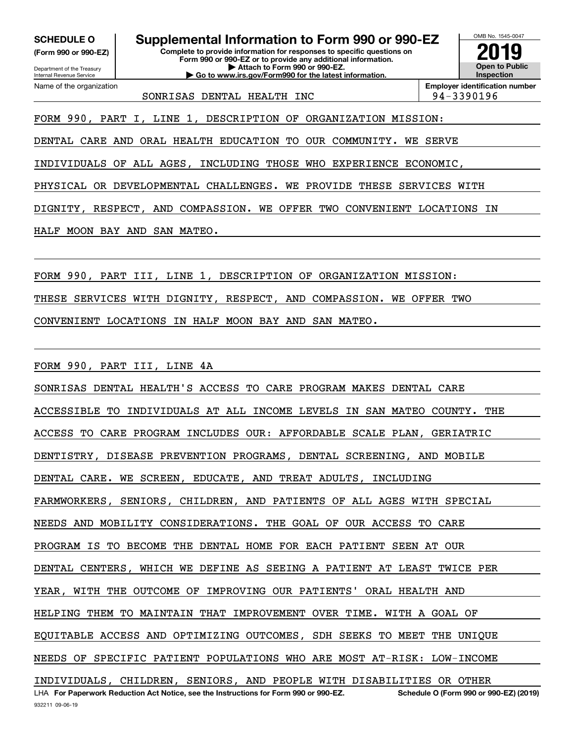**SCHEDULE O**
**(Form 990 or 990-EZ)**

Department of the Treasury
Internal Revenue Service

# Supplemental Information to Form 990 or 990-EZ

**Complete to provide information for responses to specific questions on Form 990 or 990-EZ or to provide any additional information.**
**▶ Attach to Form 990 or 990-EZ.**
**▶ Go to www.irs.gov/Form990 for the latest information.**

OMB No. 1545-0047
**2019**
**Open to Public Inspection**

| Name of the organization | Employer identification number |
|---|---|
| SONRISAS DENTAL HEALTH INC | 94-3390196 |

FORM 990, PART I, LINE 1, DESCRIPTION OF ORGANIZATION MISSION:

DENTAL CARE AND ORAL HEALTH EDUCATION TO OUR COMMUNITY. WE SERVE INDIVIDUALS OF ALL AGES, INCLUDING THOSE WHO EXPERIENCE ECONOMIC, PHYSICAL OR DEVELOPMENTAL CHALLENGES. WE PROVIDE THESE SERVICES WITH DIGNITY, RESPECT, AND COMPASSION. WE OFFER TWO CONVENIENT LOCATIONS IN HALF MOON BAY AND SAN MATEO.

FORM 990, PART III, LINE 1, DESCRIPTION OF ORGANIZATION MISSION:

THESE SERVICES WITH DIGNITY, RESPECT, AND COMPASSION. WE OFFER TWO CONVENIENT LOCATIONS IN HALF MOON BAY AND SAN MATEO.

FORM 990, PART III, LINE 4A

SONRISAS DENTAL HEALTH'S ACCESS TO CARE PROGRAM MAKES DENTAL CARE ACCESSIBLE TO INDIVIDUALS AT ALL INCOME LEVELS IN SAN MATEO COUNTY. THE ACCESS TO CARE PROGRAM INCLUDES OUR: AFFORDABLE SCALE PLAN, GERIATRIC DENTISTRY, DISEASE PREVENTION PROGRAMS, DENTAL SCREENING, AND MOBILE DENTAL CARE. WE SCREEN, EDUCATE, AND TREAT ADULTS, INCLUDING FARMWORKERS, SENIORS, CHILDREN, AND PATIENTS OF ALL AGES WITH SPECIAL NEEDS AND MOBILITY CONSIDERATIONS. THE GOAL OF OUR ACCESS TO CARE PROGRAM IS TO BECOME THE DENTAL HOME FOR EACH PATIENT SEEN AT OUR DENTAL CENTERS, WHICH WE DEFINE AS SEEING A PATIENT AT LEAST TWICE PER YEAR, WITH THE OUTCOME OF IMPROVING OUR PATIENTS' ORAL HEALTH AND HELPING THEM TO MAINTAIN THAT IMPROVEMENT OVER TIME. WITH A GOAL OF EQUITABLE ACCESS AND OPTIMIZING OUTCOMES, SDH SEEKS TO MEET THE UNIQUE NEEDS OF SPECIFIC PATIENT POPULATIONS WHO ARE MOST AT-RISK: LOW-INCOME INDIVIDUALS, CHILDREN, SENIORS, AND PEOPLE WITH DISABILITIES OR OTHER

LHA **For Paperwork Reduction Act Notice, see the Instructions for Form 990 or 990-EZ.** **Schedule O (Form 990 or 990-EZ) (2019)**
932211 09-06-19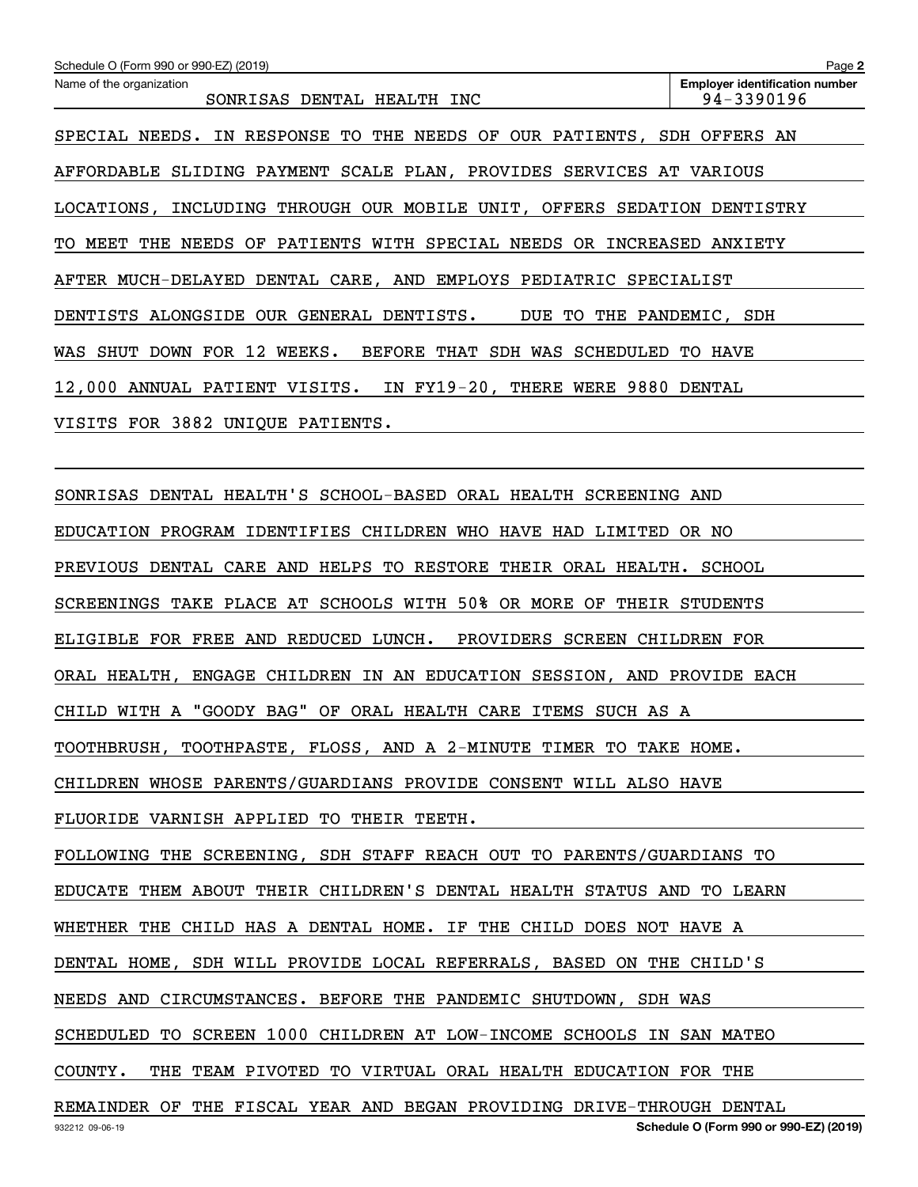Schedule O (Form 990 or 990-EZ) (2019)

Name of the organization: SONRISAS DENTAL HEALTH INC

Employer identification number: 94-3390196

SPECIAL NEEDS. IN RESPONSE TO THE NEEDS OF OUR PATIENTS, SDH OFFERS AN AFFORDABLE SLIDING PAYMENT SCALE PLAN, PROVIDES SERVICES AT VARIOUS LOCATIONS, INCLUDING THROUGH OUR MOBILE UNIT, OFFERS SEDATION DENTISTRY TO MEET THE NEEDS OF PATIENTS WITH SPECIAL NEEDS OR INCREASED ANXIETY AFTER MUCH-DELAYED DENTAL CARE, AND EMPLOYS PEDIATRIC SPECIALIST DENTISTS ALONGSIDE OUR GENERAL DENTISTS. DUE TO THE PANDEMIC, SDH WAS SHUT DOWN FOR 12 WEEKS. BEFORE THAT SDH WAS SCHEDULED TO HAVE 12,000 ANNUAL PATIENT VISITS. IN FY19-20, THERE WERE 9880 DENTAL VISITS FOR 3882 UNIQUE PATIENTS.

SONRISAS DENTAL HEALTH'S SCHOOL-BASED ORAL HEALTH SCREENING AND EDUCATION PROGRAM IDENTIFIES CHILDREN WHO HAVE HAD LIMITED OR NO PREVIOUS DENTAL CARE AND HELPS TO RESTORE THEIR ORAL HEALTH. SCHOOL SCREENINGS TAKE PLACE AT SCHOOLS WITH 50% OR MORE OF THEIR STUDENTS ELIGIBLE FOR FREE AND REDUCED LUNCH. PROVIDERS SCREEN CHILDREN FOR ORAL HEALTH, ENGAGE CHILDREN IN AN EDUCATION SESSION, AND PROVIDE EACH CHILD WITH A "GOODY BAG" OF ORAL HEALTH CARE ITEMS SUCH AS A TOOTHBRUSH, TOOTHPASTE, FLOSS, AND A 2-MINUTE TIMER TO TAKE HOME. CHILDREN WHOSE PARENTS/GUARDIANS PROVIDE CONSENT WILL ALSO HAVE FLUORIDE VARNISH APPLIED TO THEIR TEETH.

FOLLOWING THE SCREENING, SDH STAFF REACH OUT TO PARENTS/GUARDIANS TO EDUCATE THEM ABOUT THEIR CHILDREN'S DENTAL HEALTH STATUS AND TO LEARN WHETHER THE CHILD HAS A DENTAL HOME. IF THE CHILD DOES NOT HAVE A DENTAL HOME, SDH WILL PROVIDE LOCAL REFERRALS, BASED ON THE CHILD'S NEEDS AND CIRCUMSTANCES. BEFORE THE PANDEMIC SHUTDOWN, SDH WAS SCHEDULED TO SCREEN 1000 CHILDREN AT LOW-INCOME SCHOOLS IN SAN MATEO COUNTY. THE TEAM PIVOTED TO VIRTUAL ORAL HEALTH EDUCATION FOR THE REMAINDER OF THE FISCAL YEAR AND BEGAN PROVIDING DRIVE-THROUGH DENTAL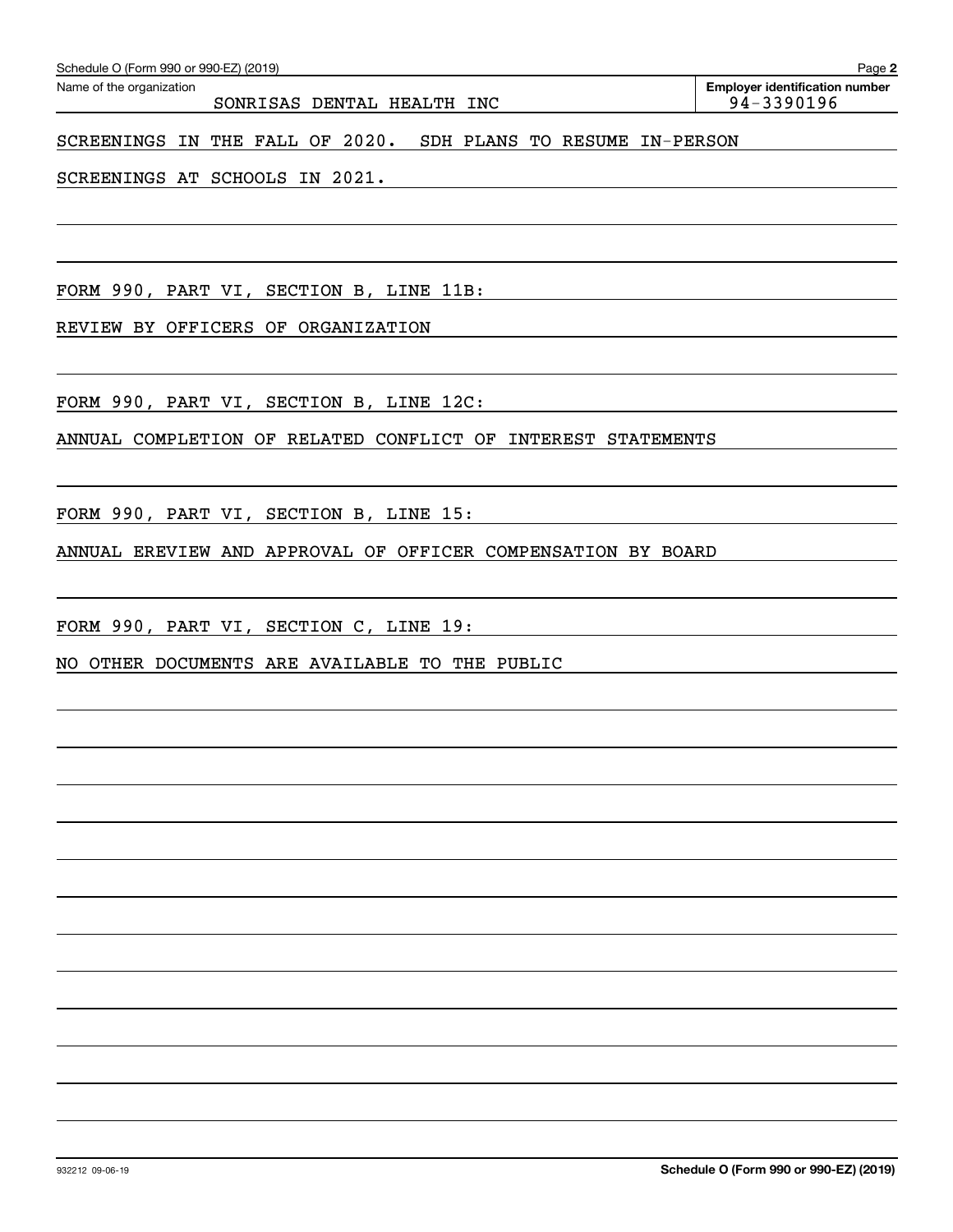Schedule O (Form 990 or 990-EZ) (2019)

Name of the organization: SONRISAS DENTAL HEALTH INC

Employer identification number: 94-3390196

SCREENINGS IN THE FALL OF 2020. SDH PLANS TO RESUME IN-PERSON SCREENINGS AT SCHOOLS IN 2021.

FORM 990, PART VI, SECTION B, LINE 11B:

REVIEW BY OFFICERS OF ORGANIZATION

FORM 990, PART VI, SECTION B, LINE 12C:

ANNUAL COMPLETION OF RELATED CONFLICT OF INTEREST STATEMENTS

FORM 990, PART VI, SECTION B, LINE 15:

ANNUAL EREVIEW AND APPROVAL OF OFFICER COMPENSATION BY BOARD

FORM 990, PART VI, SECTION C, LINE 19:

NO OTHER DOCUMENTS ARE AVAILABLE TO THE PUBLIC

932212 09-06-19

Schedule O (Form 990 or 990-EZ) (2019)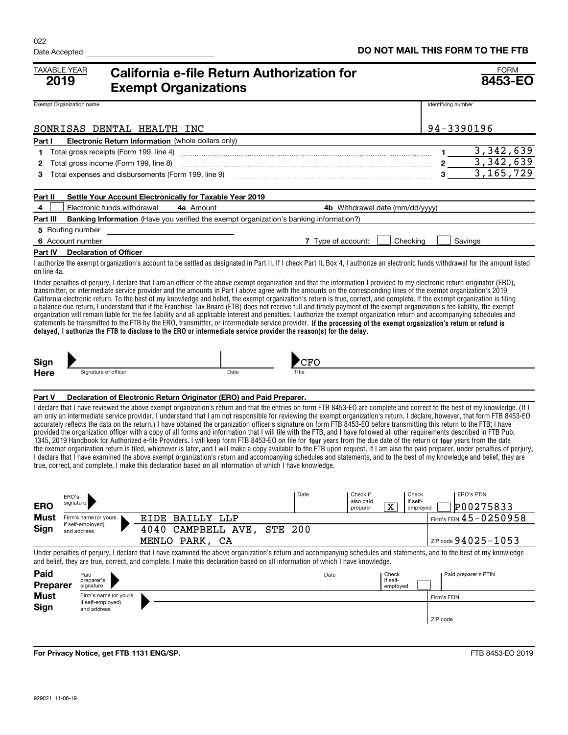022

Date Accepted

**DO NOT MAIL THIS FORM TO THE FTB**

TAXABLE YEAR **2019**

# California e-file Return Authorization for Exempt Organizations

FORM **8453-EO**

| Exempt Organization name | Identifying number |
|---|---|
| SONRISAS DENTAL HEALTH INC | 94-3390196 |

**Part I Electronic Return Information** (whole dollars only)

| | | | |
|---|---|---|---|
| 1 | Total gross receipts (Form 199, line 4) | 1 | 3,342,639 |
| 2 | Total gross income (Form 199, line 8) | 2 | 3,342,639 |
| 3 | Total expenses and disbursements (Form 199, line 9) | 3 | 3,165,729 |

**Part II Settle Your Account Electronically for Taxable Year 2019**

4 ☐ Electronic funds withdrawal  **4a** Amount  **4b** Withdrawal date (mm/dd/yyyy)

**Part III Banking Information** (Have you verified the exempt organization's banking information?)

5 Routing number

6 Account number  **7** Type of account: ☐ Checking ☐ Savings

**Part IV Declaration of Officer**

I authorize the exempt organization's account to be settled as designated in Part II. If I check Part II, Box 4, I authorize an electronic funds withdrawal for the amount listed on line 4a.

Under penalties of perjury, I declare that I am an officer of the above exempt organization and that the information I provided to my electronic return originator (ERO), transmitter, or intermediate service provider and the amounts in Part I above agree with the amounts on the corresponding lines of the exempt organization's 2019 California electronic return. To the best of my knowledge and belief, the exempt organization's return is true, correct, and complete. If the exempt organization is filing a balance due return, I understand that if the Franchise Tax Board (FTB) does not receive full and timely payment of the exempt organization's fee liability, the exempt organization will remain liable for the fee liability and all applicable interest and penalties. I authorize the exempt organization return and accompanying schedules and statements be transmitted to the FTB by the ERO, transmitter, or intermediate service provider. **If the processing of the exempt organization's return or refund is delayed, I authorize the FTB to disclose to the ERO or intermediate service provider the reason(s) for the delay.**

**Sign Here** Signature of officer  Date  Title: CFO

**Part V Declaration of Electronic Return Originator (ERO) and Paid Preparer.**

I declare that I have reviewed the above exempt organization's return and that the entries on form FTB 8453-EO are complete and correct to the best of my knowledge. (If I am only an intermediate service provider, I understand that I am not responsible for reviewing the exempt organization's return. I declare, however, that form FTB 8453-EO accurately reflects the data on the return.) I have obtained the organization officer's signature on form FTB 8453-EO before transmitting this return to the FTB; I have provided the organization officer with a copy of all forms and information that I will file with the FTB, and I have followed all other requirements described in FTB Pub. 1345, 2019 Handbook for Authorized e-file Providers. I will keep form FTB 8453-EO on file for **four** years from the due date of the return or **four** years from the date the exempt organization return is filed, whichever is later, and I will make a copy available to the FTB upon request. If I am also the paid preparer, under penalties of perjury, I declare that I have examined the above exempt organization's return and accompanying schedules and statements, and to the best of my knowledge and belief, they are true, correct, and complete. I make this declaration based on all information of which I have knowledge.

**ERO Must Sign**

| ERO's signature | Date | Check if also paid preparer | Check if self-employed | ERO's PTIN |
|---|---|---|---|---|
| | | X | ☐ | P00275833 |

Firm's name (or yours if self-employed) and address: EIDE BAILLY LLP, 4040 CAMPBELL AVE, STE 200, MENLO PARK, CA

Firm's FEIN 45-0250958

ZIP code 94025-1053

Under penalties of perjury, I declare that I have examined the above organization's return and accompanying schedules and statements, and to the best of my knowledge and belief, they are true, correct, and complete. I make this declaration based on all information of which I have knowledge.

**Paid Preparer Must Sign**

| Paid preparer's signature | Date | Check if self-employed | Paid preparer's PTIN |
|---|---|---|---|
| | | ☐ | |

Firm's name (or yours if self-employed) and address

Firm's FEIN

ZIP code

**For Privacy Notice, get FTB 1131 ENG/SP.**

FTB 8453-EO 2019

929021 11-08-19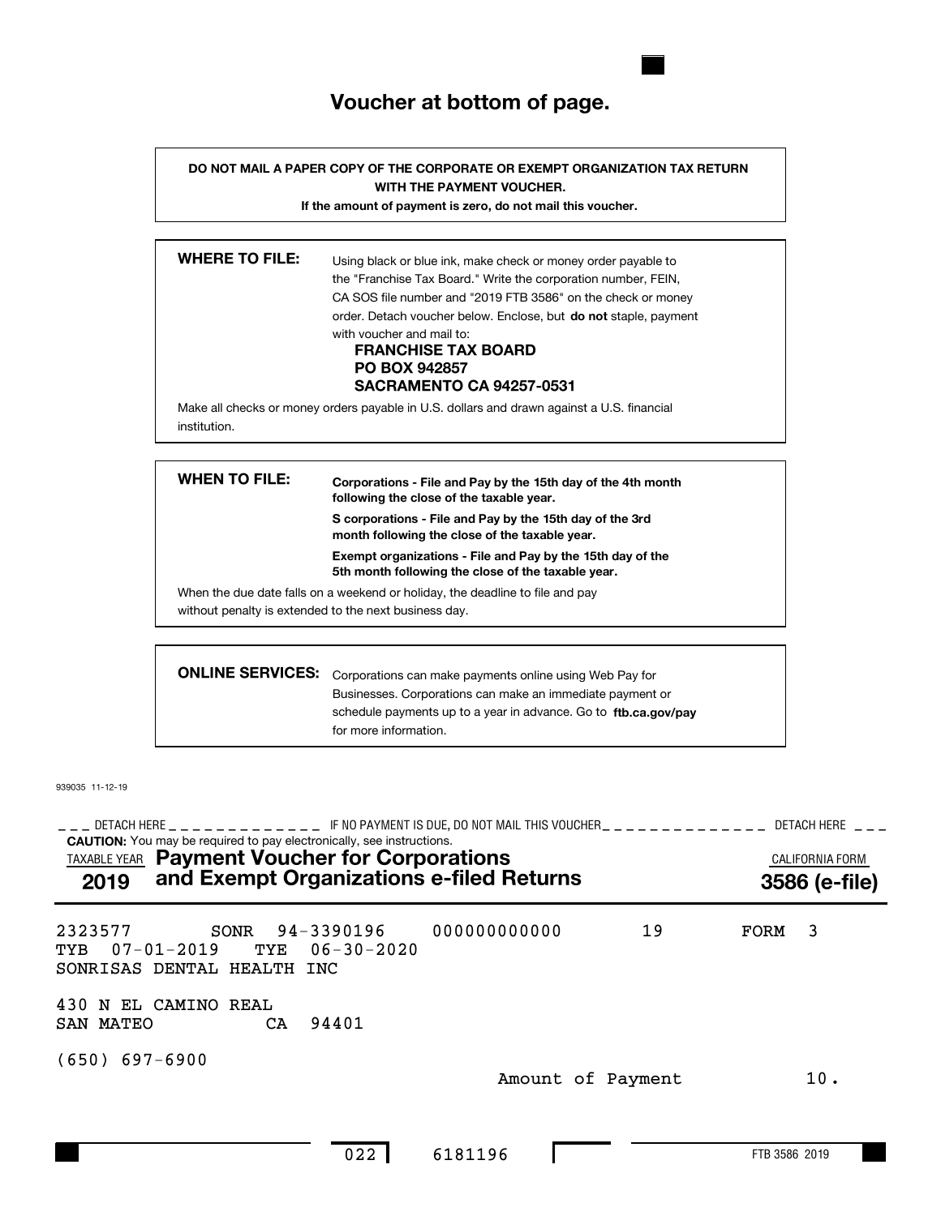# Voucher at bottom of page.

**DO NOT MAIL A PAPER COPY OF THE CORPORATE OR EXEMPT ORGANIZATION TAX RETURN WITH THE PAYMENT VOUCHER.**

**If the amount of payment is zero, do not mail this voucher.**

**WHERE TO FILE:** Using black or blue ink, make check or money order payable to the "Franchise Tax Board." Write the corporation number, FEIN, CA SOS file number and "2019 FTB 3586" on the check or money order. Detach voucher below. Enclose, but **do not** staple, payment with voucher and mail to:

**FRANCHISE TAX BOARD**
**PO BOX 942857**
**SACRAMENTO CA 94257-0531**

Make all checks or money orders payable in U.S. dollars and drawn against a U.S. financial institution.

**WHEN TO FILE:**

**Corporations - File and Pay by the 15th day of the 4th month following the close of the taxable year.**

**S corporations - File and Pay by the 15th day of the 3rd month following the close of the taxable year.**

**Exempt organizations - File and Pay by the 15th day of the 5th month following the close of the taxable year.**

When the due date falls on a weekend or holiday, the deadline to file and pay without penalty is extended to the next business day.

**ONLINE SERVICES:** Corporations can make payments online using Web Pay for Businesses. Corporations can make an immediate payment or schedule payments up to a year in advance. Go to **ftb.ca.gov/pay** for more information.

939035 11-12-19

--- DETACH HERE --- IF NO PAYMENT IS DUE, DO NOT MAIL THIS VOUCHER --- DETACH HERE ---

**CAUTION:** You may be required to pay electronically, see instructions.

TAXABLE YEAR **2019** — **Payment Voucher for Corporations and Exempt Organizations e-filed Returns** — CALIFORNIA FORM **3586 (e-file)**

2323577 SONR 94-3390196 000000000000 19 FORM 3
TYB 07-01-2019 TYE 06-30-2020
SONRISAS DENTAL HEALTH INC

430 N EL CAMINO REAL
SAN MATEO CA 94401

(650) 697-6900

Amount of Payment 10.

022 6181196

FTB 3586 2019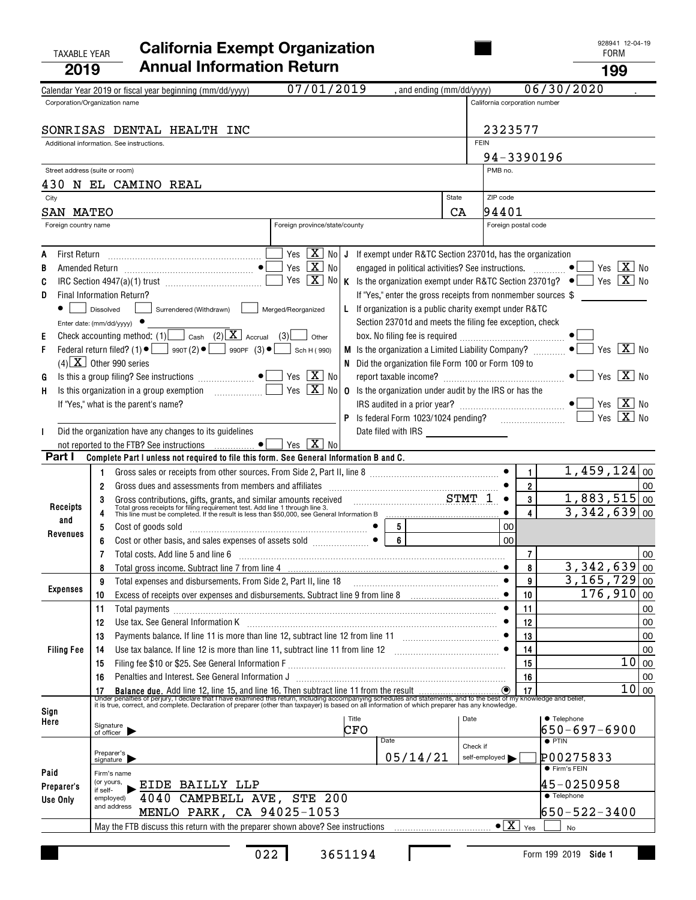TAXABLE YEAR **2019**

# California Exempt Organization Annual Information Return

928941 12-04-19

FORM **199**

Calendar Year 2019 or fiscal year beginning (mm/dd/yyyy) 07/01/2019 , and ending (mm/dd/yyyy) 06/30/2020 .

| Corporation/Organization name | California corporation number |
|---|---|
| SONRISAS DENTAL HEALTH INC | 2323577 |
| Additional information. See instructions. | FEIN 94-3390196 |
| Street address (suite or room) 430 N EL CAMINO REAL | PMB no. |
| City SAN MATEO, State CA | ZIP code 94401 |
| Foreign country name / Foreign province/state/county | Foreign postal code |

A First Return ☐ Yes ☒ No

B Amended Return ● ☐ Yes ☒ No

C IRC Section 4947(a)(1) trust ☐ Yes ☒ No

D Final Information Return?
● ☐ Dissolved ☐ Surrendered (Withdrawn) ☐ Merged/Reorganized
Enter date: (mm/dd/yyyy) ●

E Check accounting method: (1) ☐ Cash (2) ☒ Accrual (3) ☐ Other

F Federal return filed? (1) ● ☐ 990T (2) ● ☐ 990PF (3) ● ☐ Sch H (990)
(4) ☒ Other 990 series

G Is this a group filing? See instructions ● ☐ Yes ☒ No

H Is this organization in a group exemption ☐ Yes ☒ No
If "Yes," what is the parent's name?

I Did the organization have any changes to its guidelines not reported to the FTB? See instructions ● ☐ Yes ☒ No

J If exempt under R&TC Section 23701d, has the organization engaged in political activities? See instructions. ● ☐ Yes ☒ No

K Is the organization exempt under R&TC Section 23701g? ● ☐ Yes ☒ No
If "Yes," enter the gross receipts from nonmember sources $

L If organization is a public charity exempt under R&TC Section 23701d and meets the filing fee exception, check box. No filing fee is required ● ☐

M Is the organization a Limited Liability Company? ● ☐ Yes ☒ No

N Did the organization file Form 100 or Form 109 to report taxable income? ● ☐ Yes ☒ No

O Is the organization under audit by the IRS or has the IRS audited in a prior year? ● ☐ Yes ☒ No

P Is federal Form 1023/1024 pending? ☐ Yes ☒ No
Date filed with IRS

**Part I** Complete Part I unless not required to file this form. See General Information B and C.

| Section | Line | Description | | Amount |
|---|---|---|---|---|
| Receipts and Revenues | 1 | Gross sales or receipts from other sources. From Side 2, Part II, line 8 | 1 | 1,459,124 00 |
| | 2 | Gross dues and assessments from members and affiliates | 2 | 00 |
| | 3 | Gross contributions, gifts, grants, and similar amounts received STMT 1 | 3 | 1,883,515 00 |
| | 4 | Total gross receipts for filing requirement test. Add line 1 through line 3. This line must be completed. If the result is less than $50,000, see General Information B | 4 | 3,342,639 00 |
| | 5 | Cost of goods sold (5) 00 | | |
| | 6 | Cost or other basis, and sales expenses of assets sold (6) 00 | | |
| | 7 | Total costs. Add line 5 and line 6 | 7 | 00 |
| | 8 | Total gross income. Subtract line 7 from line 4 | 8 | 3,342,639 00 |
| Expenses | 9 | Total expenses and disbursements. From Side 2, Part II, line 18 | 9 | 3,165,729 00 |
| | 10 | Excess of receipts over expenses and disbursements. Subtract line 9 from line 8 | 10 | 176,910 00 |
| Filing Fee | 11 | Total payments | 11 | 00 |
| | 12 | Use tax. See General Information K | 12 | 00 |
| | 13 | Payments balance. If line 11 is more than line 12, subtract line 12 from line 11 | 13 | 00 |
| | 14 | Use tax balance. If line 12 is more than line 11, subtract line 11 from line 12 | 14 | 00 |
| | 15 | Filing fee $10 or $25. See General Information F | 15 | 10 00 |
| | 16 | Penalties and Interest. See General Information J | 16 | 00 |
| | 17 | Balance due. Add line 12, line 15, and line 16. Then subtract line 11 from the result | 17 | 10 00 |

Under penalties of perjury, I declare that I have examined this return, including accompanying schedules and statements, and to the best of my knowledge and belief, it is true, correct, and complete. Declaration of preparer (other than taxpayer) is based on all information of which preparer has any knowledge.

**Sign Here** Signature of officer — Title: CFO — Date — Telephone: 650-697-6900

**Paid Preparer's Use Only**
Preparer's signature — Date: 05/14/21 — Check if self-employed ☐ — PTIN: P00275833
Firm's name (or yours, if self-employed) and address: EIDE BAILLY LLP, 4040 CAMPBELL AVE, STE 200, MENLO PARK, CA 94025-1053
Firm's FEIN: 45-0250958
Telephone: 650-522-3400

May the FTB discuss this return with the preparer shown above? See instructions ● ☒ Yes ☐ No

022 3651194

Form 199 2019 Side 1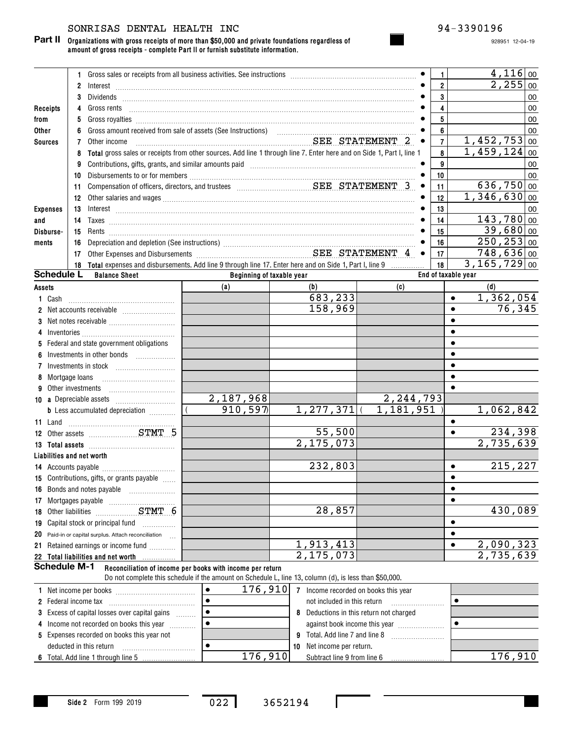SONRISAS DENTAL HEALTH INC

94-3390196

**Part II** **Organizations with gross receipts of more than $50,000 and private foundations regardless of amount of gross receipts - complete Part II or furnish substitute information.**

928951 12-04-19

| Section | No. | Description | Line | Amount |
|---|---|---|---|---|
| Receipts from Other Sources | 1 | Gross sales or receipts from all business activities. See instructions | 1 | 4,116 00 |
| | 2 | Interest | 2 | 2,255 00 |
| | 3 | Dividends | 3 | 00 |
| | 4 | Gross rents | 4 | 00 |
| | 5 | Gross royalties | 5 | 00 |
| | 6 | Gross amount received from sale of assets (See Instructions) | 6 | 00 |
| | 7 | Other income SEE STATEMENT 2 | 7 | 1,452,753 00 |
| | 8 | **Total** gross sales or receipts from other sources. Add line 1 through line 7. Enter here and on Side 1, Part I, line 1 | 8 | 1,459,124 00 |
| Expenses and Disbursements | 9 | Contributions, gifts, grants, and similar amounts paid | 9 | 00 |
| | 10 | Disbursements to or for members | 10 | 00 |
| | 11 | Compensation of officers, directors, and trustees SEE STATEMENT 3 | 11 | 636,750 00 |
| | 12 | Other salaries and wages | 12 | 1,346,630 00 |
| | 13 | Interest | 13 | 00 |
| | 14 | Taxes | 14 | 143,780 00 |
| | 15 | Rents | 15 | 39,680 00 |
| | 16 | Depreciation and depletion (See instructions) | 16 | 250,253 00 |
| | 17 | Other Expenses and Disbursements SEE STATEMENT 4 | 17 | 748,636 00 |
| | 18 | **Total** expenses and disbursements. Add line 9 through line 17. Enter here and on Side 1, Part I, line 9 | 18 | 3,165,729 00 |

**Schedule L** **Balance Sheet**

| Assets | Beginning of taxable year (a) | Beginning of taxable year (b) | End of taxable year (c) | End of taxable year (d) |
|---|---|---|---|---|
| 1 Cash | | 683,233 | | 1,362,054 |
| 2 Net accounts receivable | | 158,969 | | 76,345 |
| 3 Net notes receivable | | | | |
| 4 Inventories | | | | |
| 5 Federal and state government obligations | | | | |
| 6 Investments in other bonds | | | | |
| 7 Investments in stock | | | | |
| 8 Mortgage loans | | | | |
| 9 Other investments | | | | |
| 10 a Depreciable assets | 2,187,968 | | 2,244,793 | |
| b Less accumulated depreciation | ( 910,597) | 1,277,371 | ( 1,181,951 ) | 1,062,842 |
| 11 Land | | | | |
| 12 Other assets STMT 5 | | 55,500 | | 234,398 |
| 13 **Total assets** | | 2,175,073 | | 2,735,639 |
| **Liabilities and net worth** | | | | |
| 14 Accounts payable | | 232,803 | | 215,227 |
| 15 Contributions, gifts, or grants payable | | | | |
| 16 Bonds and notes payable | | | | |
| 17 Mortgages payable | | | | |
| 18 Other liabilities STMT 6 | | 28,857 | | 430,089 |
| 19 Capital stock or principal fund | | | | |
| 20 Paid-in or capital surplus. Attach reconciliation | | | | |
| 21 Retained earnings or income fund | | 1,913,413 | | 2,090,323 |
| 22 **Total liabilities and net worth** | | 2,175,073 | | 2,735,639 |

**Schedule M-1** **Reconciliation of income per books with income per return**

Do not complete this schedule if the amount on Schedule L, line 13, column (d), is less than $50,000.

| | | | |
|---|---|---|---|
| 1 Net income per books | 176,910 | 7 Income recorded on books this year not included in this return | |
| 2 Federal income tax | | 8 Deductions in this return not charged against book income this year | |
| 3 Excess of capital losses over capital gains | | 9 Total. Add line 7 and line 8 | |
| 4 Income not recorded on books this year | | 10 Net income per return. Subtract line 9 from line 6 | 176,910 |
| 5 Expenses recorded on books this year not deducted in this return | | | |
| 6 Total. Add line 1 through line 5 | 176,910 | | |

Side 2 Form 199 2019

022 3652194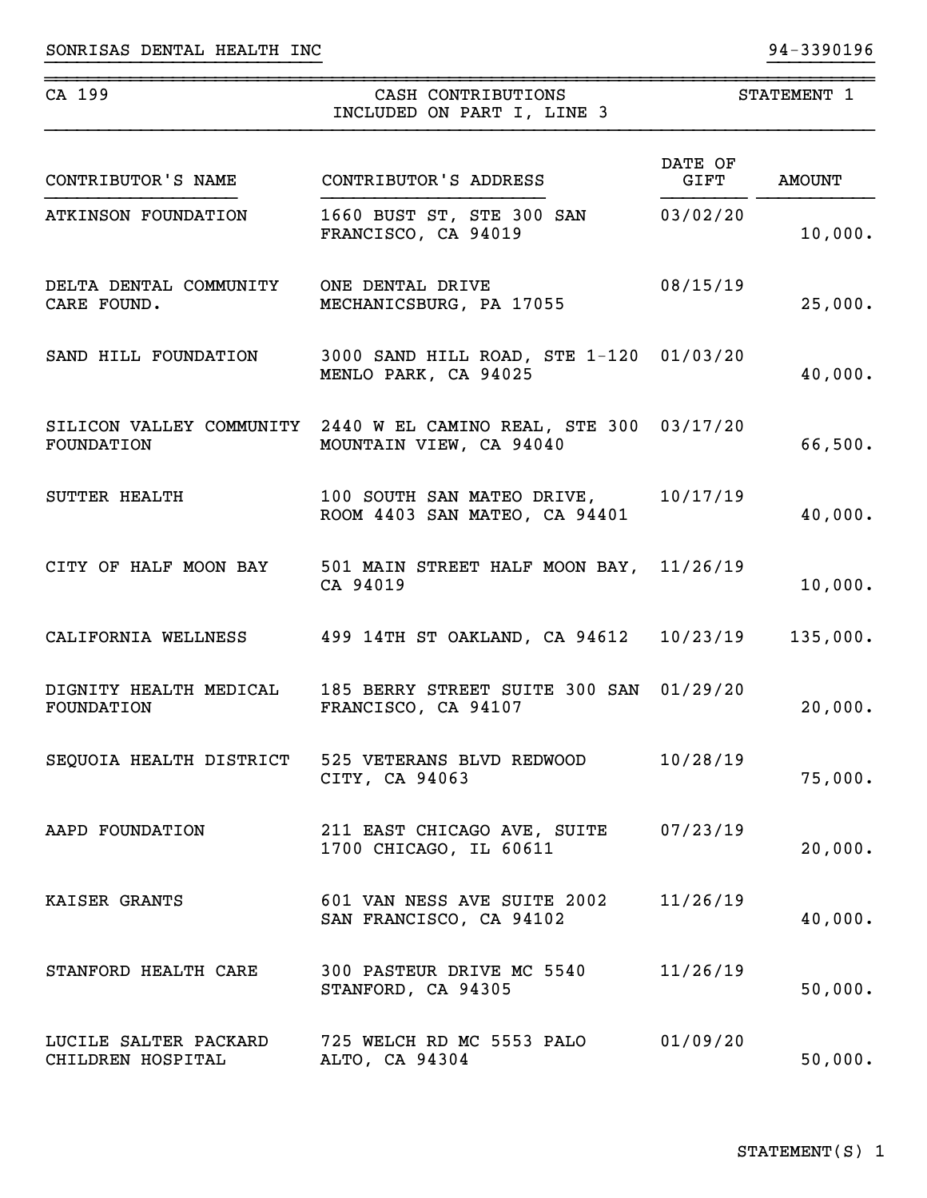SONRISAS DENTAL HEALTH INC 94-3390196

CA 199 | CASH CONTRIBUTIONS INCLUDED ON PART I, LINE 3 | STATEMENT 1

| CONTRIBUTOR'S NAME | CONTRIBUTOR'S ADDRESS | DATE OF GIFT | AMOUNT |
|---|---|---|---|
| ATKINSON FOUNDATION | 1660 BUST ST, STE 300 SAN FRANCISCO, CA 94019 | 03/02/20 | 10,000. |
| DELTA DENTAL COMMUNITY CARE FOUND. | ONE DENTAL DRIVE MECHANICSBURG, PA 17055 | 08/15/19 | 25,000. |
| SAND HILL FOUNDATION | 3000 SAND HILL ROAD, STE 1-120 MENLO PARK, CA 94025 | 01/03/20 | 40,000. |
| SILICON VALLEY COMMUNITY FOUNDATION | 2440 W EL CAMINO REAL, STE 300 MOUNTAIN VIEW, CA 94040 | 03/17/20 | 66,500. |
| SUTTER HEALTH | 100 SOUTH SAN MATEO DRIVE, ROOM 4403 SAN MATEO, CA 94401 | 10/17/19 | 40,000. |
| CITY OF HALF MOON BAY | 501 MAIN STREET HALF MOON BAY, CA 94019 | 11/26/19 | 10,000. |
| CALIFORNIA WELLNESS | 499 14TH ST OAKLAND, CA 94612 | 10/23/19 | 135,000. |
| DIGNITY HEALTH MEDICAL FOUNDATION | 185 BERRY STREET SUITE 300 SAN FRANCISCO, CA 94107 | 01/29/20 | 20,000. |
| SEQUOIA HEALTH DISTRICT | 525 VETERANS BLVD REDWOOD CITY, CA 94063 | 10/28/19 | 75,000. |
| AAPD FOUNDATION | 211 EAST CHICAGO AVE, SUITE 1700 CHICAGO, IL 60611 | 07/23/19 | 20,000. |
| KAISER GRANTS | 601 VAN NESS AVE SUITE 2002 SAN FRANCISCO, CA 94102 | 11/26/19 | 40,000. |
| STANFORD HEALTH CARE | 300 PASTEUR DRIVE MC 5540 STANFORD, CA 94305 | 11/26/19 | 50,000. |
| LUCILE SALTER PACKARD CHILDREN HOSPITAL | 725 WELCH RD MC 5553 PALO ALTO, CA 94304 | 01/09/20 | 50,000. |

STATEMENT(S) 1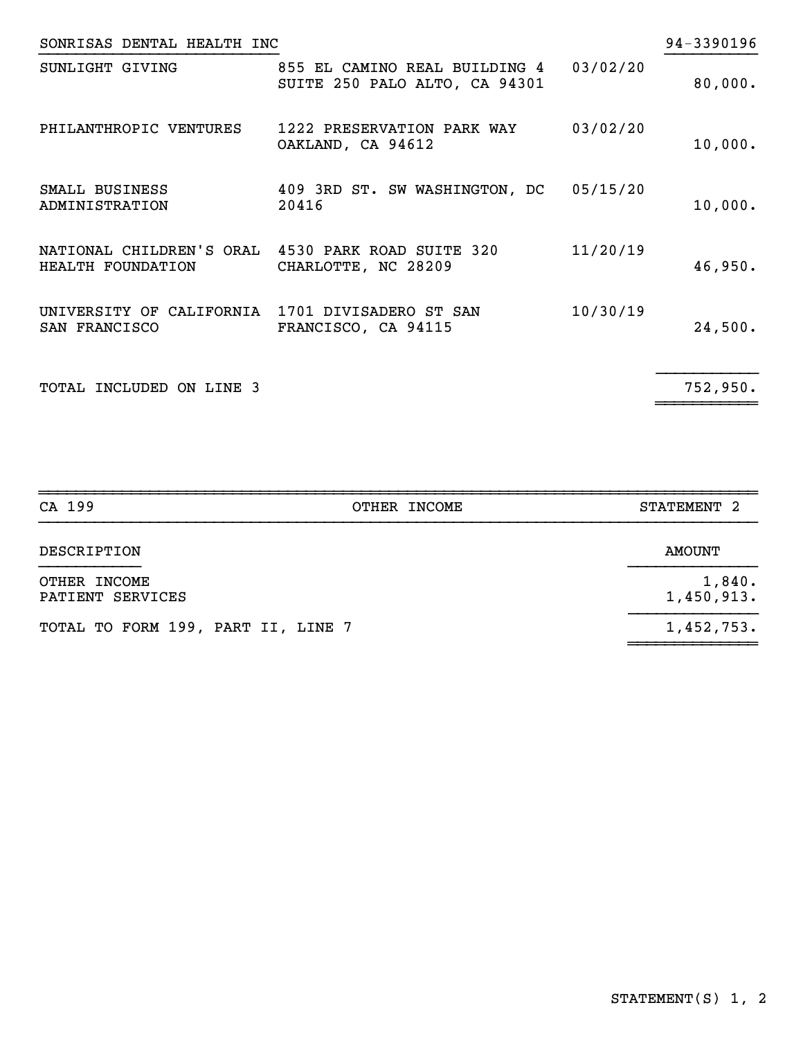SONRISAS DENTAL HEALTH INC 94-3390196

| | | | |
|---|---|---|---|
| SUNLIGHT GIVING | 855 EL CAMINO REAL BUILDING 4 SUITE 250 PALO ALTO, CA 94301 | 03/02/20 | 80,000. |
| PHILANTHROPIC VENTURES | 1222 PRESERVATION PARK WAY OAKLAND, CA 94612 | 03/02/20 | 10,000. |
| SMALL BUSINESS ADMINISTRATION | 409 3RD ST. SW WASHINGTON, DC 20416 | 05/15/20 | 10,000. |
| NATIONAL CHILDREN'S ORAL HEALTH FOUNDATION | 4530 PARK ROAD SUITE 320 CHARLOTTE, NC 28209 | 11/20/19 | 46,950. |
| UNIVERSITY OF CALIFORNIA SAN FRANCISCO | 1701 DIVISADERO ST SAN FRANCISCO, CA 94115 | 10/30/19 | 24,500. |
| TOTAL INCLUDED ON LINE 3 | | | 752,950. |

CA 199 OTHER INCOME STATEMENT 2

| DESCRIPTION | AMOUNT |
|---|---|
| OTHER INCOME | 1,840. |
| PATIENT SERVICES | 1,450,913. |
| TOTAL TO FORM 199, PART II, LINE 7 | 1,452,753. |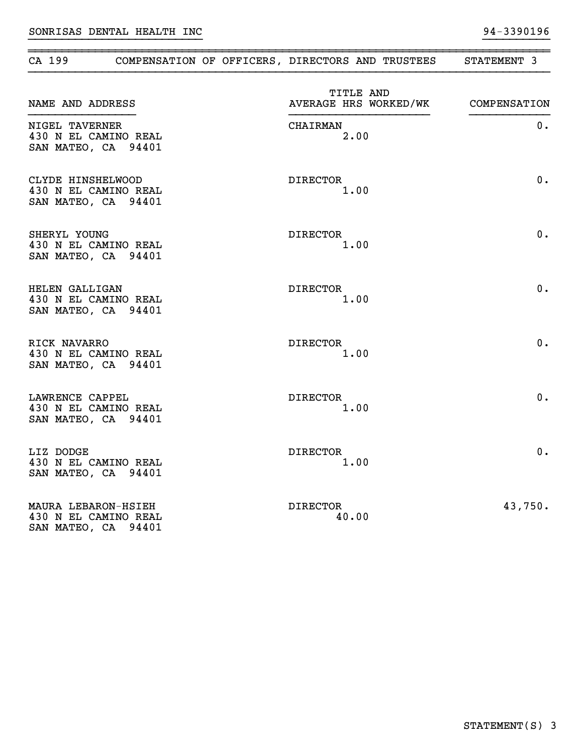SONRISAS DENTAL HEALTH INC — 94-3390196

## CA 199 — COMPENSATION OF OFFICERS, DIRECTORS AND TRUSTEES — STATEMENT 3

| NAME AND ADDRESS | TITLE AND AVERAGE HRS WORKED/WK | COMPENSATION |
|---|---|---|
| NIGEL TAVERNER<br>430 N EL CAMINO REAL<br>SAN MATEO, CA 94401 | CHAIRMAN<br>2.00 | 0. |
| CLYDE HINSHELWOOD<br>430 N EL CAMINO REAL<br>SAN MATEO, CA 94401 | DIRECTOR<br>1.00 | 0. |
| SHERYL YOUNG<br>430 N EL CAMINO REAL<br>SAN MATEO, CA 94401 | DIRECTOR<br>1.00 | 0. |
| HELEN GALLIGAN<br>430 N EL CAMINO REAL<br>SAN MATEO, CA 94401 | DIRECTOR<br>1.00 | 0. |
| RICK NAVARRO<br>430 N EL CAMINO REAL<br>SAN MATEO, CA 94401 | DIRECTOR<br>1.00 | 0. |
| LAWRENCE CAPPEL<br>430 N EL CAMINO REAL<br>SAN MATEO, CA 94401 | DIRECTOR<br>1.00 | 0. |
| LIZ DODGE<br>430 N EL CAMINO REAL<br>SAN MATEO, CA 94401 | DIRECTOR<br>1.00 | 0. |
| MAURA LEBARON-HSIEH<br>430 N EL CAMINO REAL<br>SAN MATEO, CA 94401 | DIRECTOR<br>40.00 | 43,750. |

STATEMENT(S) 3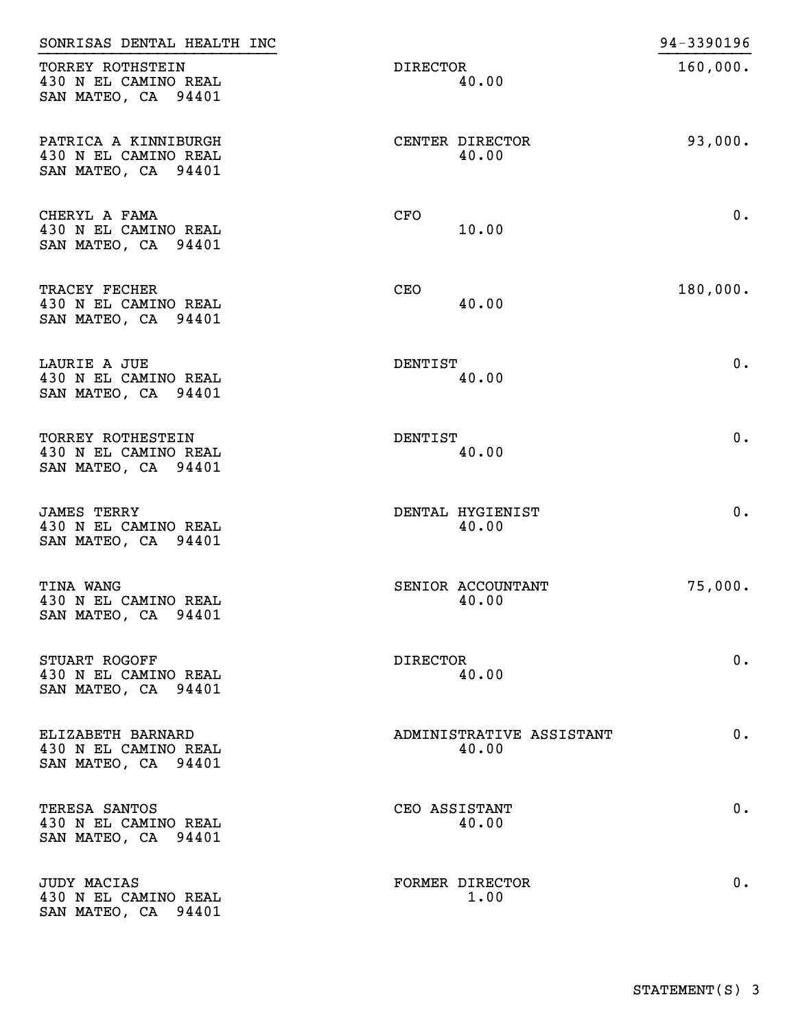SONRISAS DENTAL HEALTH INC 94-3390196

| Name and Address | Title and Average Hours per Week | Compensation |
|---|---|---|
| TORREY ROTHSTEIN<br>430 N EL CAMINO REAL<br>SAN MATEO, CA 94401 | DIRECTOR<br>40.00 | 160,000. |
| PATRICA A KINNIBURGH<br>430 N EL CAMINO REAL<br>SAN MATEO, CA 94401 | CENTER DIRECTOR<br>40.00 | 93,000. |
| CHERYL A FAMA<br>430 N EL CAMINO REAL<br>SAN MATEO, CA 94401 | CFO<br>10.00 | 0. |
| TRACEY FECHER<br>430 N EL CAMINO REAL<br>SAN MATEO, CA 94401 | CEO<br>40.00 | 180,000. |
| LAURIE A JUE<br>430 N EL CAMINO REAL<br>SAN MATEO, CA 94401 | DENTIST<br>40.00 | 0. |
| TORREY ROTHESTEIN<br>430 N EL CAMINO REAL<br>SAN MATEO, CA 94401 | DENTIST<br>40.00 | 0. |
| JAMES TERRY<br>430 N EL CAMINO REAL<br>SAN MATEO, CA 94401 | DENTAL HYGIENIST<br>40.00 | 0. |
| TINA WANG<br>430 N EL CAMINO REAL<br>SAN MATEO, CA 94401 | SENIOR ACCOUNTANT<br>40.00 | 75,000. |
| STUART ROGOFF<br>430 N EL CAMINO REAL<br>SAN MATEO, CA 94401 | DIRECTOR<br>40.00 | 0. |
| ELIZABETH BARNARD<br>430 N EL CAMINO REAL<br>SAN MATEO, CA 94401 | ADMINISTRATIVE ASSISTANT<br>40.00 | 0. |
| TERESA SANTOS<br>430 N EL CAMINO REAL<br>SAN MATEO, CA 94401 | CEO ASSISTANT<br>40.00 | 0. |
| JUDY MACIAS<br>430 N EL CAMINO REAL<br>SAN MATEO, CA 94401 | FORMER DIRECTOR<br>1.00 | 0. |

STATEMENT(S) 3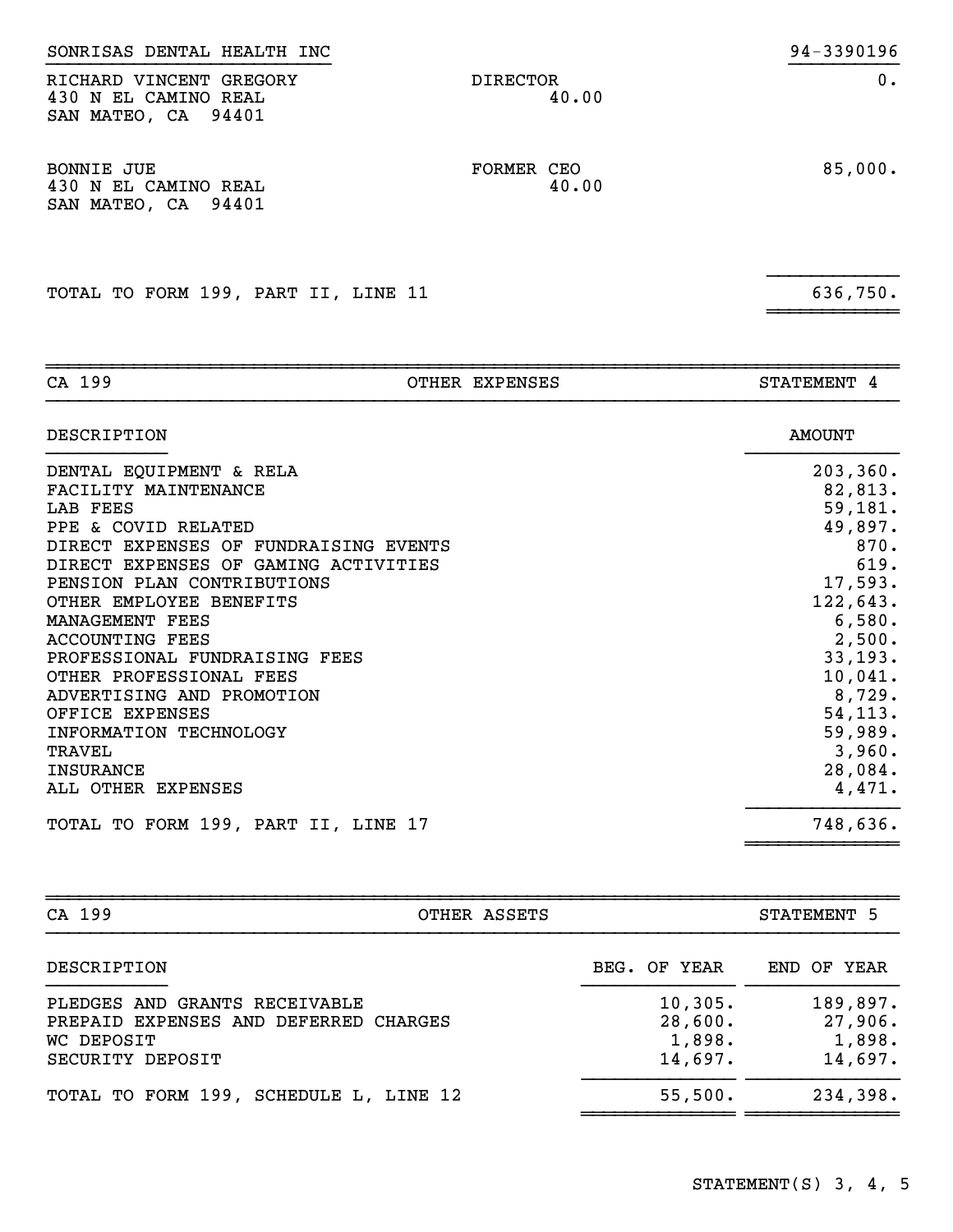SONRISAS DENTAL HEALTH INC 94-3390196

| Name and Address | Title / Hours | Compensation |
|---|---|---|
| RICHARD VINCENT GREGORY<br>430 N EL CAMINO REAL<br>SAN MATEO, CA 94401 | DIRECTOR<br>40.00 | 0. |
| BONNIE JUE<br>430 N EL CAMINO REAL<br>SAN MATEO, CA 94401 | FORMER CEO<br>40.00 | 85,000. |
| TOTAL TO FORM 199, PART II, LINE 11 | | 636,750. |

## CA 199 — OTHER EXPENSES — STATEMENT 4

| DESCRIPTION | AMOUNT |
|---|---|
| DENTAL EQUIPMENT & RELA | 203,360. |
| FACILITY MAINTENANCE | 82,813. |
| LAB FEES | 59,181. |
| PPE & COVID RELATED | 49,897. |
| DIRECT EXPENSES OF FUNDRAISING EVENTS | 870. |
| DIRECT EXPENSES OF GAMING ACTIVITIES | 619. |
| PENSION PLAN CONTRIBUTIONS | 17,593. |
| OTHER EMPLOYEE BENEFITS | 122,643. |
| MANAGEMENT FEES | 6,580. |
| ACCOUNTING FEES | 2,500. |
| PROFESSIONAL FUNDRAISING FEES | 33,193. |
| OTHER PROFESSIONAL FEES | 10,041. |
| ADVERTISING AND PROMOTION | 8,729. |
| OFFICE EXPENSES | 54,113. |
| INFORMATION TECHNOLOGY | 59,989. |
| TRAVEL | 3,960. |
| INSURANCE | 28,084. |
| ALL OTHER EXPENSES | 4,471. |
| TOTAL TO FORM 199, PART II, LINE 17 | 748,636. |

## CA 199 — OTHER ASSETS — STATEMENT 5

| DESCRIPTION | BEG. OF YEAR | END OF YEAR |
|---|---|---|
| PLEDGES AND GRANTS RECEIVABLE | 10,305. | 189,897. |
| PREPAID EXPENSES AND DEFERRED CHARGES | 28,600. | 27,906. |
| WC DEPOSIT | 1,898. | 1,898. |
| SECURITY DEPOSIT | 14,697. | 14,697. |
| TOTAL TO FORM 199, SCHEDULE L, LINE 12 | 55,500. | 234,398. |

STATEMENT(S) 3, 4, 5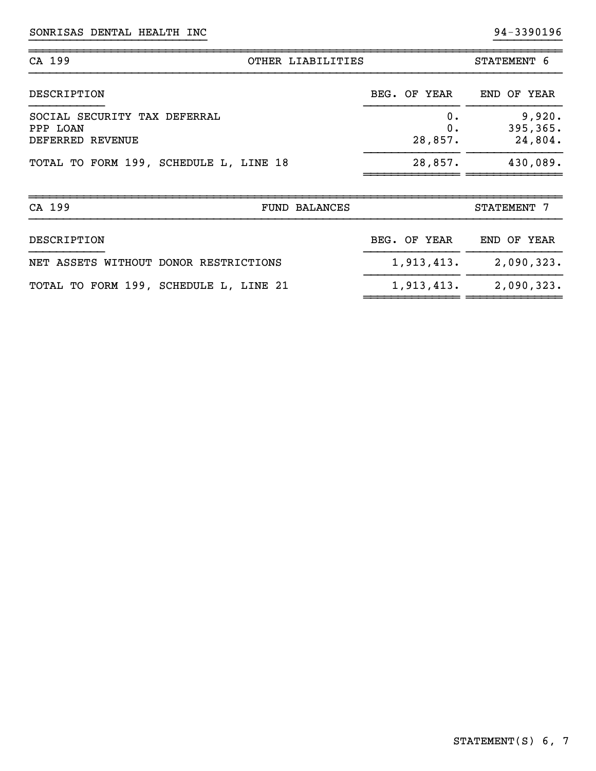SONRISAS DENTAL HEALTH INC 94-3390196

| CA 199 | OTHER LIABILITIES | STATEMENT 6 |
|---|---|---|

| DESCRIPTION | BEG. OF YEAR | END OF YEAR |
|---|---|---|
| SOCIAL SECURITY TAX DEFERRAL | 0. | 9,920. |
| PPP LOAN | 0. | 395,365. |
| DEFERRED REVENUE | 28,857. | 24,804. |
| TOTAL TO FORM 199, SCHEDULE L, LINE 18 | 28,857. | 430,089. |

| CA 199 | FUND BALANCES | STATEMENT 7 |
|---|---|---|

| DESCRIPTION | BEG. OF YEAR | END OF YEAR |
|---|---|---|
| NET ASSETS WITHOUT DONOR RESTRICTIONS | 1,913,413. | 2,090,323. |
| TOTAL TO FORM 199, SCHEDULE L, LINE 21 | 1,913,413. | 2,090,323. |

STATEMENT(S) 6, 7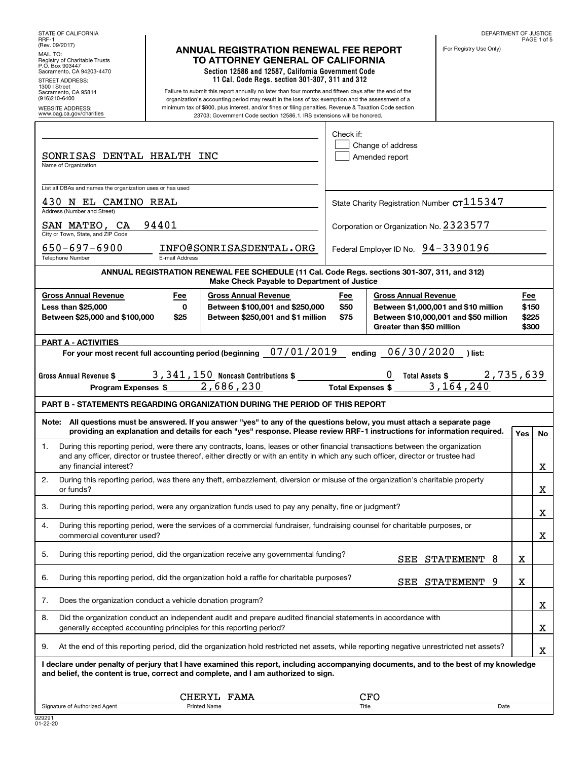STATE OF CALIFORNIA
RRF-1
(Rev. 09/2017)

MAIL TO:
Registry of Charitable Trusts
P.O. Box 903447
Sacramento, CA 94203-4470

STREET ADDRESS:
1300 I Street
Sacramento, CA 95814
(916)210-6400

WEBSITE ADDRESS:
www.oag.ca.gov/charities

DEPARTMENT OF JUSTICE

(For Registry Use Only)

# ANNUAL REGISTRATION RENEWAL FEE REPORT TO ATTORNEY GENERAL OF CALIFORNIA

**Section 12586 and 12587, California Government Code**
**11 Cal. Code Regs. section 301-307, 311 and 312**

Failure to submit this report annually no later than four months and fifteen days after the end of the organization's accounting period may result in the loss of tax exemption and the assessment of a minimum tax of $800, plus interest, and/or fines or filing penalties. Revenue & Taxation Code section 23703; Government Code section 12586.1. IRS extensions will be honored.

SONRISAS DENTAL HEALTH INC
Name of Organization

List all DBAs and names the organization uses or has used

430 N EL CAMINO REAL
Address (Number and Street)

SAN MATEO, CA 94401
City or Town, State, and ZIP Code

650-697-6900 — INFO@SONRISASDENTAL.ORG
Telephone Number — E-mail Address

Check if:
☐ Change of address
☐ Amended report

State Charity Registration Number CT115347

Corporation or Organization No. 2323577

Federal Employer ID No. 94-3390196

**ANNUAL REGISTRATION RENEWAL FEE SCHEDULE (11 Cal. Code Regs. sections 301-307, 311, and 312)**
**Make Check Payable to Department of Justice**

| Gross Annual Revenue | Fee | Gross Annual Revenue | Fee | Gross Annual Revenue | Fee |
|---|---|---|---|---|---|
| Less than $25,000 | 0 | Between $100,001 and $250,000 | $50 | Between $1,000,001 and $10 million | $150 |
| Between $25,000 and $100,000 | $25 | Between $250,001 and $1 million | $75 | Between $10,000,001 and $50 million | $225 |
| | | | | Greater than $50 million | $300 |

**PART A - ACTIVITIES**

For your most recent full accounting period (beginning 07/01/2019 ending 06/30/2020 ) list:

Gross Annual Revenue $ 3,341,150 Noncash Contributions $ 0 Total Assets $ 2,735,639

Program Expenses $ 2,686,230 Total Expenses $ 3,164,240

**PART B - STATEMENTS REGARDING ORGANIZATION DURING THE PERIOD OF THIS REPORT**

**Note: All questions must be answered. If you answer "yes" to any of the questions below, you must attach a separate page providing an explanation and details for each "yes" response. Please review RRF-1 instructions for information required.**

| | Question | Yes | No |
|---|---|---|---|
| 1. | During this reporting period, were there any contracts, loans, leases or other financial transactions between the organization and any officer, director or trustee thereof, either directly or with an entity in which any such officer, director or trustee had any financial interest? | | X |
| 2. | During this reporting period, was there any theft, embezzlement, diversion or misuse of the organization's charitable property or funds? | | X |
| 3. | During this reporting period, were any organization funds used to pay any penalty, fine or judgment? | | X |
| 4. | During this reporting period, were the services of a commercial fundraiser, fundraising counsel for charitable purposes, or commercial coventurer used? | | X |
| 5. | During this reporting period, did the organization receive any governmental funding? SEE STATEMENT 8 | X | |
| 6. | During this reporting period, did the organization hold a raffle for charitable purposes? SEE STATEMENT 9 | X | |
| 7. | Does the organization conduct a vehicle donation program? | | X |
| 8. | Did the organization conduct an independent audit and prepare audited financial statements in accordance with generally accepted accounting principles for this reporting period? | | X |
| 9. | At the end of this reporting period, did the organization hold restricted net assets, while reporting negative unrestricted net assets? | | X |

**I declare under penalty of perjury that I have examined this report, including accompanying documents, and to the best of my knowledge and belief, the content is true, correct and complete, and I am authorized to sign.**

| Signature of Authorized Agent | Printed Name | Title | Date |
|---|---|---|---|
| | CHERYL FAMA | CFO | |

929291
01-22-20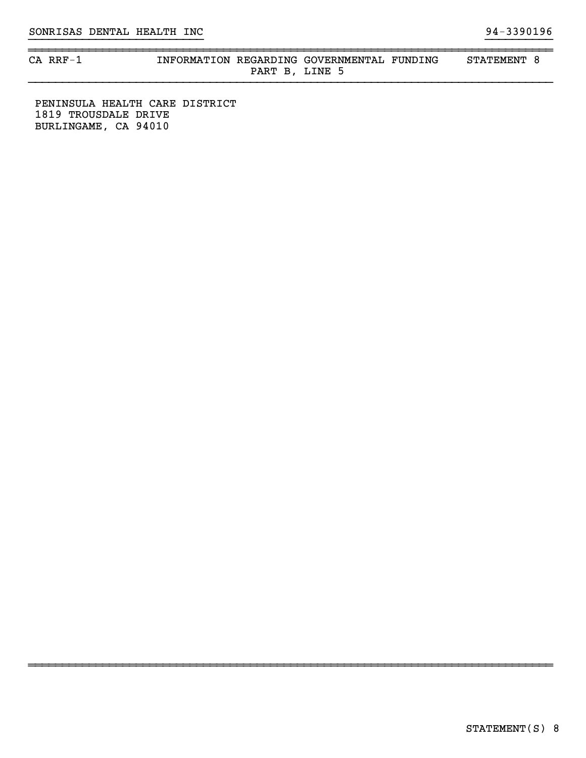CA RRF-1 INFORMATION REGARDING GOVERNMENTAL FUNDING STATEMENT 8
PART B, LINE 5

PENINSULA HEALTH CARE DISTRICT
1819 TROUSDALE DRIVE
BURLINGAME, CA 94010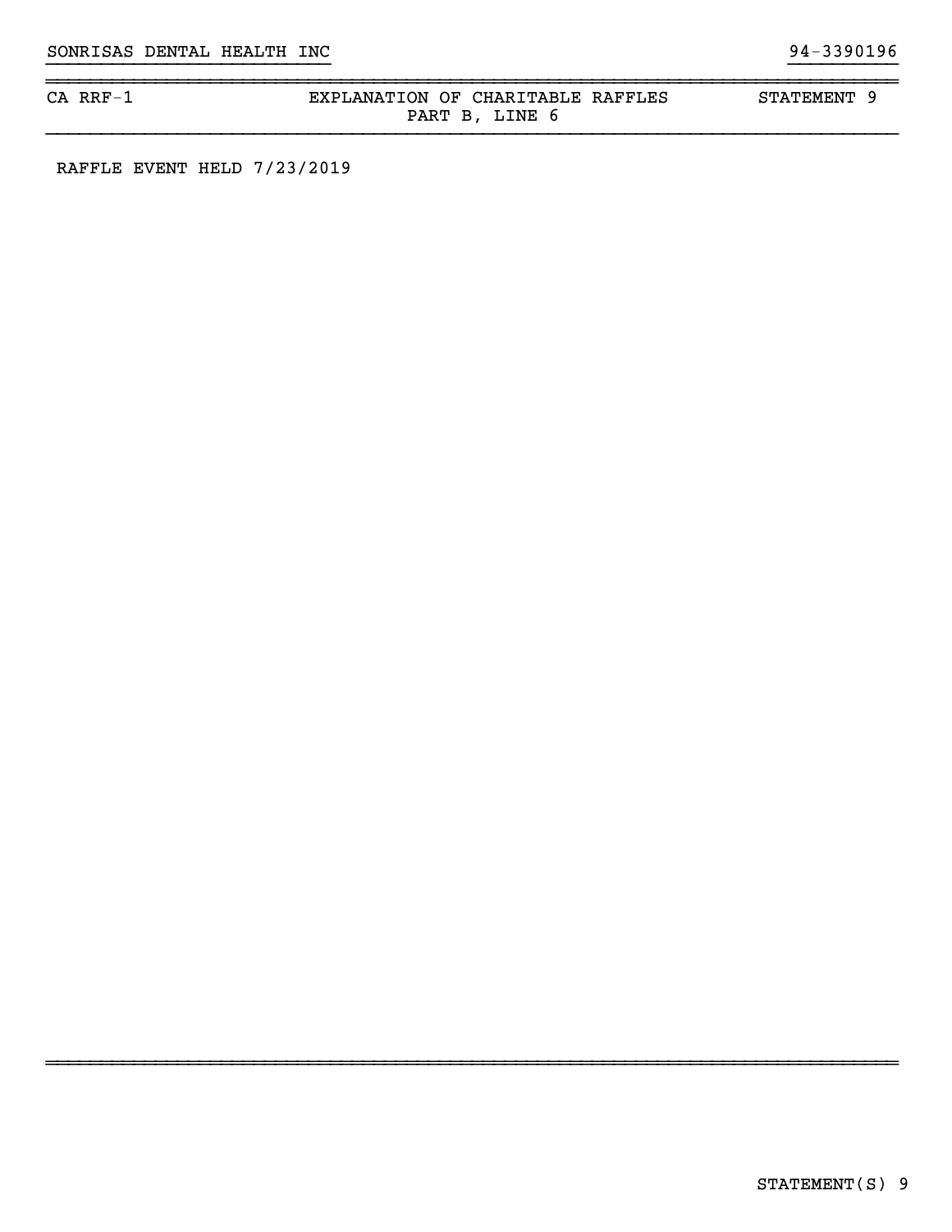CA RRF-1 | EXPLANATION OF CHARITABLE RAFFLES PART B, LINE 6 | STATEMENT 9

RAFFLE EVENT HELD 7/23/2019